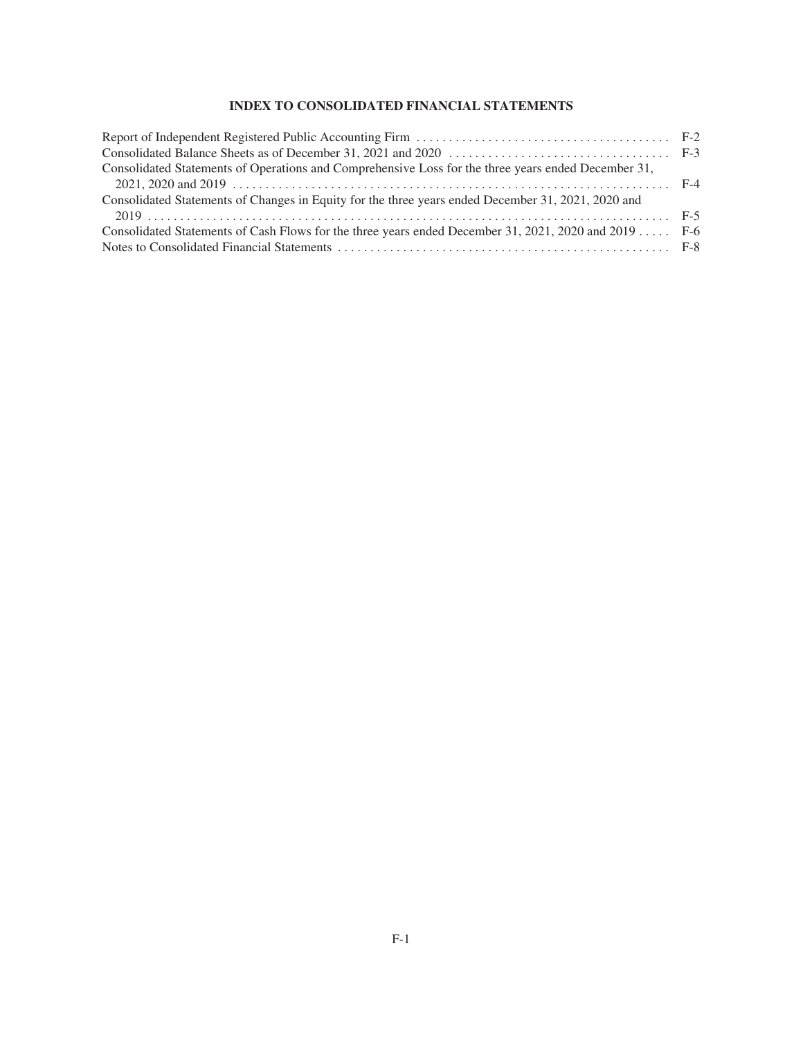## INDEX TO CONSOLIDATED FINANCIAL STATEMENTS

| | |
|---|---|
| Report of Independent Registered Public Accounting Firm | F-2 |
| Consolidated Balance Sheets as of December 31, 2021 and 2020 | F-3 |
| Consolidated Statements of Operations and Comprehensive Loss for the three years ended December 31, 2021, 2020 and 2019 | F-4 |
| Consolidated Statements of Changes in Equity for the three years ended December 31, 2021, 2020 and 2019 | F-5 |
| Consolidated Statements of Cash Flows for the three years ended December 31, 2021, 2020 and 2019 | F-6 |
| Notes to Consolidated Financial Statements | F-8 |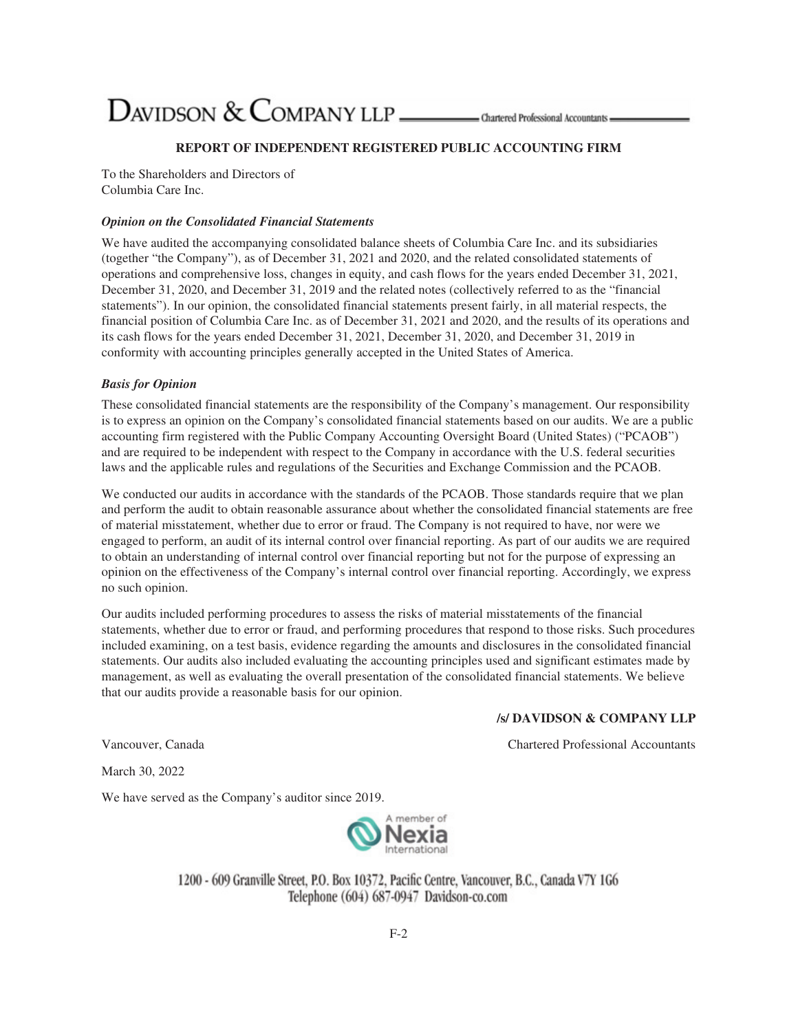DAVIDSON & COMPANY LLP — Chartered Professional Accountants

## REPORT OF INDEPENDENT REGISTERED PUBLIC ACCOUNTING FIRM

To the Shareholders and Directors of
Columbia Care Inc.

### *Opinion on the Consolidated Financial Statements*

We have audited the accompanying consolidated balance sheets of Columbia Care Inc. and its subsidiaries (together "the Company"), as of December 31, 2021 and 2020, and the related consolidated statements of operations and comprehensive loss, changes in equity, and cash flows for the years ended December 31, 2021, December 31, 2020, and December 31, 2019 and the related notes (collectively referred to as the "financial statements"). In our opinion, the consolidated financial statements present fairly, in all material respects, the financial position of Columbia Care Inc. as of December 31, 2021 and 2020, and the results of its operations and its cash flows for the years ended December 31, 2021, December 31, 2020, and December 31, 2019 in conformity with accounting principles generally accepted in the United States of America.

### *Basis for Opinion*

These consolidated financial statements are the responsibility of the Company's management. Our responsibility is to express an opinion on the Company's consolidated financial statements based on our audits. We are a public accounting firm registered with the Public Company Accounting Oversight Board (United States) ("PCAOB") and are required to be independent with respect to the Company in accordance with the U.S. federal securities laws and the applicable rules and regulations of the Securities and Exchange Commission and the PCAOB.

We conducted our audits in accordance with the standards of the PCAOB. Those standards require that we plan and perform the audit to obtain reasonable assurance about whether the consolidated financial statements are free of material misstatement, whether due to error or fraud. The Company is not required to have, nor were we engaged to perform, an audit of its internal control over financial reporting. As part of our audits we are required to obtain an understanding of internal control over financial reporting but not for the purpose of expressing an opinion on the effectiveness of the Company's internal control over financial reporting. Accordingly, we express no such opinion.

Our audits included performing procedures to assess the risks of material misstatements of the financial statements, whether due to error or fraud, and performing procedures that respond to those risks. Such procedures included examining, on a test basis, evidence regarding the amounts and disclosures in the consolidated financial statements. Our audits also included evaluating the accounting principles used and significant estimates made by management, as well as evaluating the overall presentation of the consolidated financial statements. We believe that our audits provide a reasonable basis for our opinion.

**/s/ DAVIDSON & COMPANY LLP**

Vancouver, Canada — Chartered Professional Accountants

March 30, 2022

We have served as the Company's auditor since 2019.

A member of Nexia International

1200 - 609 Granville Street, P.O. Box 10372, Pacific Centre, Vancouver, B.C., Canada V7Y 1G6
Telephone (604) 687-0947 Davidson-co.com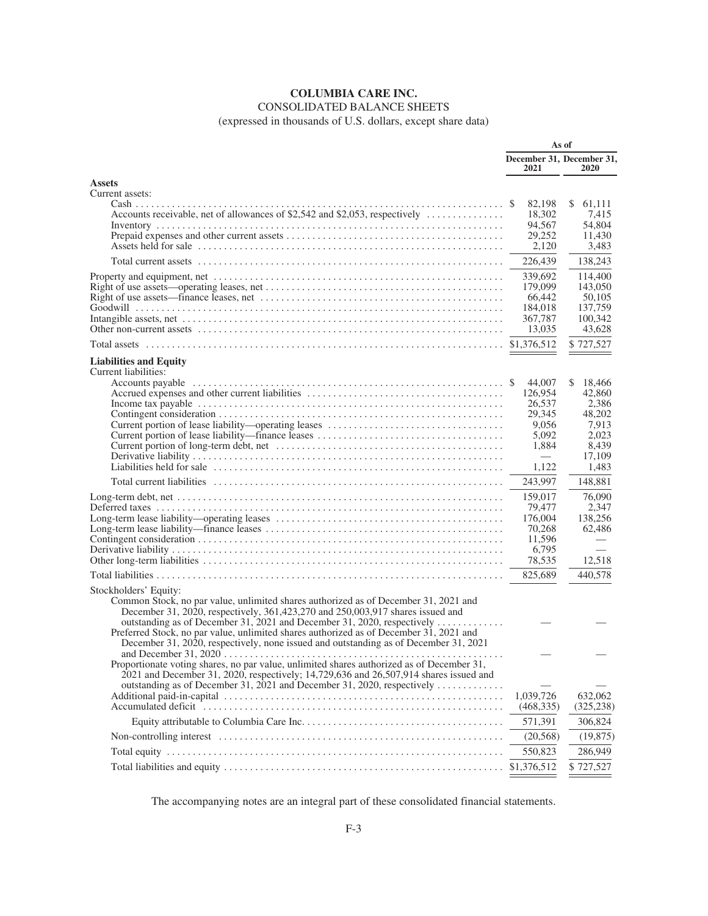# COLUMBIA CARE INC.

## CONSOLIDATED BALANCE SHEETS

(expressed in thousands of U.S. dollars, except share data)

| | As of | |
|---|---|---|
| | December 31, 2021 | December 31, 2020 |
| **Assets** | | |
| Current assets: | | |
| Cash | $ 82,198 | $ 61,111 |
| Accounts receivable, net of allowances of $2,542 and $2,053, respectively | 18,302 | 7,415 |
| Inventory | 94,567 | 54,804 |
| Prepaid expenses and other current assets | 29,252 | 11,430 |
| Assets held for sale | 2,120 | 3,483 |
| Total current assets | 226,439 | 138,243 |
| Property and equipment, net | 339,692 | 114,400 |
| Right of use assets—operating leases, net | 179,099 | 143,050 |
| Right of use assets—finance leases, net | 66,442 | 50,105 |
| Goodwill | 184,018 | 137,759 |
| Intangible assets, net | 367,787 | 100,342 |
| Other non-current assets | 13,035 | 43,628 |
| Total assets | $1,376,512 | $ 727,527 |
| **Liabilities and Equity** | | |
| Current liabilities: | | |
| Accounts payable | $ 44,007 | $ 18,466 |
| Accrued expenses and other current liabilities | 126,954 | 42,860 |
| Income tax payable | 26,537 | 2,386 |
| Contingent consideration | 29,345 | 48,202 |
| Current portion of lease liability—operating leases | 9,056 | 7,913 |
| Current portion of lease liability—finance leases | 5,092 | 2,023 |
| Current portion of long-term debt, net | 1,884 | 8,439 |
| Derivative liability | — | 17,109 |
| Liabilities held for sale | 1,122 | 1,483 |
| Total current liabilities | 243,997 | 148,881 |
| Long-term debt, net | 159,017 | 76,090 |
| Deferred taxes | 79,477 | 2,347 |
| Long-term lease liability—operating leases | 176,004 | 138,256 |
| Long-term lease liability—finance leases | 70,268 | 62,486 |
| Contingent consideration | 11,596 | — |
| Derivative liability | 6,795 | — |
| Other long-term liabilities | 78,535 | 12,518 |
| Total liabilities | 825,689 | 440,578 |
| Stockholders' Equity: | | |
| Common Stock, no par value, unlimited shares authorized as of December 31, 2021 and December 31, 2020, respectively, 361,423,270 and 250,003,917 shares issued and outstanding as of December 31, 2021 and December 31, 2020, respectively | — | — |
| Preferred Stock, no par value, unlimited shares authorized as of December 31, 2021 and December 31, 2020, respectively, none issued and outstanding as of December 31, 2021 and December 31, 2020 | — | — |
| Proportionate voting shares, no par value, unlimited shares authorized as of December 31, 2021 and December 31, 2020, respectively; 14,729,636 and 26,507,914 shares issued and outstanding as of December 31, 2021 and December 31, 2020, respectively | — | — |
| Additional paid-in-capital | 1,039,726 | 632,062 |
| Accumulated deficit | (468,335) | (325,238) |
| Equity attributable to Columbia Care Inc. | 571,391 | 306,824 |
| Non-controlling interest | (20,568) | (19,875) |
| Total equity | 550,823 | 286,949 |
| Total liabilities and equity | $1,376,512 | $ 727,527 |

The accompanying notes are an integral part of these consolidated financial statements.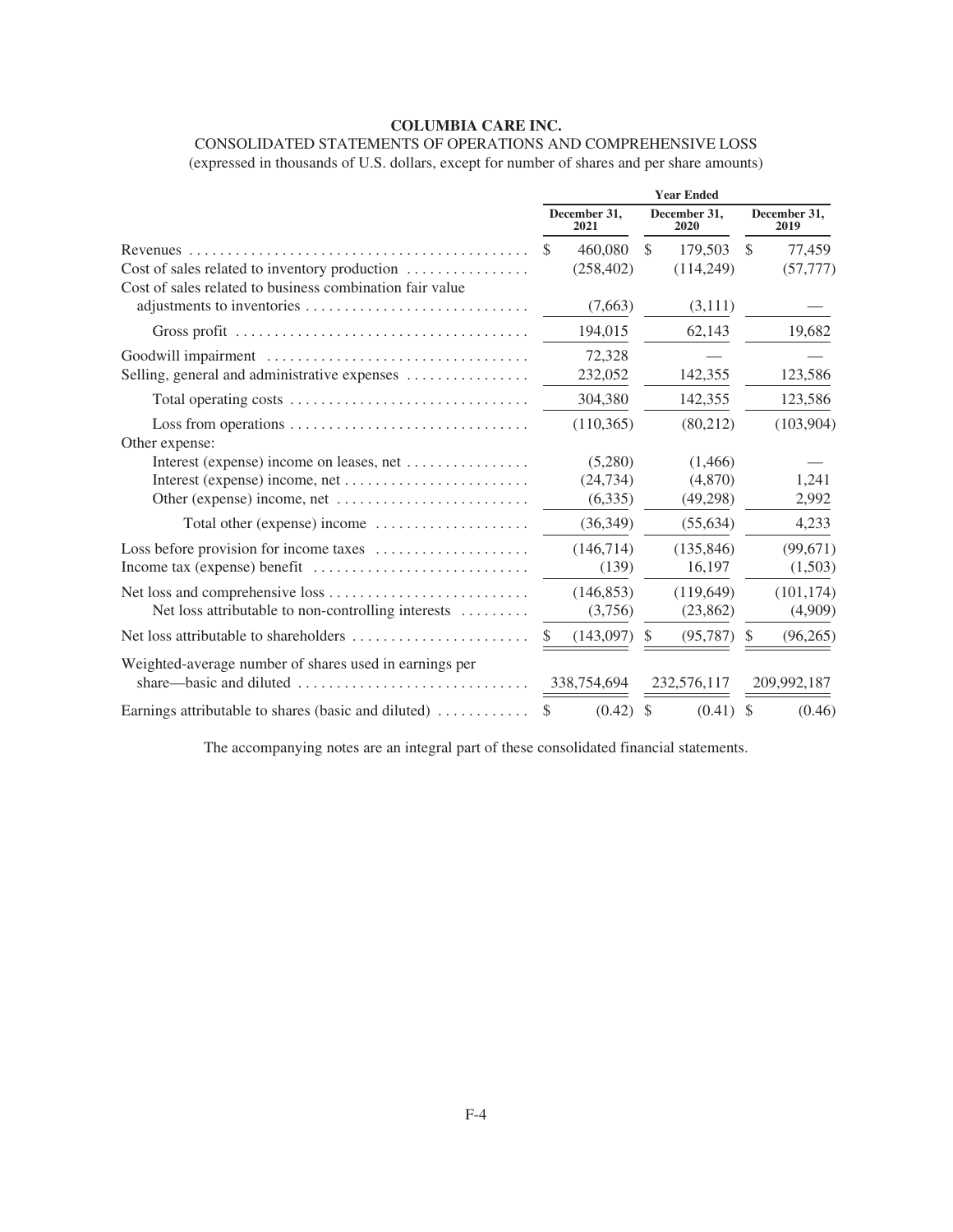**COLUMBIA CARE INC.**

CONSOLIDATED STATEMENTS OF OPERATIONS AND COMPREHENSIVE LOSS

(expressed in thousands of U.S. dollars, except for number of shares and per share amounts)

| | Year Ended | | |
|---|---|---|---|
| | December 31, 2021 | December 31, 2020 | December 31, 2019 |
| Revenues | $ 460,080 | $ 179,503 | $ 77,459 |
| Cost of sales related to inventory production | (258,402) | (114,249) | (57,777) |
| Cost of sales related to business combination fair value adjustments to inventories | (7,663) | (3,111) | — |
| Gross profit | 194,015 | 62,143 | 19,682 |
| Goodwill impairment | 72,328 | — | — |
| Selling, general and administrative expenses | 232,052 | 142,355 | 123,586 |
| Total operating costs | 304,380 | 142,355 | 123,586 |
| Loss from operations | (110,365) | (80,212) | (103,904) |
| Other expense: | | | |
| Interest (expense) income on leases, net | (5,280) | (1,466) | — |
| Interest (expense) income, net | (24,734) | (4,870) | 1,241 |
| Other (expense) income, net | (6,335) | (49,298) | 2,992 |
| Total other (expense) income | (36,349) | (55,634) | 4,233 |
| Loss before provision for income taxes | (146,714) | (135,846) | (99,671) |
| Income tax (expense) benefit | (139) | 16,197 | (1,503) |
| Net loss and comprehensive loss | (146,853) | (119,649) | (101,174) |
| Net loss attributable to non-controlling interests | (3,756) | (23,862) | (4,909) |
| Net loss attributable to shareholders | $ (143,097) | $ (95,787) | $ (96,265) |
| Weighted-average number of shares used in earnings per share—basic and diluted | 338,754,694 | 232,576,117 | 209,992,187 |
| Earnings attributable to shares (basic and diluted) | $ (0.42) | $ (0.41) | $ (0.46) |

The accompanying notes are an integral part of these consolidated financial statements.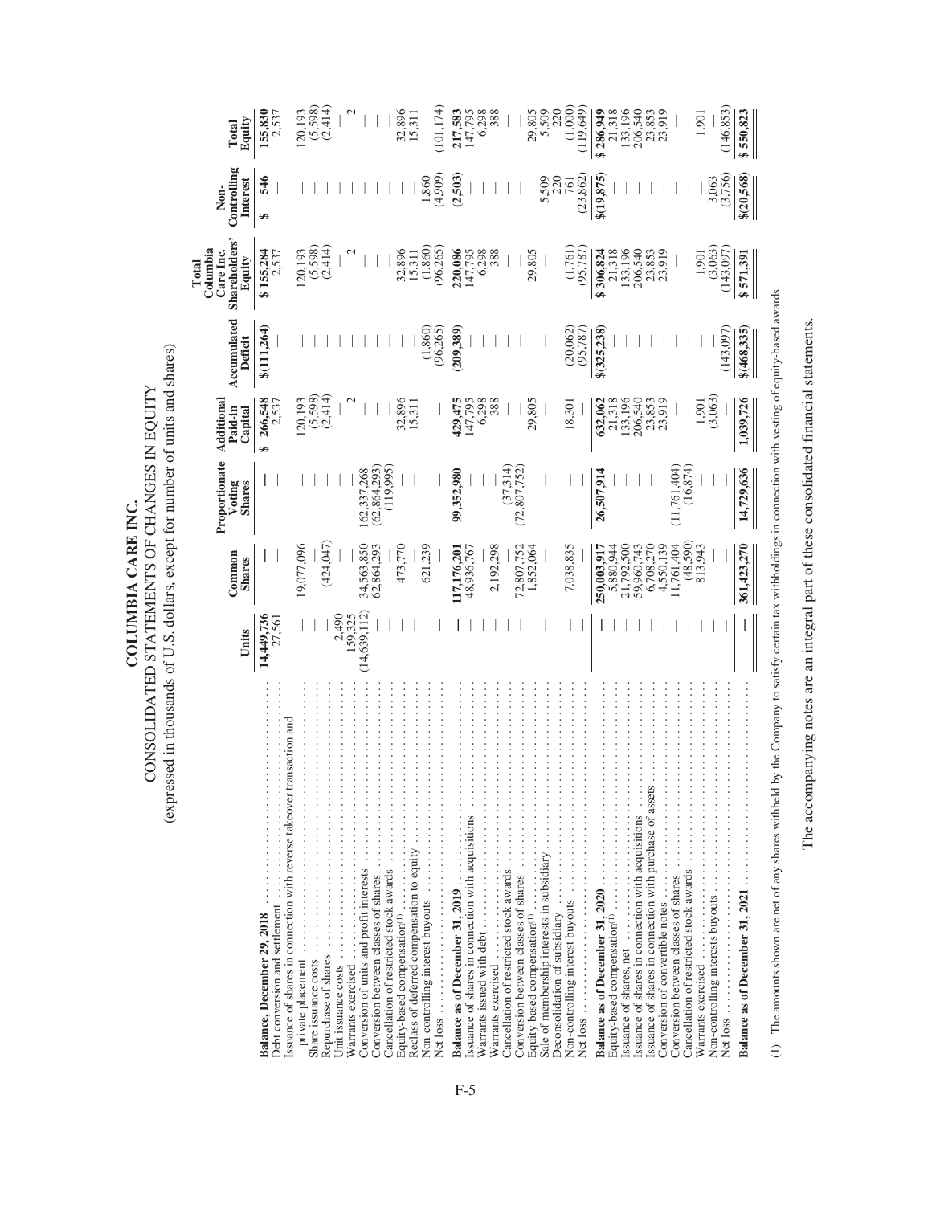# COLUMBIA CARE INC.

## CONSOLIDATED STATEMENTS OF CHANGES IN EQUITY

(expressed in thousands of U.S. dollars, except for number of units and shares)

| | Units | Common Shares | Proportionate Voting Shares | Additional Paid-in Capital | Accumulated Deficit | Total Columbia Care Inc. Shareholders' Equity | Non-Controlling Interest | Total Equity |
|---|---|---|---|---|---|---|---|---|
| **Balance, December 29, 2018** | **14,449,736** | — | — | **$ 266,548** | **$(111,264)** | **$ 155,284** | **$ 546** | **155,830** |
| Debt conversion and settlement | 27,561 | — | — | 2,537 | — | 2,537 | — | 2,537 |
| Issuance of shares in connection with reverse takeover transaction and private placement | — | 19,077,096 | — | 120,193 | — | 120,193 | — | 120,193 |
| Share issuance costs | — | — | — | (5,598) | — | (5,598) | — | (5,598) |
| Repurchase of shares | — | (424,047) | — | (2,414) | — | (2,414) | — | (2,414) |
| Unit issuance costs | 2,490 | — | — | — | — | — | — | — |
| Warrants exercised | 159,325 | — | — | 2 | — | 2 | — | 2 |
| Conversion of units and profit interests | (14,639,112) | 34,563,850 | 162,337,268 | — | — | — | — | — |
| Conversion between classes of shares | — | 62,864,293 | (62,864,293) | — | — | — | — | — |
| Cancellation of restricted stock awards | — | — | (119,995) | — | — | — | — | — |
| Equity-based compensation[(1)] | — | 473,770 | — | 32,896 | — | 32,896 | — | 32,896 |
| Reclass of deferred compensation to equity | — | — | — | 15,311 | — | 15,311 | — | 15,311 |
| Non-controlling interest buyouts | — | 621,239 | — | — | (1,860) | (1,860) | 1,860 | — |
| Net loss | — | — | — | — | (96,265) | (96,265) | (4,909) | (101,174) |
| **Balance as of December 31, 2019** | — | **117,176,201** | **99,352,980** | **429,475** | **(209,389)** | **220,086** | **(2,503)** | **217,583** |
| Issuance of shares in connection with acquisitions | — | 48,936,767 | — | 147,795 | — | 147,795 | — | 147,795 |
| Warrants issued with debt | — | — | — | 6,298 | — | 6,298 | — | 6,298 |
| Warrants exercised | — | 2,192,298 | — | 388 | — | 388 | — | 388 |
| Cancellation of restricted stock awards | — | — | (37,314) | — | — | — | — | — |
| Conversion between classes of shares | — | 72,807,752 | (72,807,752) | — | — | — | — | — |
| Equity-based compensation[(1)] | — | 1,852,064 | — | 29,805 | — | 29,805 | — | 29,805 |
| Sale of membership interests in subsidiary | — | — | — | — | — | — | 5,509 | 5,509 |
| Deconsolidation of subsidiary | — | — | — | — | — | — | 220 | 220 |
| Non-controlling interest buyouts | — | 7,038,835 | — | 18,301 | (20,062) | (1,761) | 761 | (1,000) |
| Net loss | — | — | — | — | (95,787) | (95,787) | (23,862) | (119,649) |
| **Balance as of December 31, 2020** | — | **250,003,917** | **26,507,914** | **632,062** | **$(325,238)** | **$ 306,824** | **$(19,875)** | **$ 286,949** |
| Equity-based compensation[(1)] | — | 5,880,944 | — | 21,318 | — | 21,318 | — | 21,318 |
| Issuance of shares, net | — | 21,792,500 | — | 133,196 | — | 133,196 | — | 133,196 |
| Issuance of shares in connection with acquisitions | — | 59,960,743 | — | 206,540 | — | 206,540 | — | 206,540 |
| Issuance of shares in connection with purchase of assets | — | 6,708,270 | — | 23,853 | — | 23,853 | — | 23,853 |
| Conversion of convertible notes | — | 4,550,139 | — | 23,919 | — | 23,919 | — | 23,919 |
| Conversion between classes of shares | — | 11,761,404 | (11,761,404) | — | — | — | — | — |
| Cancellation of restricted stock awards | — | (48,590) | (16,874) | — | — | — | — | — |
| Warrants exercised | — | 813,943 | — | 1,901 | — | 1,901 | — | 1,901 |
| Non-controlling interests buyouts | — | — | — | (3,063) | — | (3,063) | 3,063 | — |
| Net loss | — | — | — | — | (143,097) | (143,097) | (3,756) | (146,853) |
| **Balance as of December 31, 2021** | — | **361,423,270** | **14,729,636** | **1,039,726** | **$(468,335)** | **$ 571,391** | **$(20,568)** | **$ 550,823** |

(1) The amounts shown are net of any shares withheld by the Company to satisfy certain tax withholdings in connection with vesting of equity-based awards.

The accompanying notes are an integral part of these consolidated financial statements.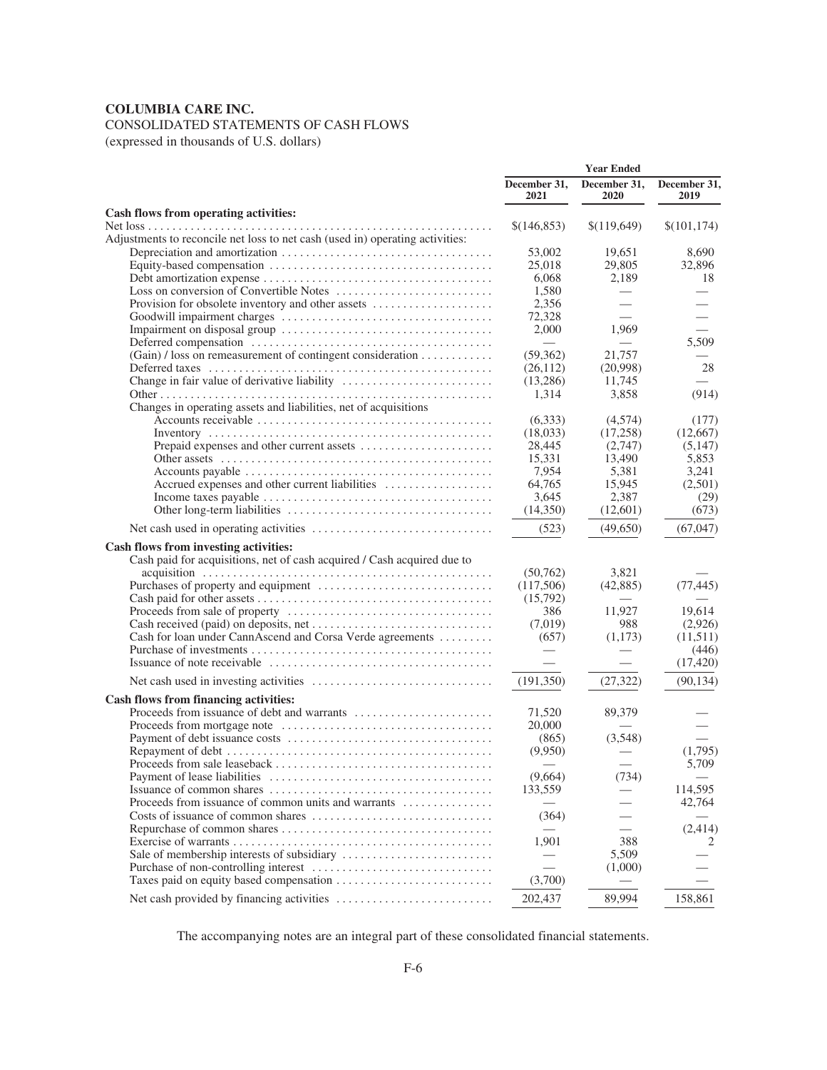**COLUMBIA CARE INC.**

CONSOLIDATED STATEMENTS OF CASH FLOWS

(expressed in thousands of U.S. dollars)

| | Year Ended | | |
|---|---|---|---|
| | December 31, 2021 | December 31, 2020 | December 31, 2019 |
| **Cash flows from operating activities:** | | | |
| Net loss | $(146,853) | $(119,649) | $(101,174) |
| Adjustments to reconcile net loss to net cash (used in) operating activities: | | | |
| Depreciation and amortization | 53,002 | 19,651 | 8,690 |
| Equity-based compensation | 25,018 | 29,805 | 32,896 |
| Debt amortization expense | 6,068 | 2,189 | 18 |
| Loss on conversion of Convertible Notes | 1,580 | — | — |
| Provision for obsolete inventory and other assets | 2,356 | — | — |
| Goodwill impairment charges | 72,328 | — | — |
| Impairment on disposal group | 2,000 | 1,969 | — |
| Deferred compensation | — | — | 5,509 |
| (Gain) / loss on remeasurement of contingent consideration | (59,362) | 21,757 | — |
| Deferred taxes | (26,112) | (20,998) | 28 |
| Change in fair value of derivative liability | (13,286) | 11,745 | — |
| Other | 1,314 | 3,858 | (914) |
| Changes in operating assets and liabilities, net of acquisitions | | | |
| Accounts receivable | (6,333) | (4,574) | (177) |
| Inventory | (18,033) | (17,258) | (12,667) |
| Prepaid expenses and other current assets | 28,445 | (2,747) | (5,147) |
| Other assets | 15,331 | 13,490 | 5,853 |
| Accounts payable | 7,954 | 5,381 | 3,241 |
| Accrued expenses and other current liabilities | 64,765 | 15,945 | (2,501) |
| Income taxes payable | 3,645 | 2,387 | (29) |
| Other long-term liabilities | (14,350) | (12,601) | (673) |
| Net cash used in operating activities | (523) | (49,650) | (67,047) |
| **Cash flows from investing activities:** | | | |
| Cash paid for acquisitions, net of cash acquired / Cash acquired due to acquisition | (50,762) | 3,821 | — |
| Purchases of property and equipment | (117,506) | (42,885) | (77,445) |
| Cash paid for other assets | (15,792) | — | — |
| Proceeds from sale of property | 386 | 11,927 | 19,614 |
| Cash received (paid) on deposits, net | (7,019) | 988 | (2,926) |
| Cash for loan under CannAscend and Corsa Verde agreements | (657) | (1,173) | (11,511) |
| Purchase of investments | — | — | (446) |
| Issuance of note receivable | — | — | (17,420) |
| Net cash used in investing activities | (191,350) | (27,322) | (90,134) |
| **Cash flows from financing activities:** | | | |
| Proceeds from issuance of debt and warrants | 71,520 | 89,379 | — |
| Proceeds from mortgage note | 20,000 | — | — |
| Payment of debt issuance costs | (865) | (3,548) | — |
| Repayment of debt | (9,950) | — | (1,795) |
| Proceeds from sale leaseback | — | — | 5,709 |
| Payment of lease liabilities | (9,664) | (734) | — |
| Issuance of common shares | 133,559 | — | 114,595 |
| Proceeds from issuance of common units and warrants | — | — | 42,764 |
| Costs of issuance of common shares | (364) | — | — |
| Repurchase of common shares | — | — | (2,414) |
| Exercise of warrants | 1,901 | 388 | 2 |
| Sale of membership interests of subsidiary | — | 5,509 | — |
| Purchase of non-controlling interest | — | (1,000) | — |
| Taxes paid on equity based compensation | (3,700) | — | — |
| Net cash provided by financing activities | 202,437 | 89,994 | 158,861 |

The accompanying notes are an integral part of these consolidated financial statements.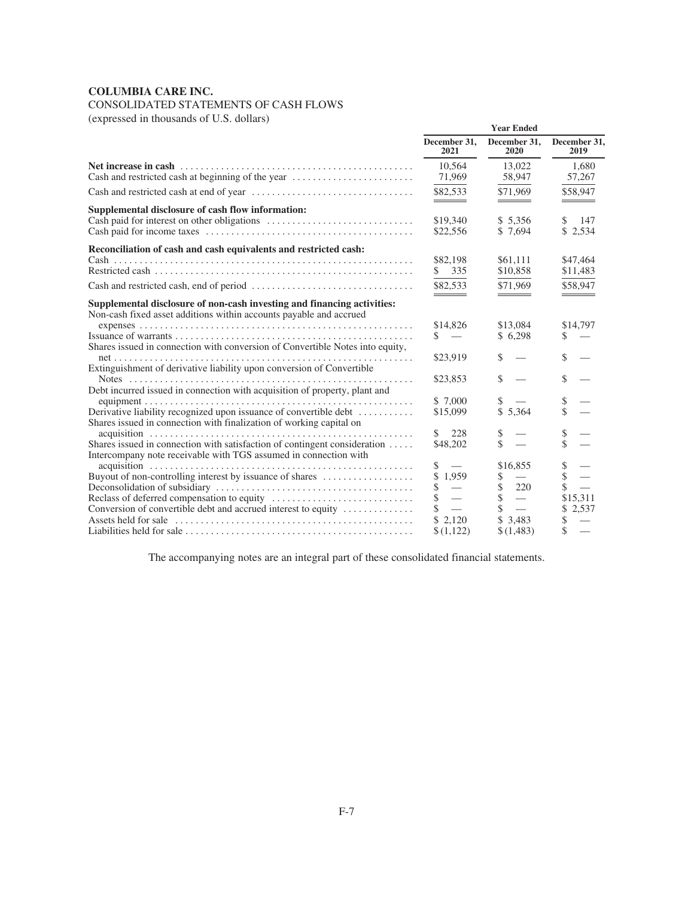**COLUMBIA CARE INC.**

CONSOLIDATED STATEMENTS OF CASH FLOWS

(expressed in thousands of U.S. dollars)

| | Year Ended | | |
|---|---|---|---|
| | December 31, 2021 | December 31, 2020 | December 31, 2019 |
| **Net increase in cash** | 10,564 | 13,022 | 1,680 |
| Cash and restricted cash at beginning of the year | 71,969 | 58,947 | 57,267 |
| Cash and restricted cash at end of year | $82,533 | $71,969 | $58,947 |
| **Supplemental disclosure of cash flow information:** | | | |
| Cash paid for interest on other obligations | $19,340 | $ 5,356 | $ 147 |
| Cash paid for income taxes | $22,556 | $ 7,694 | $ 2,534 |
| **Reconciliation of cash and cash equivalents and restricted cash:** | | | |
| Cash | $82,198 | $61,111 | $47,464 |
| Restricted cash | $ 335 | $10,858 | $11,483 |
| Cash and restricted cash, end of period | $82,533 | $71,969 | $58,947 |
| **Supplemental disclosure of non-cash investing and financing activities:** | | | |
| Non-cash fixed asset additions within accounts payable and accrued expenses | $14,826 | $13,084 | $14,797 |
| Issuance of warrants | $ — | $ 6,298 | $ — |
| Shares issued in connection with conversion of Convertible Notes into equity, net | $23,919 | $ — | $ — |
| Extinguishment of derivative liability upon conversion of Convertible Notes | $23,853 | $ — | $ — |
| Debt incurred issued in connection with acquisition of property, plant and equipment | $ 7,000 | $ — | $ — |
| Derivative liability recognized upon issuance of convertible debt | $15,099 | $ 5,364 | $ — |
| Shares issued in connection with finalization of working capital on acquisition | $ 228 | $ — | $ — |
| Shares issued in connection with satisfaction of contingent consideration | $48,202 | $ — | $ — |
| Intercompany note receivable with TGS assumed in connection with acquisition | $ — | $16,855 | $ — |
| Buyout of non-controlling interest by issuance of shares | $ 1,959 | $ — | $ — |
| Deconsolidation of subsidiary | $ — | $ 220 | $ — |
| Reclass of deferred compensation to equity | $ — | $ — | $15,311 |
| Conversion of convertible debt and accrued interest to equity | $ — | $ — | $ 2,537 |
| Assets held for sale | $ 2,120 | $ 3,483 | $ — |
| Liabilities held for sale | $ (1,122) | $ (1,483) | $ — |

The accompanying notes are an integral part of these consolidated financial statements.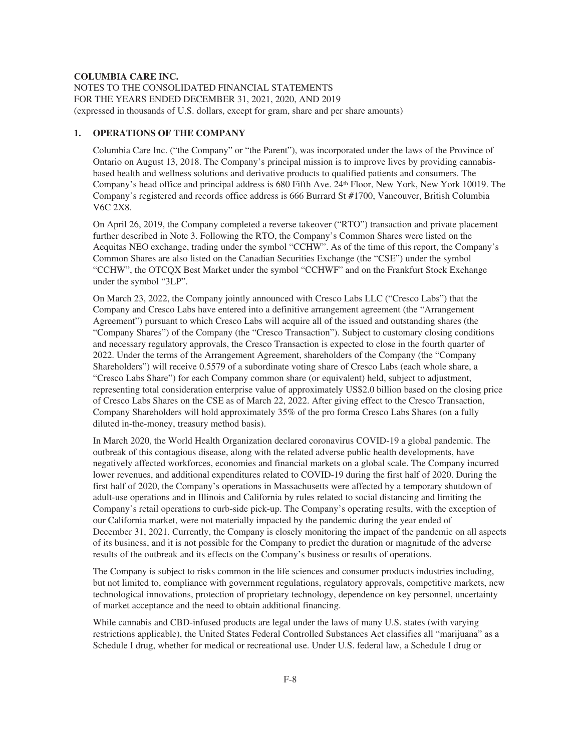**COLUMBIA CARE INC.**

NOTES TO THE CONSOLIDATED FINANCIAL STATEMENTS
FOR THE YEARS ENDED DECEMBER 31, 2021, 2020, AND 2019
(expressed in thousands of U.S. dollars, except for gram, share and per share amounts)

## 1. OPERATIONS OF THE COMPANY

Columbia Care Inc. ("the Company" or "the Parent"), was incorporated under the laws of the Province of Ontario on August 13, 2018. The Company's principal mission is to improve lives by providing cannabis-based health and wellness solutions and derivative products to qualified patients and consumers. The Company's head office and principal address is 680 Fifth Ave. 24th Floor, New York, New York 10019. The Company's registered and records office address is 666 Burrard St #1700, Vancouver, British Columbia V6C 2X8.

On April 26, 2019, the Company completed a reverse takeover ("RTO") transaction and private placement further described in Note 3. Following the RTO, the Company's Common Shares were listed on the Aequitas NEO exchange, trading under the symbol "CCHW". As of the time of this report, the Company's Common Shares are also listed on the Canadian Securities Exchange (the "CSE") under the symbol "CCHW", the OTCQX Best Market under the symbol "CCHWF" and on the Frankfurt Stock Exchange under the symbol "3LP".

On March 23, 2022, the Company jointly announced with Cresco Labs LLC ("Cresco Labs") that the Company and Cresco Labs have entered into a definitive arrangement agreement (the "Arrangement Agreement") pursuant to which Cresco Labs will acquire all of the issued and outstanding shares (the "Company Shares") of the Company (the "Cresco Transaction"). Subject to customary closing conditions and necessary regulatory approvals, the Cresco Transaction is expected to close in the fourth quarter of 2022. Under the terms of the Arrangement Agreement, shareholders of the Company (the "Company Shareholders") will receive 0.5579 of a subordinate voting share of Cresco Labs (each whole share, a "Cresco Labs Share") for each Company common share (or equivalent) held, subject to adjustment, representing total consideration enterprise value of approximately US$2.0 billion based on the closing price of Cresco Labs Shares on the CSE as of March 22, 2022. After giving effect to the Cresco Transaction, Company Shareholders will hold approximately 35% of the pro forma Cresco Labs Shares (on a fully diluted in-the-money, treasury method basis).

In March 2020, the World Health Organization declared coronavirus COVID-19 a global pandemic. The outbreak of this contagious disease, along with the related adverse public health developments, have negatively affected workforces, economies and financial markets on a global scale. The Company incurred lower revenues, and additional expenditures related to COVID-19 during the first half of 2020. During the first half of 2020, the Company's operations in Massachusetts were affected by a temporary shutdown of adult-use operations and in Illinois and California by rules related to social distancing and limiting the Company's retail operations to curb-side pick-up. The Company's operating results, with the exception of our California market, were not materially impacted by the pandemic during the year ended of December 31, 2021. Currently, the Company is closely monitoring the impact of the pandemic on all aspects of its business, and it is not possible for the Company to predict the duration or magnitude of the adverse results of the outbreak and its effects on the Company's business or results of operations.

The Company is subject to risks common in the life sciences and consumer products industries including, but not limited to, compliance with government regulations, regulatory approvals, competitive markets, new technological innovations, protection of proprietary technology, dependence on key personnel, uncertainty of market acceptance and the need to obtain additional financing.

While cannabis and CBD-infused products are legal under the laws of many U.S. states (with varying restrictions applicable), the United States Federal Controlled Substances Act classifies all "marijuana" as a Schedule I drug, whether for medical or recreational use. Under U.S. federal law, a Schedule I drug or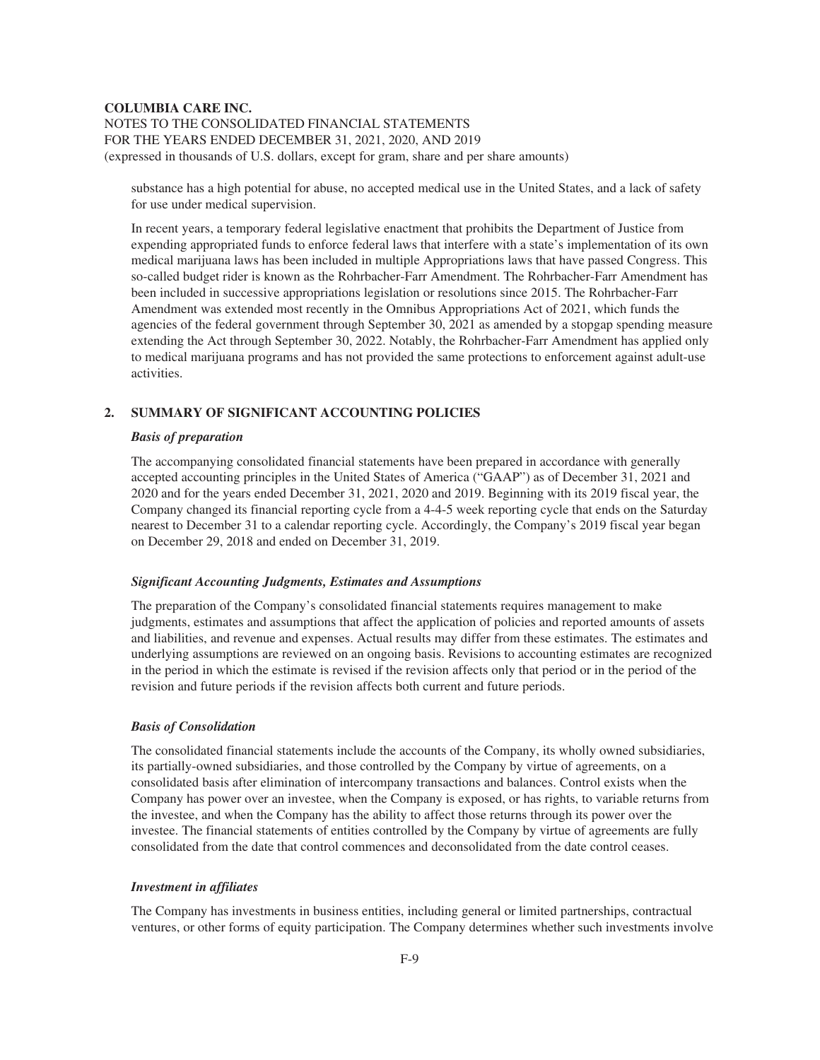substance has a high potential for abuse, no accepted medical use in the United States, and a lack of safety for use under medical supervision.

In recent years, a temporary federal legislative enactment that prohibits the Department of Justice from expending appropriated funds to enforce federal laws that interfere with a state's implementation of its own medical marijuana laws has been included in multiple Appropriations laws that have passed Congress. This so-called budget rider is known as the Rohrbacher-Farr Amendment. The Rohrbacher-Farr Amendment has been included in successive appropriations legislation or resolutions since 2015. The Rohrbacher-Farr Amendment was extended most recently in the Omnibus Appropriations Act of 2021, which funds the agencies of the federal government through September 30, 2021 as amended by a stopgap spending measure extending the Act through September 30, 2022. Notably, the Rohrbacher-Farr Amendment has applied only to medical marijuana programs and has not provided the same protections to enforcement against adult-use activities.

## 2. SUMMARY OF SIGNIFICANT ACCOUNTING POLICIES

### *Basis of preparation*

The accompanying consolidated financial statements have been prepared in accordance with generally accepted accounting principles in the United States of America ("GAAP") as of December 31, 2021 and 2020 and for the years ended December 31, 2021, 2020 and 2019. Beginning with its 2019 fiscal year, the Company changed its financial reporting cycle from a 4-4-5 week reporting cycle that ends on the Saturday nearest to December 31 to a calendar reporting cycle. Accordingly, the Company's 2019 fiscal year began on December 29, 2018 and ended on December 31, 2019.

### *Significant Accounting Judgments, Estimates and Assumptions*

The preparation of the Company's consolidated financial statements requires management to make judgments, estimates and assumptions that affect the application of policies and reported amounts of assets and liabilities, and revenue and expenses. Actual results may differ from these estimates. The estimates and underlying assumptions are reviewed on an ongoing basis. Revisions to accounting estimates are recognized in the period in which the estimate is revised if the revision affects only that period or in the period of the revision and future periods if the revision affects both current and future periods.

### *Basis of Consolidation*

The consolidated financial statements include the accounts of the Company, its wholly owned subsidiaries, its partially-owned subsidiaries, and those controlled by the Company by virtue of agreements, on a consolidated basis after elimination of intercompany transactions and balances. Control exists when the Company has power over an investee, when the Company is exposed, or has rights, to variable returns from the investee, and when the Company has the ability to affect those returns through its power over the investee. The financial statements of entities controlled by the Company by virtue of agreements are fully consolidated from the date that control commences and deconsolidated from the date control ceases.

### *Investment in affiliates*

The Company has investments in business entities, including general or limited partnerships, contractual ventures, or other forms of equity participation. The Company determines whether such investments involve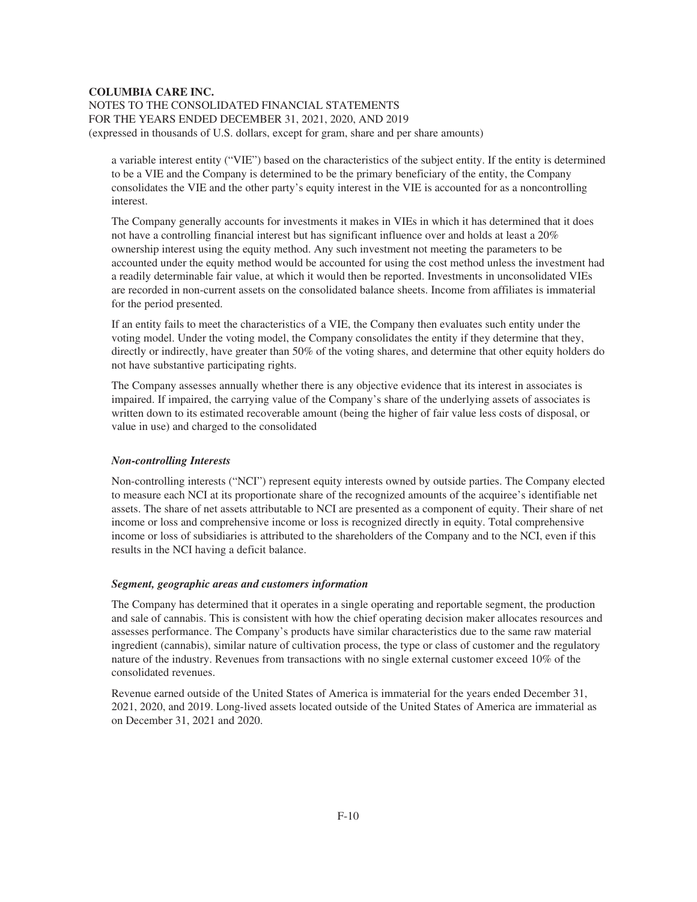a variable interest entity ("VIE") based on the characteristics of the subject entity. If the entity is determined to be a VIE and the Company is determined to be the primary beneficiary of the entity, the Company consolidates the VIE and the other party's equity interest in the VIE is accounted for as a noncontrolling interest.

The Company generally accounts for investments it makes in VIEs in which it has determined that it does not have a controlling financial interest but has significant influence over and holds at least a 20% ownership interest using the equity method. Any such investment not meeting the parameters to be accounted under the equity method would be accounted for using the cost method unless the investment had a readily determinable fair value, at which it would then be reported. Investments in unconsolidated VIEs are recorded in non-current assets on the consolidated balance sheets. Income from affiliates is immaterial for the period presented.

If an entity fails to meet the characteristics of a VIE, the Company then evaluates such entity under the voting model. Under the voting model, the Company consolidates the entity if they determine that they, directly or indirectly, have greater than 50% of the voting shares, and determine that other equity holders do not have substantive participating rights.

The Company assesses annually whether there is any objective evidence that its interest in associates is impaired. If impaired, the carrying value of the Company's share of the underlying assets of associates is written down to its estimated recoverable amount (being the higher of fair value less costs of disposal, or value in use) and charged to the consolidated

***Non-controlling Interests***

Non-controlling interests ("NCI") represent equity interests owned by outside parties. The Company elected to measure each NCI at its proportionate share of the recognized amounts of the acquiree's identifiable net assets. The share of net assets attributable to NCI are presented as a component of equity. Their share of net income or loss and comprehensive income or loss is recognized directly in equity. Total comprehensive income or loss of subsidiaries is attributed to the shareholders of the Company and to the NCI, even if this results in the NCI having a deficit balance.

***Segment, geographic areas and customers information***

The Company has determined that it operates in a single operating and reportable segment, the production and sale of cannabis. This is consistent with how the chief operating decision maker allocates resources and assesses performance. The Company's products have similar characteristics due to the same raw material ingredient (cannabis), similar nature of cultivation process, the type or class of customer and the regulatory nature of the industry. Revenues from transactions with no single external customer exceed 10% of the consolidated revenues.

Revenue earned outside of the United States of America is immaterial for the years ended December 31, 2021, 2020, and 2019. Long-lived assets located outside of the United States of America are immaterial as on December 31, 2021 and 2020.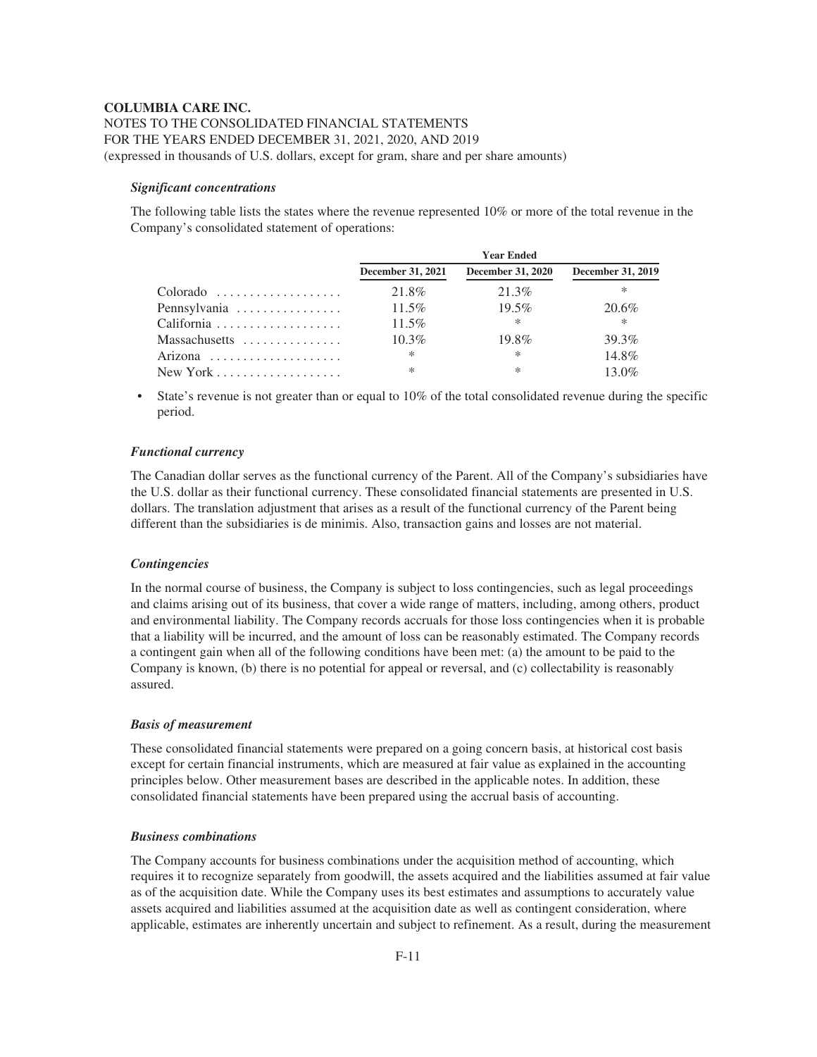**COLUMBIA CARE INC.**

NOTES TO THE CONSOLIDATED FINANCIAL STATEMENTS
FOR THE YEARS ENDED DECEMBER 31, 2021, 2020, AND 2019
(expressed in thousands of U.S. dollars, except for gram, share and per share amounts)

***Significant concentrations***

The following table lists the states where the revenue represented 10% or more of the total revenue in the Company's consolidated statement of operations:

| | Year Ended | | |
|---|---|---|---|
| | **December 31, 2021** | **December 31, 2020** | **December 31, 2019** |
| Colorado | 21.8% | 21.3% | * |
| Pennsylvania | 11.5% | 19.5% | 20.6% |
| California | 11.5% | * | * |
| Massachusetts | 10.3% | 19.8% | 39.3% |
| Arizona | * | * | 14.8% |
| New York | * | * | 13.0% |

- State's revenue is not greater than or equal to 10% of the total consolidated revenue during the specific period.

***Functional currency***

The Canadian dollar serves as the functional currency of the Parent. All of the Company's subsidiaries have the U.S. dollar as their functional currency. These consolidated financial statements are presented in U.S. dollars. The translation adjustment that arises as a result of the functional currency of the Parent being different than the subsidiaries is de minimis. Also, transaction gains and losses are not material.

***Contingencies***

In the normal course of business, the Company is subject to loss contingencies, such as legal proceedings and claims arising out of its business, that cover a wide range of matters, including, among others, product and environmental liability. The Company records accruals for those loss contingencies when it is probable that a liability will be incurred, and the amount of loss can be reasonably estimated. The Company records a contingent gain when all of the following conditions have been met: (a) the amount to be paid to the Company is known, (b) there is no potential for appeal or reversal, and (c) collectability is reasonably assured.

***Basis of measurement***

These consolidated financial statements were prepared on a going concern basis, at historical cost basis except for certain financial instruments, which are measured at fair value as explained in the accounting principles below. Other measurement bases are described in the applicable notes. In addition, these consolidated financial statements have been prepared using the accrual basis of accounting.

***Business combinations***

The Company accounts for business combinations under the acquisition method of accounting, which requires it to recognize separately from goodwill, the assets acquired and the liabilities assumed at fair value as of the acquisition date. While the Company uses its best estimates and assumptions to accurately value assets acquired and liabilities assumed at the acquisition date as well as contingent consideration, where applicable, estimates are inherently uncertain and subject to refinement. As a result, during the measurement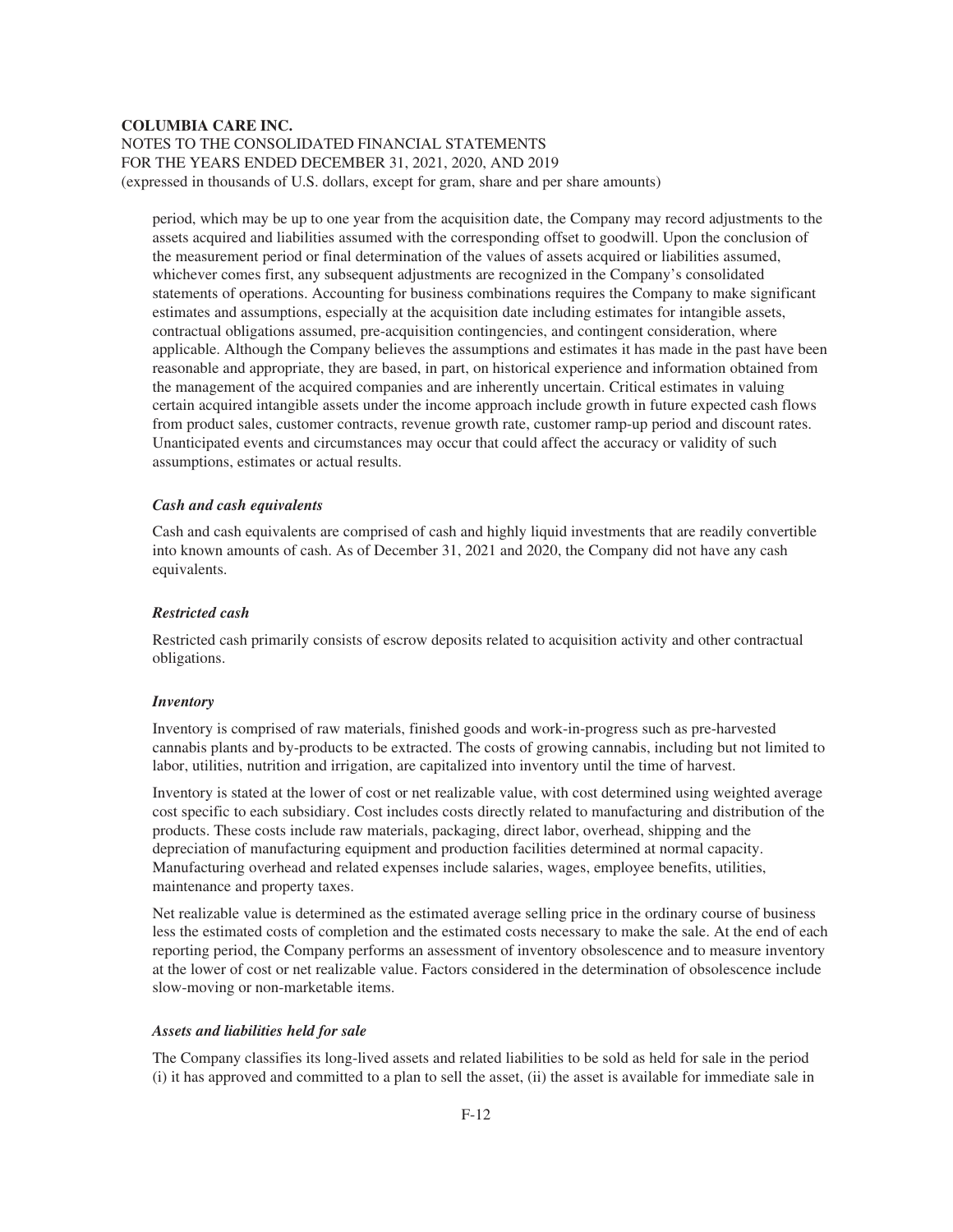period, which may be up to one year from the acquisition date, the Company may record adjustments to the assets acquired and liabilities assumed with the corresponding offset to goodwill. Upon the conclusion of the measurement period or final determination of the values of assets acquired or liabilities assumed, whichever comes first, any subsequent adjustments are recognized in the Company's consolidated statements of operations. Accounting for business combinations requires the Company to make significant estimates and assumptions, especially at the acquisition date including estimates for intangible assets, contractual obligations assumed, pre-acquisition contingencies, and contingent consideration, where applicable. Although the Company believes the assumptions and estimates it has made in the past have been reasonable and appropriate, they are based, in part, on historical experience and information obtained from the management of the acquired companies and are inherently uncertain. Critical estimates in valuing certain acquired intangible assets under the income approach include growth in future expected cash flows from product sales, customer contracts, revenue growth rate, customer ramp-up period and discount rates. Unanticipated events and circumstances may occur that could affect the accuracy or validity of such assumptions, estimates or actual results.

***Cash and cash equivalents***

Cash and cash equivalents are comprised of cash and highly liquid investments that are readily convertible into known amounts of cash. As of December 31, 2021 and 2020, the Company did not have any cash equivalents.

***Restricted cash***

Restricted cash primarily consists of escrow deposits related to acquisition activity and other contractual obligations.

***Inventory***

Inventory is comprised of raw materials, finished goods and work-in-progress such as pre-harvested cannabis plants and by-products to be extracted. The costs of growing cannabis, including but not limited to labor, utilities, nutrition and irrigation, are capitalized into inventory until the time of harvest.

Inventory is stated at the lower of cost or net realizable value, with cost determined using weighted average cost specific to each subsidiary. Cost includes costs directly related to manufacturing and distribution of the products. These costs include raw materials, packaging, direct labor, overhead, shipping and the depreciation of manufacturing equipment and production facilities determined at normal capacity. Manufacturing overhead and related expenses include salaries, wages, employee benefits, utilities, maintenance and property taxes.

Net realizable value is determined as the estimated average selling price in the ordinary course of business less the estimated costs of completion and the estimated costs necessary to make the sale. At the end of each reporting period, the Company performs an assessment of inventory obsolescence and to measure inventory at the lower of cost or net realizable value. Factors considered in the determination of obsolescence include slow-moving or non-marketable items.

***Assets and liabilities held for sale***

The Company classifies its long-lived assets and related liabilities to be sold as held for sale in the period (i) it has approved and committed to a plan to sell the asset, (ii) the asset is available for immediate sale in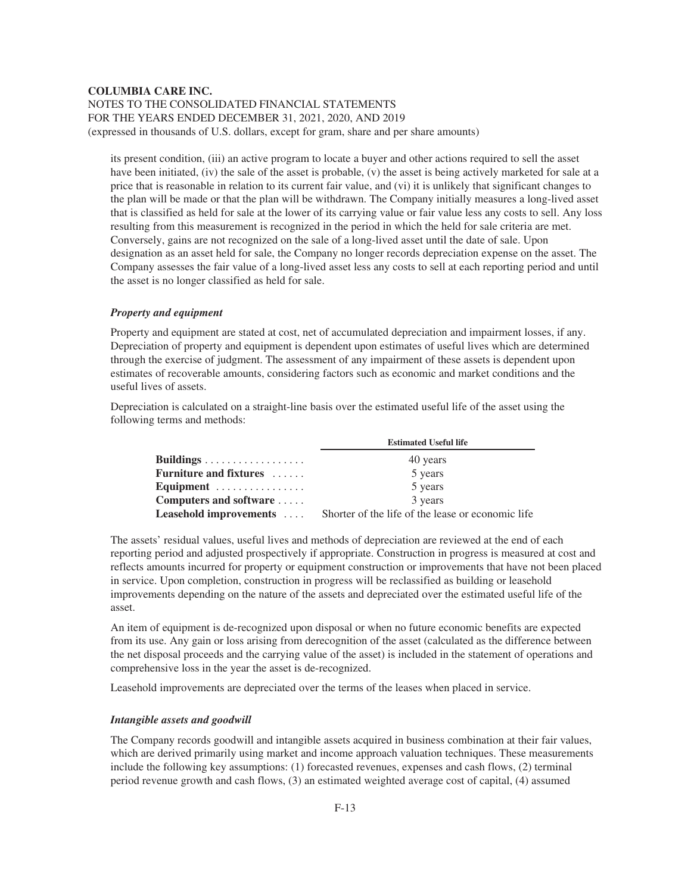its present condition, (iii) an active program to locate a buyer and other actions required to sell the asset have been initiated, (iv) the sale of the asset is probable, (v) the asset is being actively marketed for sale at a price that is reasonable in relation to its current fair value, and (vi) it is unlikely that significant changes to the plan will be made or that the plan will be withdrawn. The Company initially measures a long-lived asset that is classified as held for sale at the lower of its carrying value or fair value less any costs to sell. Any loss resulting from this measurement is recognized in the period in which the held for sale criteria are met. Conversely, gains are not recognized on the sale of a long-lived asset until the date of sale. Upon designation as an asset held for sale, the Company no longer records depreciation expense on the asset. The Company assesses the fair value of a long-lived asset less any costs to sell at each reporting period and until the asset is no longer classified as held for sale.

***Property and equipment***

Property and equipment are stated at cost, net of accumulated depreciation and impairment losses, if any. Depreciation of property and equipment is dependent upon estimates of useful lives which are determined through the exercise of judgment. The assessment of any impairment of these assets is dependent upon estimates of recoverable amounts, considering factors such as economic and market conditions and the useful lives of assets.

Depreciation is calculated on a straight-line basis over the estimated useful life of the asset using the following terms and methods:

| | Estimated Useful life |
|---|---|
| **Buildings** | 40 years |
| **Furniture and fixtures** | 5 years |
| **Equipment** | 5 years |
| **Computers and software** | 3 years |
| **Leasehold improvements** | Shorter of the life of the lease or economic life |

The assets' residual values, useful lives and methods of depreciation are reviewed at the end of each reporting period and adjusted prospectively if appropriate. Construction in progress is measured at cost and reflects amounts incurred for property or equipment construction or improvements that have not been placed in service. Upon completion, construction in progress will be reclassified as building or leasehold improvements depending on the nature of the assets and depreciated over the estimated useful life of the asset.

An item of equipment is de-recognized upon disposal or when no future economic benefits are expected from its use. Any gain or loss arising from derecognition of the asset (calculated as the difference between the net disposal proceeds and the carrying value of the asset) is included in the statement of operations and comprehensive loss in the year the asset is de-recognized.

Leasehold improvements are depreciated over the terms of the leases when placed in service.

***Intangible assets and goodwill***

The Company records goodwill and intangible assets acquired in business combination at their fair values, which are derived primarily using market and income approach valuation techniques. These measurements include the following key assumptions: (1) forecasted revenues, expenses and cash flows, (2) terminal period revenue growth and cash flows, (3) an estimated weighted average cost of capital, (4) assumed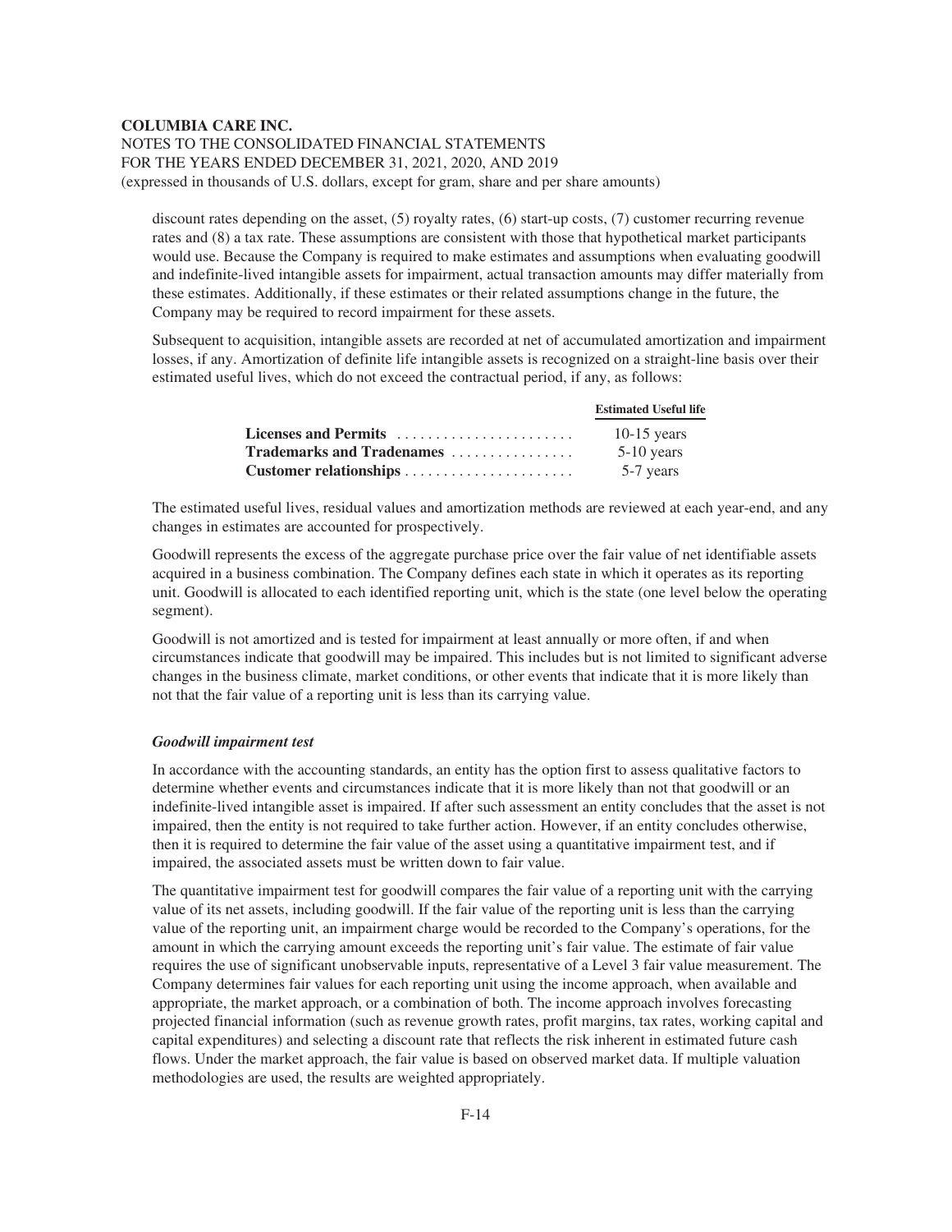discount rates depending on the asset, (5) royalty rates, (6) start-up costs, (7) customer recurring revenue rates and (8) a tax rate. These assumptions are consistent with those that hypothetical market participants would use. Because the Company is required to make estimates and assumptions when evaluating goodwill and indefinite-lived intangible assets for impairment, actual transaction amounts may differ materially from these estimates. Additionally, if these estimates or their related assumptions change in the future, the Company may be required to record impairment for these assets.

Subsequent to acquisition, intangible assets are recorded at net of accumulated amortization and impairment losses, if any. Amortization of definite life intangible assets is recognized on a straight-line basis over their estimated useful lives, which do not exceed the contractual period, if any, as follows:

| | Estimated Useful life |
|---|---|
| **Licenses and Permits** | 10-15 years |
| **Trademarks and Tradenames** | 5-10 years |
| **Customer relationships** | 5-7 years |

The estimated useful lives, residual values and amortization methods are reviewed at each year-end, and any changes in estimates are accounted for prospectively.

Goodwill represents the excess of the aggregate purchase price over the fair value of net identifiable assets acquired in a business combination. The Company defines each state in which it operates as its reporting unit. Goodwill is allocated to each identified reporting unit, which is the state (one level below the operating segment).

Goodwill is not amortized and is tested for impairment at least annually or more often, if and when circumstances indicate that goodwill may be impaired. This includes but is not limited to significant adverse changes in the business climate, market conditions, or other events that indicate that it is more likely than not that the fair value of a reporting unit is less than its carrying value.

***Goodwill impairment test***

In accordance with the accounting standards, an entity has the option first to assess qualitative factors to determine whether events and circumstances indicate that it is more likely than not that goodwill or an indefinite-lived intangible asset is impaired. If after such assessment an entity concludes that the asset is not impaired, then the entity is not required to take further action. However, if an entity concludes otherwise, then it is required to determine the fair value of the asset using a quantitative impairment test, and if impaired, the associated assets must be written down to fair value.

The quantitative impairment test for goodwill compares the fair value of a reporting unit with the carrying value of its net assets, including goodwill. If the fair value of the reporting unit is less than the carrying value of the reporting unit, an impairment charge would be recorded to the Company's operations, for the amount in which the carrying amount exceeds the reporting unit's fair value. The estimate of fair value requires the use of significant unobservable inputs, representative of a Level 3 fair value measurement. The Company determines fair values for each reporting unit using the income approach, when available and appropriate, the market approach, or a combination of both. The income approach involves forecasting projected financial information (such as revenue growth rates, profit margins, tax rates, working capital and capital expenditures) and selecting a discount rate that reflects the risk inherent in estimated future cash flows. Under the market approach, the fair value is based on observed market data. If multiple valuation methodologies are used, the results are weighted appropriately.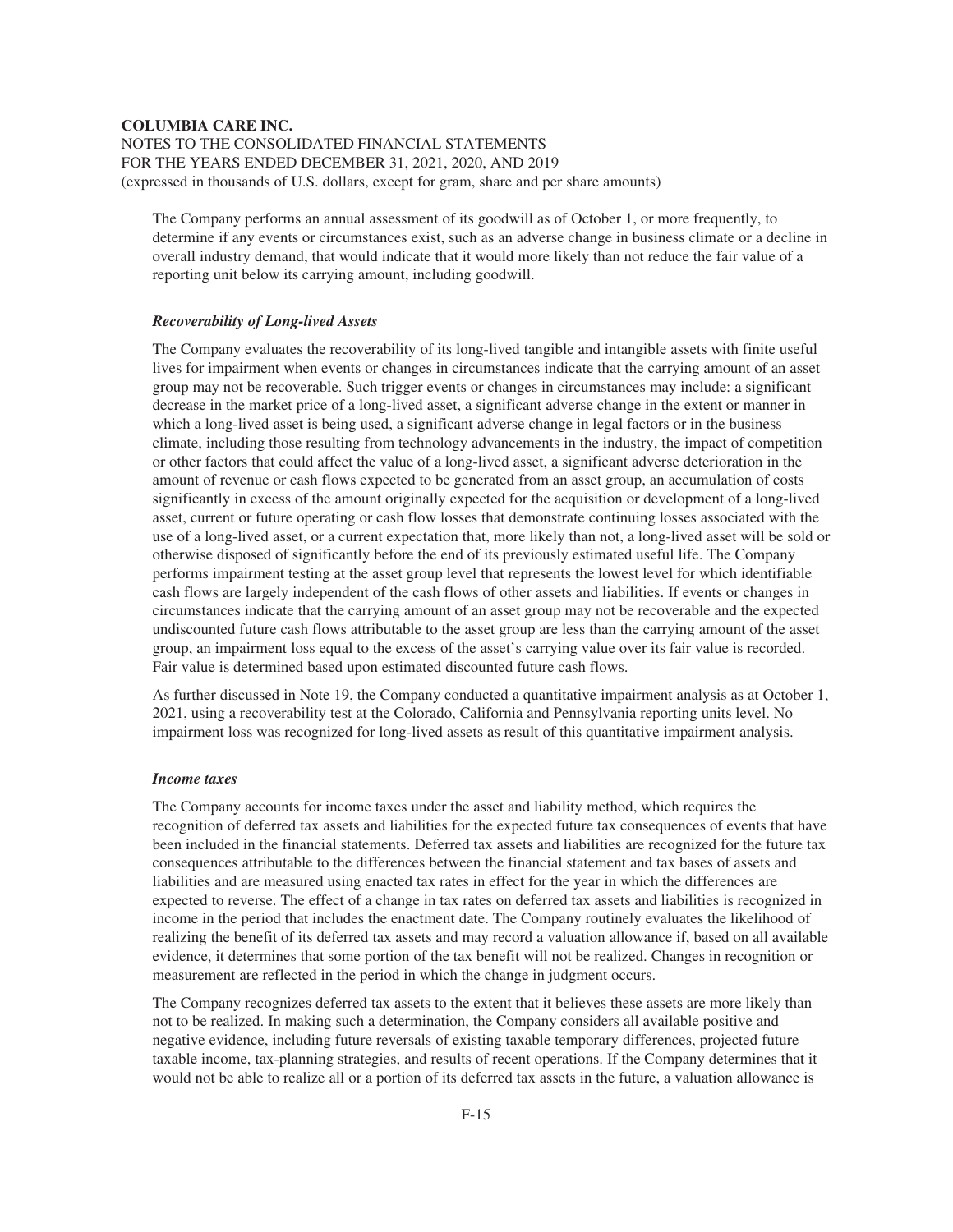The Company performs an annual assessment of its goodwill as of October 1, or more frequently, to determine if any events or circumstances exist, such as an adverse change in business climate or a decline in overall industry demand, that would indicate that it would more likely than not reduce the fair value of a reporting unit below its carrying amount, including goodwill.

***Recoverability of Long-lived Assets***

The Company evaluates the recoverability of its long-lived tangible and intangible assets with finite useful lives for impairment when events or changes in circumstances indicate that the carrying amount of an asset group may not be recoverable. Such trigger events or changes in circumstances may include: a significant decrease in the market price of a long-lived asset, a significant adverse change in the extent or manner in which a long-lived asset is being used, a significant adverse change in legal factors or in the business climate, including those resulting from technology advancements in the industry, the impact of competition or other factors that could affect the value of a long-lived asset, a significant adverse deterioration in the amount of revenue or cash flows expected to be generated from an asset group, an accumulation of costs significantly in excess of the amount originally expected for the acquisition or development of a long-lived asset, current or future operating or cash flow losses that demonstrate continuing losses associated with the use of a long-lived asset, or a current expectation that, more likely than not, a long-lived asset will be sold or otherwise disposed of significantly before the end of its previously estimated useful life. The Company performs impairment testing at the asset group level that represents the lowest level for which identifiable cash flows are largely independent of the cash flows of other assets and liabilities. If events or changes in circumstances indicate that the carrying amount of an asset group may not be recoverable and the expected undiscounted future cash flows attributable to the asset group are less than the carrying amount of the asset group, an impairment loss equal to the excess of the asset's carrying value over its fair value is recorded. Fair value is determined based upon estimated discounted future cash flows.

As further discussed in Note 19, the Company conducted a quantitative impairment analysis as at October 1, 2021, using a recoverability test at the Colorado, California and Pennsylvania reporting units level. No impairment loss was recognized for long-lived assets as result of this quantitative impairment analysis.

***Income taxes***

The Company accounts for income taxes under the asset and liability method, which requires the recognition of deferred tax assets and liabilities for the expected future tax consequences of events that have been included in the financial statements. Deferred tax assets and liabilities are recognized for the future tax consequences attributable to the differences between the financial statement and tax bases of assets and liabilities and are measured using enacted tax rates in effect for the year in which the differences are expected to reverse. The effect of a change in tax rates on deferred tax assets and liabilities is recognized in income in the period that includes the enactment date. The Company routinely evaluates the likelihood of realizing the benefit of its deferred tax assets and may record a valuation allowance if, based on all available evidence, it determines that some portion of the tax benefit will not be realized. Changes in recognition or measurement are reflected in the period in which the change in judgment occurs.

The Company recognizes deferred tax assets to the extent that it believes these assets are more likely than not to be realized. In making such a determination, the Company considers all available positive and negative evidence, including future reversals of existing taxable temporary differences, projected future taxable income, tax-planning strategies, and results of recent operations. If the Company determines that it would not be able to realize all or a portion of its deferred tax assets in the future, a valuation allowance is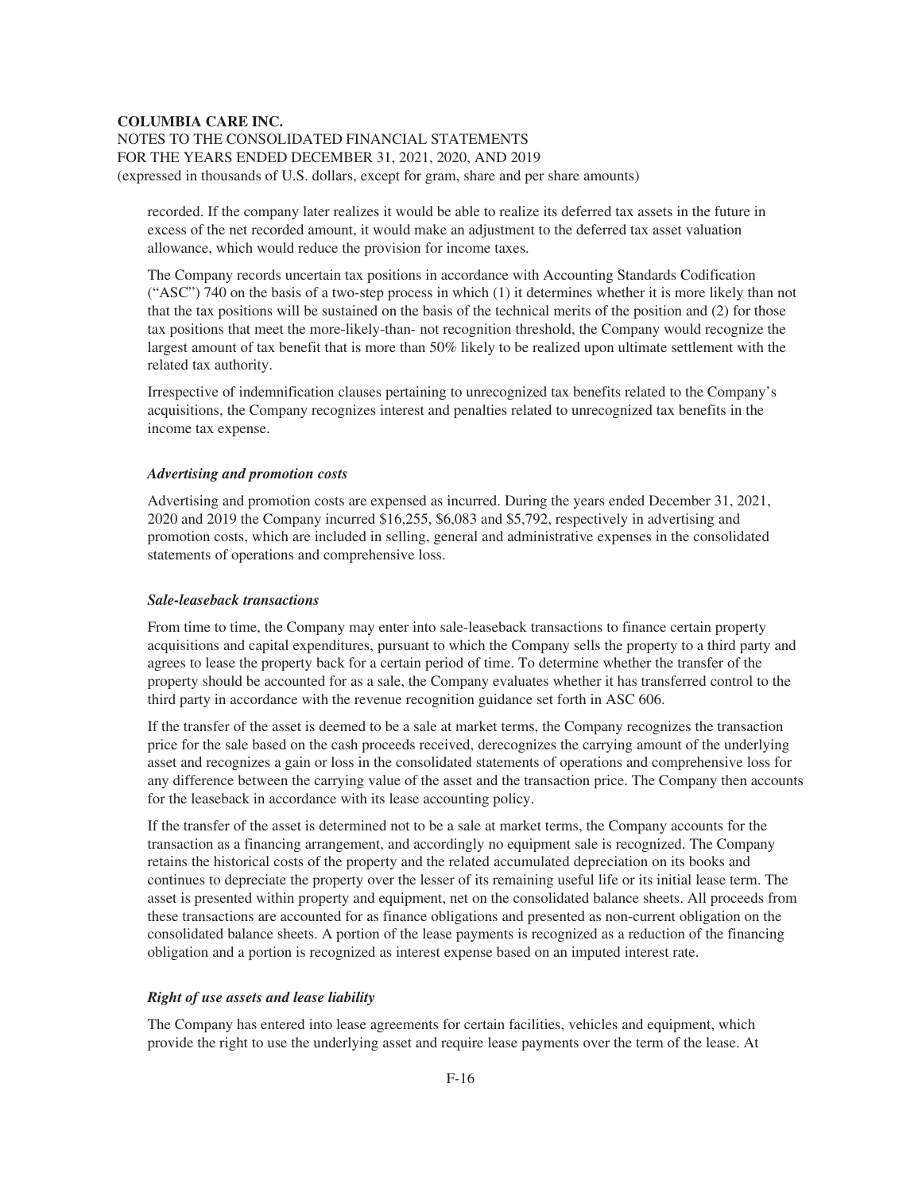recorded. If the company later realizes it would be able to realize its deferred tax assets in the future in excess of the net recorded amount, it would make an adjustment to the deferred tax asset valuation allowance, which would reduce the provision for income taxes.

The Company records uncertain tax positions in accordance with Accounting Standards Codification ("ASC") 740 on the basis of a two-step process in which (1) it determines whether it is more likely than not that the tax positions will be sustained on the basis of the technical merits of the position and (2) for those tax positions that meet the more-likely-than- not recognition threshold, the Company would recognize the largest amount of tax benefit that is more than 50% likely to be realized upon ultimate settlement with the related tax authority.

Irrespective of indemnification clauses pertaining to unrecognized tax benefits related to the Company's acquisitions, the Company recognizes interest and penalties related to unrecognized tax benefits in the income tax expense.

***Advertising and promotion costs***

Advertising and promotion costs are expensed as incurred. During the years ended December 31, 2021, 2020 and 2019 the Company incurred $16,255, $6,083 and $5,792, respectively in advertising and promotion costs, which are included in selling, general and administrative expenses in the consolidated statements of operations and comprehensive loss.

***Sale-leaseback transactions***

From time to time, the Company may enter into sale-leaseback transactions to finance certain property acquisitions and capital expenditures, pursuant to which the Company sells the property to a third party and agrees to lease the property back for a certain period of time. To determine whether the transfer of the property should be accounted for as a sale, the Company evaluates whether it has transferred control to the third party in accordance with the revenue recognition guidance set forth in ASC 606.

If the transfer of the asset is deemed to be a sale at market terms, the Company recognizes the transaction price for the sale based on the cash proceeds received, derecognizes the carrying amount of the underlying asset and recognizes a gain or loss in the consolidated statements of operations and comprehensive loss for any difference between the carrying value of the asset and the transaction price. The Company then accounts for the leaseback in accordance with its lease accounting policy.

If the transfer of the asset is determined not to be a sale at market terms, the Company accounts for the transaction as a financing arrangement, and accordingly no equipment sale is recognized. The Company retains the historical costs of the property and the related accumulated depreciation on its books and continues to depreciate the property over the lesser of its remaining useful life or its initial lease term. The asset is presented within property and equipment, net on the consolidated balance sheets. All proceeds from these transactions are accounted for as finance obligations and presented as non-current obligation on the consolidated balance sheets. A portion of the lease payments is recognized as a reduction of the financing obligation and a portion is recognized as interest expense based on an imputed interest rate.

***Right of use assets and lease liability***

The Company has entered into lease agreements for certain facilities, vehicles and equipment, which provide the right to use the underlying asset and require lease payments over the term of the lease. At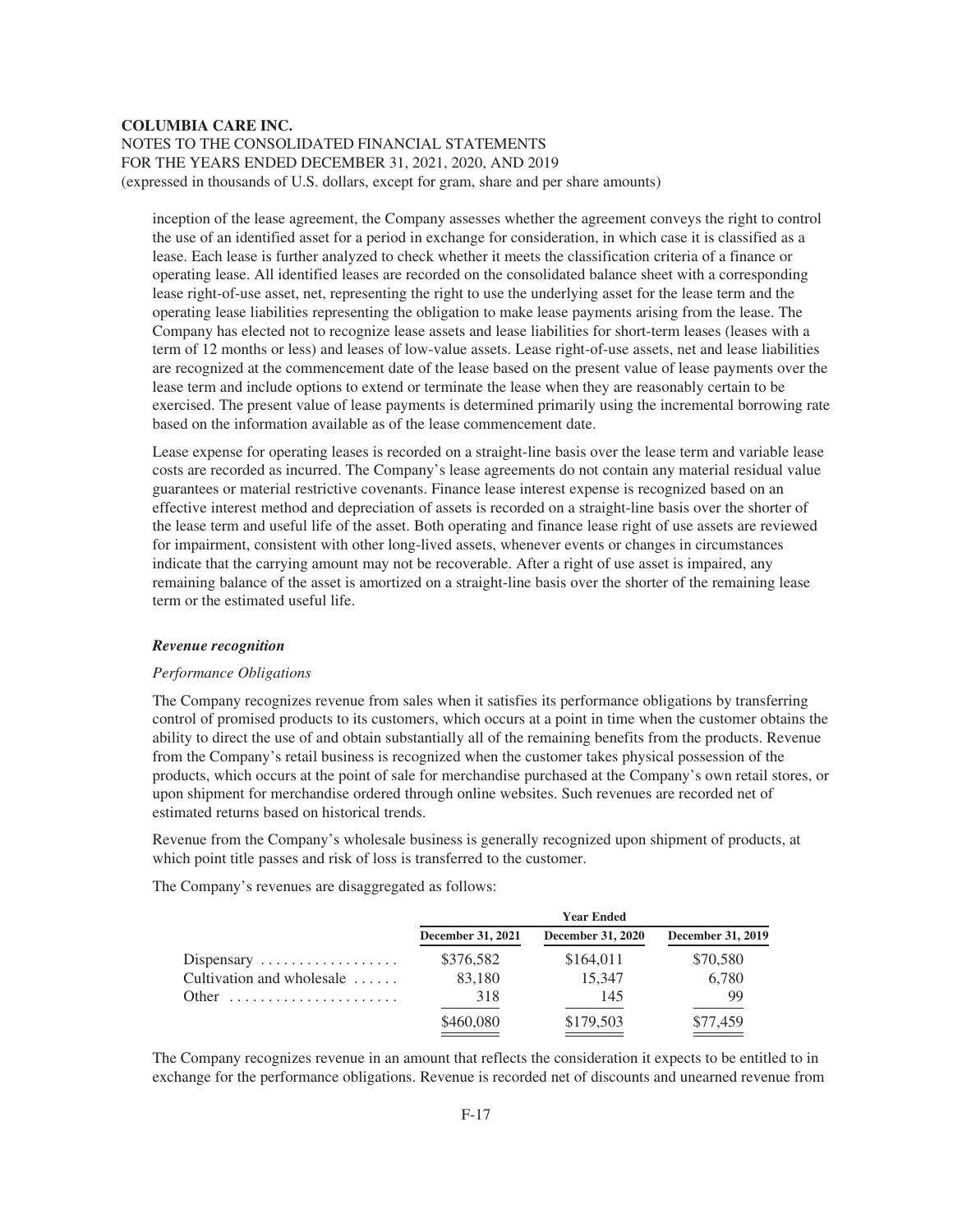inception of the lease agreement, the Company assesses whether the agreement conveys the right to control the use of an identified asset for a period in exchange for consideration, in which case it is classified as a lease. Each lease is further analyzed to check whether it meets the classification criteria of a finance or operating lease. All identified leases are recorded on the consolidated balance sheet with a corresponding lease right-of-use asset, net, representing the right to use the underlying asset for the lease term and the operating lease liabilities representing the obligation to make lease payments arising from the lease. The Company has elected not to recognize lease assets and lease liabilities for short-term leases (leases with a term of 12 months or less) and leases of low-value assets. Lease right-of-use assets, net and lease liabilities are recognized at the commencement date of the lease based on the present value of lease payments over the lease term and include options to extend or terminate the lease when they are reasonably certain to be exercised. The present value of lease payments is determined primarily using the incremental borrowing rate based on the information available as of the lease commencement date.

Lease expense for operating leases is recorded on a straight-line basis over the lease term and variable lease costs are recorded as incurred. The Company's lease agreements do not contain any material residual value guarantees or material restrictive covenants. Finance lease interest expense is recognized based on an effective interest method and depreciation of assets is recorded on a straight-line basis over the shorter of the lease term and useful life of the asset. Both operating and finance lease right of use assets are reviewed for impairment, consistent with other long-lived assets, whenever events or changes in circumstances indicate that the carrying amount may not be recoverable. After a right of use asset is impaired, any remaining balance of the asset is amortized on a straight-line basis over the shorter of the remaining lease term or the estimated useful life.

***Revenue recognition***

*Performance Obligations*

The Company recognizes revenue from sales when it satisfies its performance obligations by transferring control of promised products to its customers, which occurs at a point in time when the customer obtains the ability to direct the use of and obtain substantially all of the remaining benefits from the products. Revenue from the Company's retail business is recognized when the customer takes physical possession of the products, which occurs at the point of sale for merchandise purchased at the Company's own retail stores, or upon shipment for merchandise ordered through online websites. Such revenues are recorded net of estimated returns based on historical trends.

Revenue from the Company's wholesale business is generally recognized upon shipment of products, at which point title passes and risk of loss is transferred to the customer.

The Company's revenues are disaggregated as follows:

| | Year Ended | | |
|---|---|---|---|
| | December 31, 2021 | December 31, 2020 | December 31, 2019 |
| Dispensary | $376,582 | $164,011 | $70,580 |
| Cultivation and wholesale | 83,180 | 15,347 | 6,780 |
| Other | 318 | 145 | 99 |
| | $460,080 | $179,503 | $77,459 |

The Company recognizes revenue in an amount that reflects the consideration it expects to be entitled to in exchange for the performance obligations. Revenue is recorded net of discounts and unearned revenue from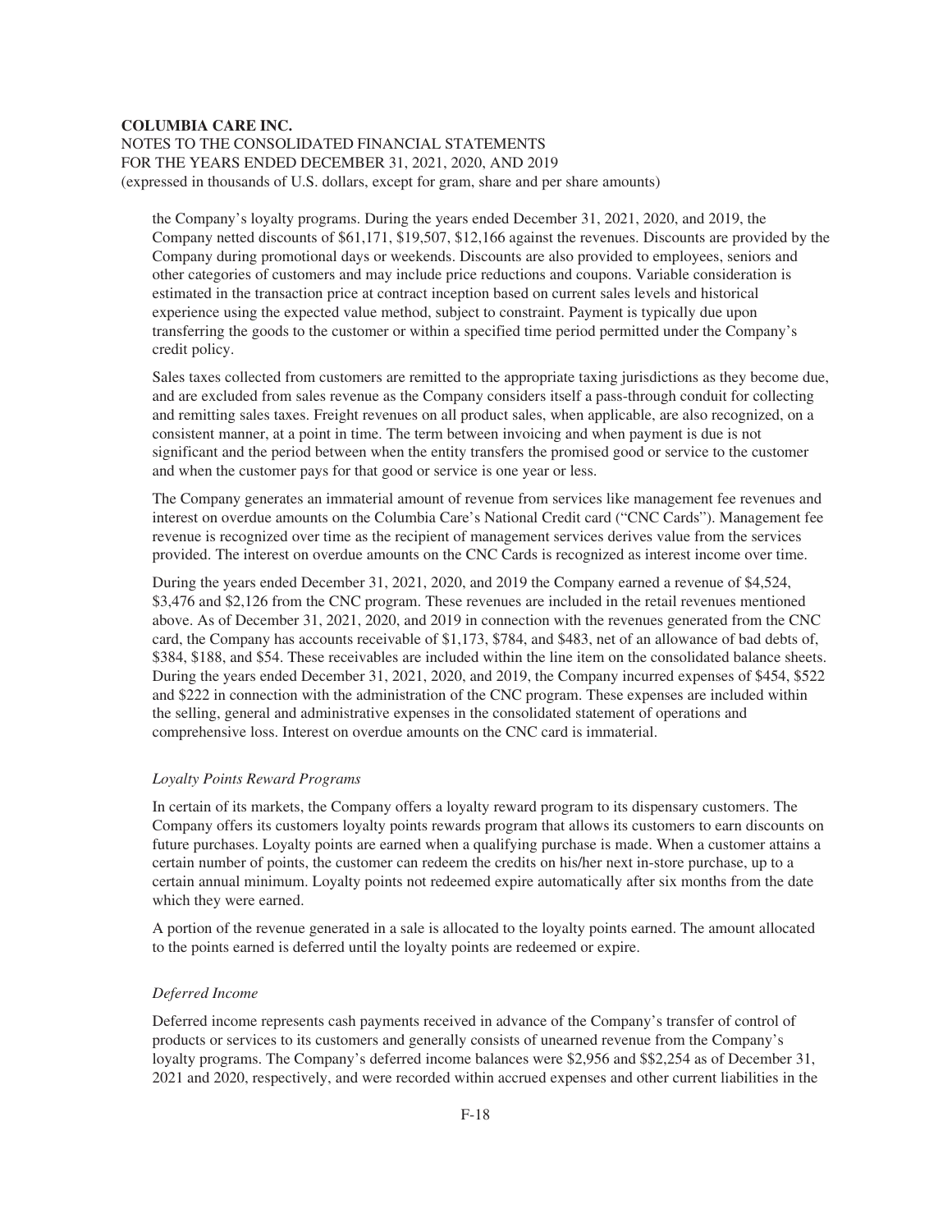the Company's loyalty programs. During the years ended December 31, 2021, 2020, and 2019, the Company netted discounts of $61,171, $19,507, $12,166 against the revenues. Discounts are provided by the Company during promotional days or weekends. Discounts are also provided to employees, seniors and other categories of customers and may include price reductions and coupons. Variable consideration is estimated in the transaction price at contract inception based on current sales levels and historical experience using the expected value method, subject to constraint. Payment is typically due upon transferring the goods to the customer or within a specified time period permitted under the Company's credit policy.

Sales taxes collected from customers are remitted to the appropriate taxing jurisdictions as they become due, and are excluded from sales revenue as the Company considers itself a pass-through conduit for collecting and remitting sales taxes. Freight revenues on all product sales, when applicable, are also recognized, on a consistent manner, at a point in time. The term between invoicing and when payment is due is not significant and the period between when the entity transfers the promised good or service to the customer and when the customer pays for that good or service is one year or less.

The Company generates an immaterial amount of revenue from services like management fee revenues and interest on overdue amounts on the Columbia Care's National Credit card ("CNC Cards"). Management fee revenue is recognized over time as the recipient of management services derives value from the services provided. The interest on overdue amounts on the CNC Cards is recognized as interest income over time.

During the years ended December 31, 2021, 2020, and 2019 the Company earned a revenue of $4,524, $3,476 and $2,126 from the CNC program. These revenues are included in the retail revenues mentioned above. As of December 31, 2021, 2020, and 2019 in connection with the revenues generated from the CNC card, the Company has accounts receivable of $1,173, $784, and $483, net of an allowance of bad debts of, $384, $188, and $54. These receivables are included within the line item on the consolidated balance sheets. During the years ended December 31, 2021, 2020, and 2019, the Company incurred expenses of $454, $522 and $222 in connection with the administration of the CNC program. These expenses are included within the selling, general and administrative expenses in the consolidated statement of operations and comprehensive loss. Interest on overdue amounts on the CNC card is immaterial.

*Loyalty Points Reward Programs*

In certain of its markets, the Company offers a loyalty reward program to its dispensary customers. The Company offers its customers loyalty points rewards program that allows its customers to earn discounts on future purchases. Loyalty points are earned when a qualifying purchase is made. When a customer attains a certain number of points, the customer can redeem the credits on his/her next in-store purchase, up to a certain annual minimum. Loyalty points not redeemed expire automatically after six months from the date which they were earned.

A portion of the revenue generated in a sale is allocated to the loyalty points earned. The amount allocated to the points earned is deferred until the loyalty points are redeemed or expire.

*Deferred Income*

Deferred income represents cash payments received in advance of the Company's transfer of control of products or services to its customers and generally consists of unearned revenue from the Company's loyalty programs. The Company's deferred income balances were $2,956 and $$2,254 as of December 31, 2021 and 2020, respectively, and were recorded within accrued expenses and other current liabilities in the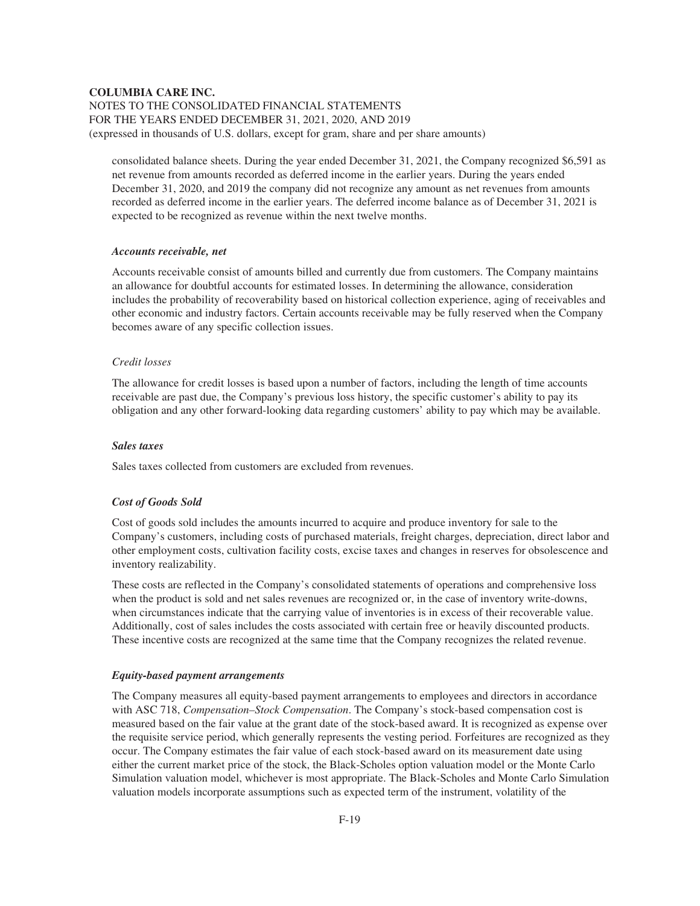consolidated balance sheets. During the year ended December 31, 2021, the Company recognized $6,591 as net revenue from amounts recorded as deferred income in the earlier years. During the years ended December 31, 2020, and 2019 the company did not recognize any amount as net revenues from amounts recorded as deferred income in the earlier years. The deferred income balance as of December 31, 2021 is expected to be recognized as revenue within the next twelve months.

***Accounts receivable, net***

Accounts receivable consist of amounts billed and currently due from customers. The Company maintains an allowance for doubtful accounts for estimated losses. In determining the allowance, consideration includes the probability of recoverability based on historical collection experience, aging of receivables and other economic and industry factors. Certain accounts receivable may be fully reserved when the Company becomes aware of any specific collection issues.

*Credit losses*

The allowance for credit losses is based upon a number of factors, including the length of time accounts receivable are past due, the Company's previous loss history, the specific customer's ability to pay its obligation and any other forward-looking data regarding customers' ability to pay which may be available.

***Sales taxes***

Sales taxes collected from customers are excluded from revenues.

***Cost of Goods Sold***

Cost of goods sold includes the amounts incurred to acquire and produce inventory for sale to the Company's customers, including costs of purchased materials, freight charges, depreciation, direct labor and other employment costs, cultivation facility costs, excise taxes and changes in reserves for obsolescence and inventory realizability.

These costs are reflected in the Company's consolidated statements of operations and comprehensive loss when the product is sold and net sales revenues are recognized or, in the case of inventory write-downs, when circumstances indicate that the carrying value of inventories is in excess of their recoverable value. Additionally, cost of sales includes the costs associated with certain free or heavily discounted products. These incentive costs are recognized at the same time that the Company recognizes the related revenue.

***Equity-based payment arrangements***

The Company measures all equity-based payment arrangements to employees and directors in accordance with ASC 718, *Compensation–Stock Compensation*. The Company's stock-based compensation cost is measured based on the fair value at the grant date of the stock-based award. It is recognized as expense over the requisite service period, which generally represents the vesting period. Forfeitures are recognized as they occur. The Company estimates the fair value of each stock-based award on its measurement date using either the current market price of the stock, the Black-Scholes option valuation model or the Monte Carlo Simulation valuation model, whichever is most appropriate. The Black-Scholes and Monte Carlo Simulation valuation models incorporate assumptions such as expected term of the instrument, volatility of the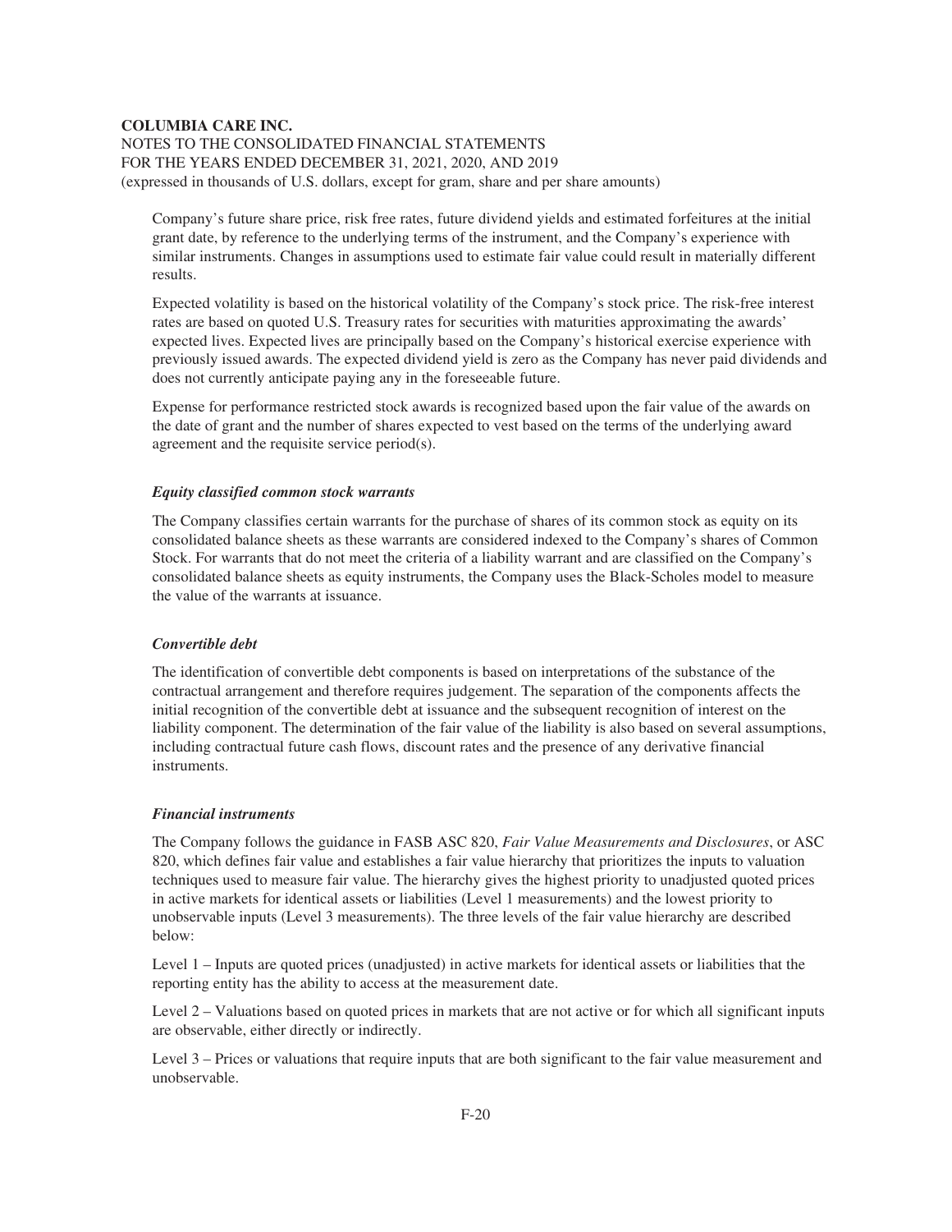Company's future share price, risk free rates, future dividend yields and estimated forfeitures at the initial grant date, by reference to the underlying terms of the instrument, and the Company's experience with similar instruments. Changes in assumptions used to estimate fair value could result in materially different results.

Expected volatility is based on the historical volatility of the Company's stock price. The risk-free interest rates are based on quoted U.S. Treasury rates for securities with maturities approximating the awards' expected lives. Expected lives are principally based on the Company's historical exercise experience with previously issued awards. The expected dividend yield is zero as the Company has never paid dividends and does not currently anticipate paying any in the foreseeable future.

Expense for performance restricted stock awards is recognized based upon the fair value of the awards on the date of grant and the number of shares expected to vest based on the terms of the underlying award agreement and the requisite service period(s).

***Equity classified common stock warrants***

The Company classifies certain warrants for the purchase of shares of its common stock as equity on its consolidated balance sheets as these warrants are considered indexed to the Company's shares of Common Stock. For warrants that do not meet the criteria of a liability warrant and are classified on the Company's consolidated balance sheets as equity instruments, the Company uses the Black-Scholes model to measure the value of the warrants at issuance.

***Convertible debt***

The identification of convertible debt components is based on interpretations of the substance of the contractual arrangement and therefore requires judgement. The separation of the components affects the initial recognition of the convertible debt at issuance and the subsequent recognition of interest on the liability component. The determination of the fair value of the liability is also based on several assumptions, including contractual future cash flows, discount rates and the presence of any derivative financial instruments.

***Financial instruments***

The Company follows the guidance in FASB ASC 820, *Fair Value Measurements and Disclosures*, or ASC 820, which defines fair value and establishes a fair value hierarchy that prioritizes the inputs to valuation techniques used to measure fair value. The hierarchy gives the highest priority to unadjusted quoted prices in active markets for identical assets or liabilities (Level 1 measurements) and the lowest priority to unobservable inputs (Level 3 measurements). The three levels of the fair value hierarchy are described below:

Level 1 – Inputs are quoted prices (unadjusted) in active markets for identical assets or liabilities that the reporting entity has the ability to access at the measurement date.

Level 2 – Valuations based on quoted prices in markets that are not active or for which all significant inputs are observable, either directly or indirectly.

Level 3 – Prices or valuations that require inputs that are both significant to the fair value measurement and unobservable.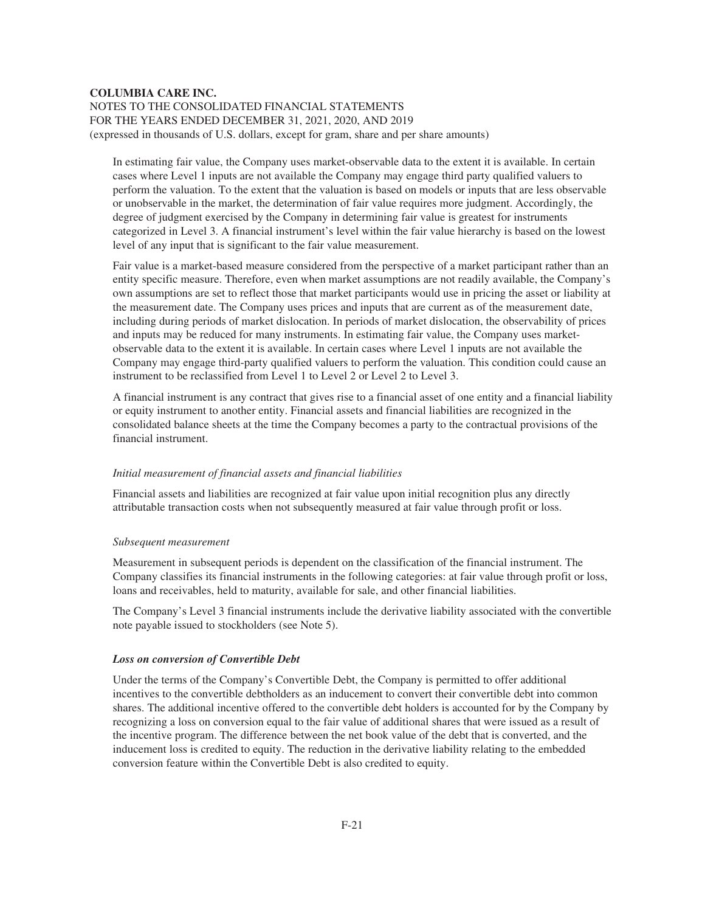In estimating fair value, the Company uses market-observable data to the extent it is available. In certain cases where Level 1 inputs are not available the Company may engage third party qualified valuers to perform the valuation. To the extent that the valuation is based on models or inputs that are less observable or unobservable in the market, the determination of fair value requires more judgment. Accordingly, the degree of judgment exercised by the Company in determining fair value is greatest for instruments categorized in Level 3. A financial instrument's level within the fair value hierarchy is based on the lowest level of any input that is significant to the fair value measurement.

Fair value is a market-based measure considered from the perspective of a market participant rather than an entity specific measure. Therefore, even when market assumptions are not readily available, the Company's own assumptions are set to reflect those that market participants would use in pricing the asset or liability at the measurement date. The Company uses prices and inputs that are current as of the measurement date, including during periods of market dislocation. In periods of market dislocation, the observability of prices and inputs may be reduced for many instruments. In estimating fair value, the Company uses market-observable data to the extent it is available. In certain cases where Level 1 inputs are not available the Company may engage third-party qualified valuers to perform the valuation. This condition could cause an instrument to be reclassified from Level 1 to Level 2 or Level 2 to Level 3.

A financial instrument is any contract that gives rise to a financial asset of one entity and a financial liability or equity instrument to another entity. Financial assets and financial liabilities are recognized in the consolidated balance sheets at the time the Company becomes a party to the contractual provisions of the financial instrument.

*Initial measurement of financial assets and financial liabilities*

Financial assets and liabilities are recognized at fair value upon initial recognition plus any directly attributable transaction costs when not subsequently measured at fair value through profit or loss.

*Subsequent measurement*

Measurement in subsequent periods is dependent on the classification of the financial instrument. The Company classifies its financial instruments in the following categories: at fair value through profit or loss, loans and receivables, held to maturity, available for sale, and other financial liabilities.

The Company's Level 3 financial instruments include the derivative liability associated with the convertible note payable issued to stockholders (see Note 5).

***Loss on conversion of Convertible Debt***

Under the terms of the Company's Convertible Debt, the Company is permitted to offer additional incentives to the convertible debtholders as an inducement to convert their convertible debt into common shares. The additional incentive offered to the convertible debt holders is accounted for by the Company by recognizing a loss on conversion equal to the fair value of additional shares that were issued as a result of the incentive program. The difference between the net book value of the debt that is converted, and the inducement loss is credited to equity. The reduction in the derivative liability relating to the embedded conversion feature within the Convertible Debt is also credited to equity.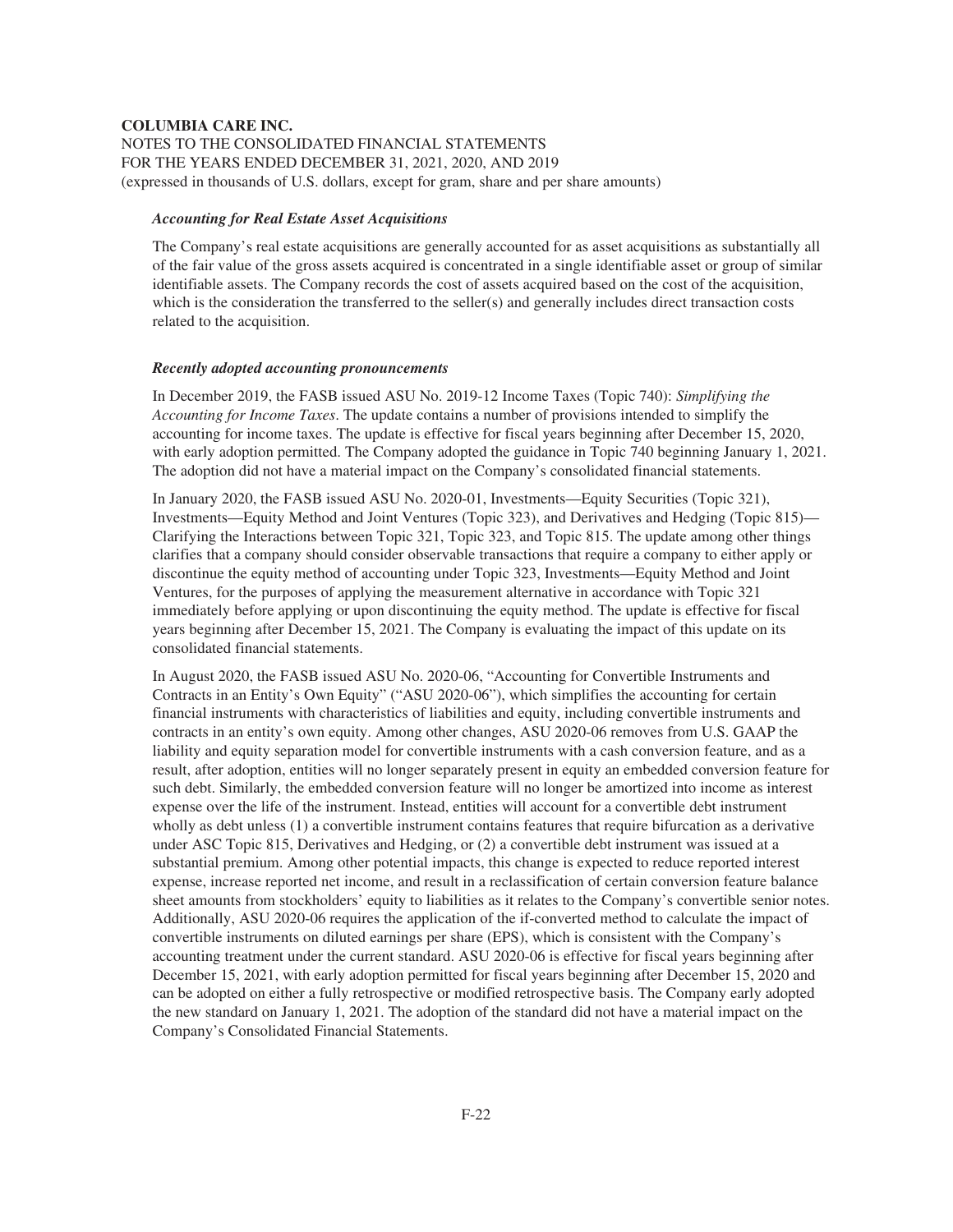***Accounting for Real Estate Asset Acquisitions***

The Company's real estate acquisitions are generally accounted for as asset acquisitions as substantially all of the fair value of the gross assets acquired is concentrated in a single identifiable asset or group of similar identifiable assets. The Company records the cost of assets acquired based on the cost of the acquisition, which is the consideration the transferred to the seller(s) and generally includes direct transaction costs related to the acquisition.

***Recently adopted accounting pronouncements***

In December 2019, the FASB issued ASU No. 2019-12 Income Taxes (Topic 740): *Simplifying the Accounting for Income Taxes*. The update contains a number of provisions intended to simplify the accounting for income taxes. The update is effective for fiscal years beginning after December 15, 2020, with early adoption permitted. The Company adopted the guidance in Topic 740 beginning January 1, 2021. The adoption did not have a material impact on the Company's consolidated financial statements.

In January 2020, the FASB issued ASU No. 2020-01, Investments—Equity Securities (Topic 321), Investments—Equity Method and Joint Ventures (Topic 323), and Derivatives and Hedging (Topic 815)—Clarifying the Interactions between Topic 321, Topic 323, and Topic 815. The update among other things clarifies that a company should consider observable transactions that require a company to either apply or discontinue the equity method of accounting under Topic 323, Investments—Equity Method and Joint Ventures, for the purposes of applying the measurement alternative in accordance with Topic 321 immediately before applying or upon discontinuing the equity method. The update is effective for fiscal years beginning after December 15, 2021. The Company is evaluating the impact of this update on its consolidated financial statements.

In August 2020, the FASB issued ASU No. 2020-06, "Accounting for Convertible Instruments and Contracts in an Entity's Own Equity" ("ASU 2020-06"), which simplifies the accounting for certain financial instruments with characteristics of liabilities and equity, including convertible instruments and contracts in an entity's own equity. Among other changes, ASU 2020-06 removes from U.S. GAAP the liability and equity separation model for convertible instruments with a cash conversion feature, and as a result, after adoption, entities will no longer separately present in equity an embedded conversion feature for such debt. Similarly, the embedded conversion feature will no longer be amortized into income as interest expense over the life of the instrument. Instead, entities will account for a convertible debt instrument wholly as debt unless (1) a convertible instrument contains features that require bifurcation as a derivative under ASC Topic 815, Derivatives and Hedging, or (2) a convertible debt instrument was issued at a substantial premium. Among other potential impacts, this change is expected to reduce reported interest expense, increase reported net income, and result in a reclassification of certain conversion feature balance sheet amounts from stockholders' equity to liabilities as it relates to the Company's convertible senior notes. Additionally, ASU 2020-06 requires the application of the if-converted method to calculate the impact of convertible instruments on diluted earnings per share (EPS), which is consistent with the Company's accounting treatment under the current standard. ASU 2020-06 is effective for fiscal years beginning after December 15, 2021, with early adoption permitted for fiscal years beginning after December 15, 2020 and can be adopted on either a fully retrospective or modified retrospective basis. The Company early adopted the new standard on January 1, 2021. The adoption of the standard did not have a material impact on the Company's Consolidated Financial Statements.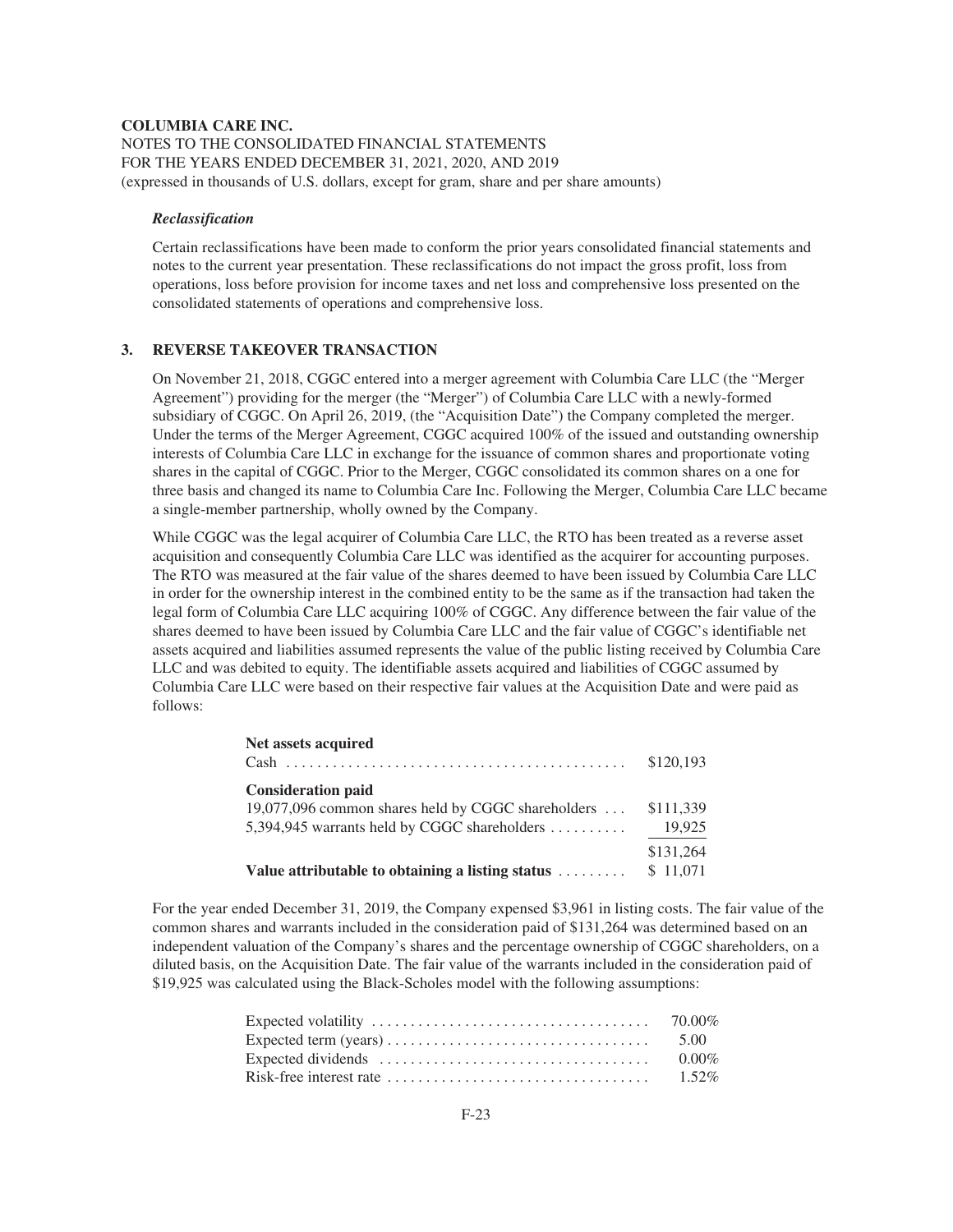***Reclassification***

Certain reclassifications have been made to conform the prior years consolidated financial statements and notes to the current year presentation. These reclassifications do not impact the gross profit, loss from operations, loss before provision for income taxes and net loss and comprehensive loss presented on the consolidated statements of operations and comprehensive loss.

## 3. REVERSE TAKEOVER TRANSACTION

On November 21, 2018, CGGC entered into a merger agreement with Columbia Care LLC (the "Merger Agreement") providing for the merger (the "Merger") of Columbia Care LLC with a newly-formed subsidiary of CGGC. On April 26, 2019, (the "Acquisition Date") the Company completed the merger. Under the terms of the Merger Agreement, CGGC acquired 100% of the issued and outstanding ownership interests of Columbia Care LLC in exchange for the issuance of common shares and proportionate voting shares in the capital of CGGC. Prior to the Merger, CGGC consolidated its common shares on a one for three basis and changed its name to Columbia Care Inc. Following the Merger, Columbia Care LLC became a single-member partnership, wholly owned by the Company.

While CGGC was the legal acquirer of Columbia Care LLC, the RTO has been treated as a reverse asset acquisition and consequently Columbia Care LLC was identified as the acquirer for accounting purposes. The RTO was measured at the fair value of the shares deemed to have been issued by Columbia Care LLC in order for the ownership interest in the combined entity to be the same as if the transaction had taken the legal form of Columbia Care LLC acquiring 100% of CGGC. Any difference between the fair value of the shares deemed to have been issued by Columbia Care LLC and the fair value of CGGC's identifiable net assets acquired and liabilities assumed represents the value of the public listing received by Columbia Care LLC and was debited to equity. The identifiable assets acquired and liabilities of CGGC assumed by Columbia Care LLC were based on their respective fair values at the Acquisition Date and were paid as follows:

| | |
|---|---|
| **Net assets acquired** | |
| Cash | $120,193 |
| **Consideration paid** | |
| 19,077,096 common shares held by CGGC shareholders | $111,339 |
| 5,394,945 warrants held by CGGC shareholders | 19,925 |
| | $131,264 |
| **Value attributable to obtaining a listing status** | $ 11,071 |

For the year ended December 31, 2019, the Company expensed $3,961 in listing costs. The fair value of the common shares and warrants included in the consideration paid of $131,264 was determined based on an independent valuation of the Company's shares and the percentage ownership of CGGC shareholders, on a diluted basis, on the Acquisition Date. The fair value of the warrants included in the consideration paid of $19,925 was calculated using the Black-Scholes model with the following assumptions:

| | |
|---|---|
| Expected volatility | 70.00% |
| Expected term (years) | 5.00 |
| Expected dividends | 0.00% |
| Risk-free interest rate | 1.52% |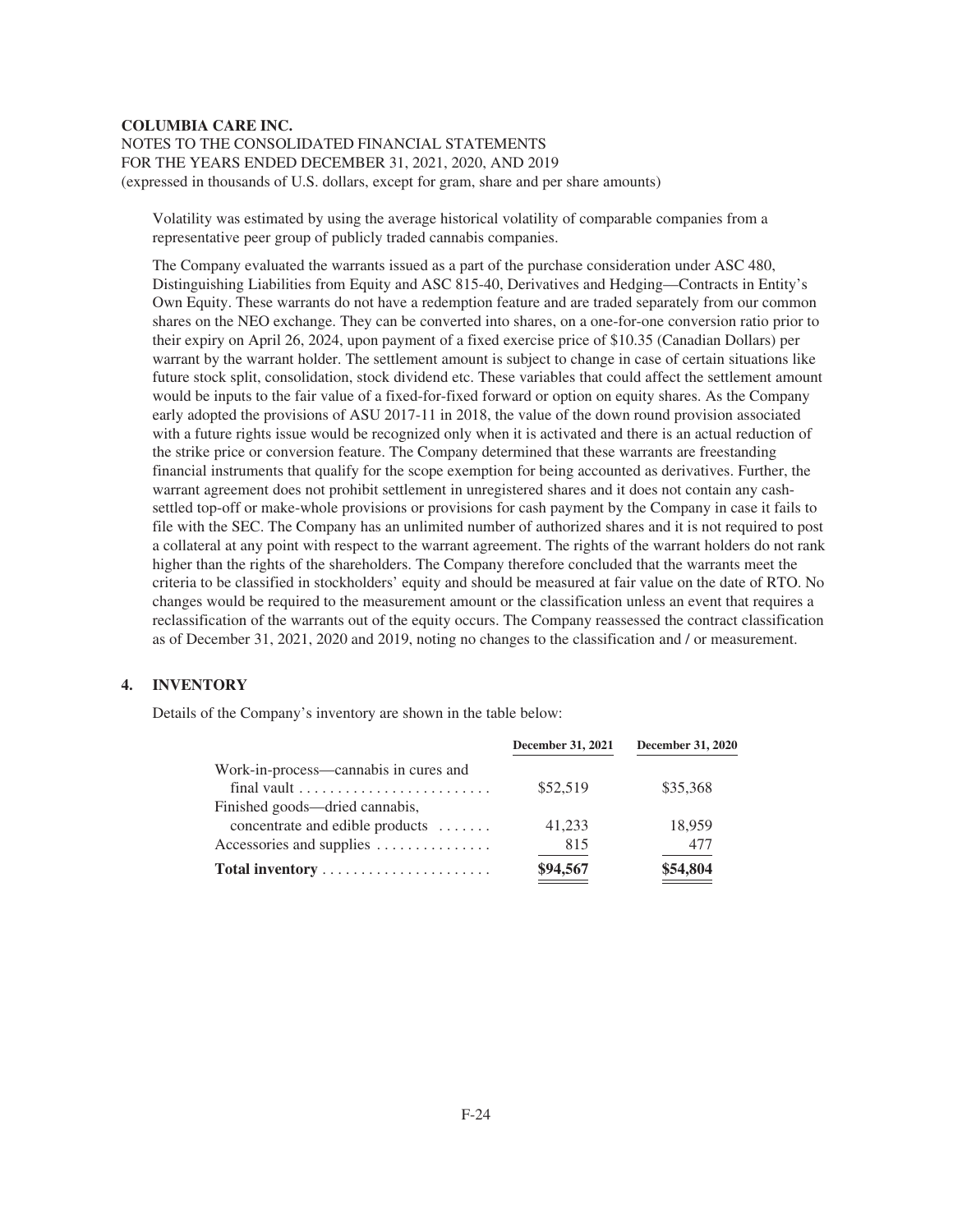Volatility was estimated by using the average historical volatility of comparable companies from a representative peer group of publicly traded cannabis companies.

The Company evaluated the warrants issued as a part of the purchase consideration under ASC 480, Distinguishing Liabilities from Equity and ASC 815-40, Derivatives and Hedging—Contracts in Entity's Own Equity. These warrants do not have a redemption feature and are traded separately from our common shares on the NEO exchange. They can be converted into shares, on a one-for-one conversion ratio prior to their expiry on April 26, 2024, upon payment of a fixed exercise price of $10.35 (Canadian Dollars) per warrant by the warrant holder. The settlement amount is subject to change in case of certain situations like future stock split, consolidation, stock dividend etc. These variables that could affect the settlement amount would be inputs to the fair value of a fixed-for-fixed forward or option on equity shares. As the Company early adopted the provisions of ASU 2017-11 in 2018, the value of the down round provision associated with a future rights issue would be recognized only when it is activated and there is an actual reduction of the strike price or conversion feature. The Company determined that these warrants are freestanding financial instruments that qualify for the scope exemption for being accounted as derivatives. Further, the warrant agreement does not prohibit settlement in unregistered shares and it does not contain any cash-settled top-off or make-whole provisions or provisions for cash payment by the Company in case it fails to file with the SEC. The Company has an unlimited number of authorized shares and it is not required to post a collateral at any point with respect to the warrant agreement. The rights of the warrant holders do not rank higher than the rights of the shareholders. The Company therefore concluded that the warrants meet the criteria to be classified in stockholders' equity and should be measured at fair value on the date of RTO. No changes would be required to the measurement amount or the classification unless an event that requires a reclassification of the warrants out of the equity occurs. The Company reassessed the contract classification as of December 31, 2021, 2020 and 2019, noting no changes to the classification and / or measurement.

## 4. INVENTORY

Details of the Company's inventory are shown in the table below:

| | December 31, 2021 | December 31, 2020 |
|---|---|---|
| Work-in-process—cannabis in cures and final vault | $52,519 | $35,368 |
| Finished goods—dried cannabis, concentrate and edible products | 41,233 | 18,959 |
| Accessories and supplies | 815 | 477 |
| **Total inventory** | **$94,567** | **$54,804** |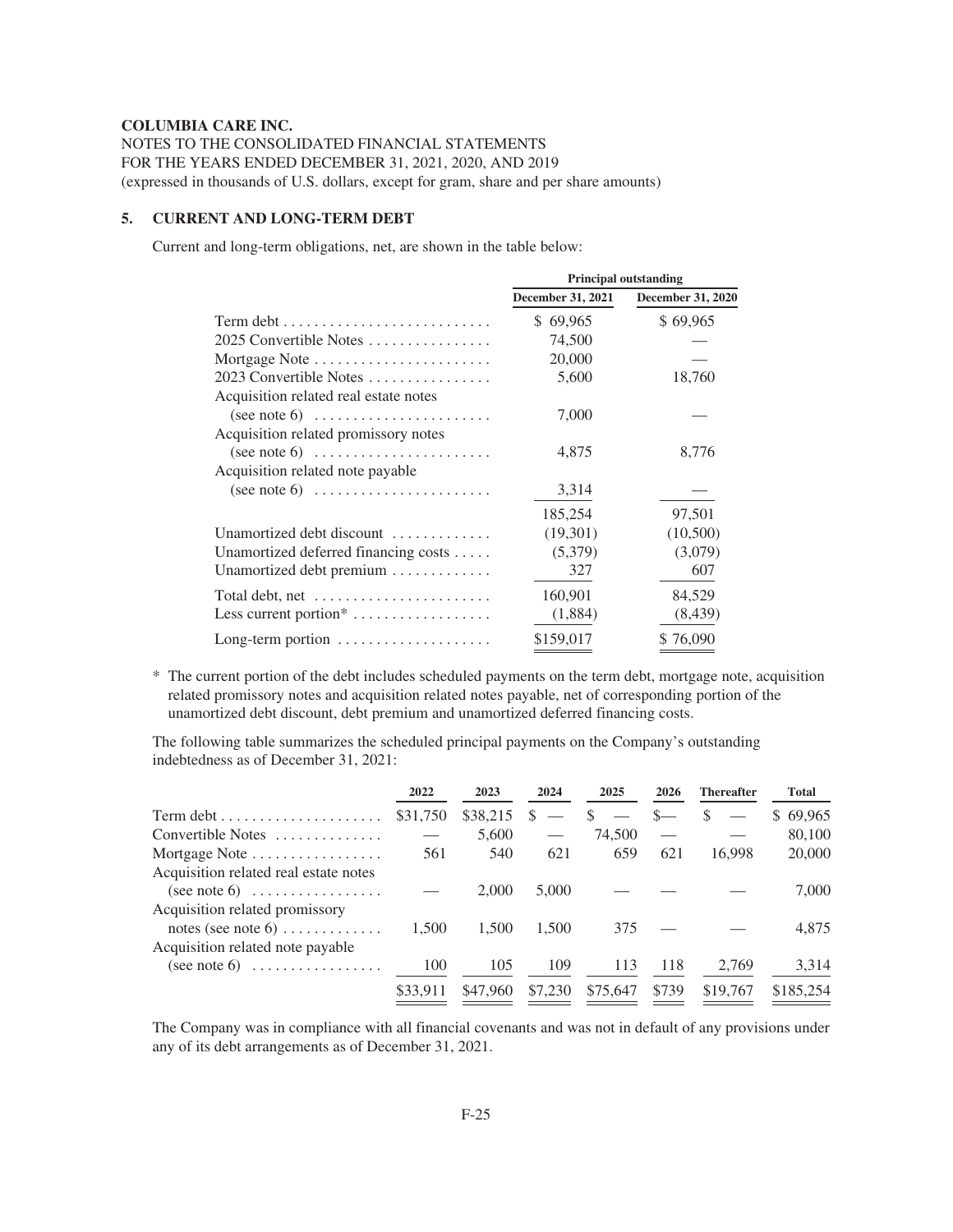**COLUMBIA CARE INC.**

NOTES TO THE CONSOLIDATED FINANCIAL STATEMENTS
FOR THE YEARS ENDED DECEMBER 31, 2021, 2020, AND 2019
(expressed in thousands of U.S. dollars, except for gram, share and per share amounts)

## 5. CURRENT AND LONG-TERM DEBT

Current and long-term obligations, net, are shown in the table below:

| | Principal outstanding | |
|---|---|---|
| | December 31, 2021 | December 31, 2020 |
| Term debt | $ 69,965 | $ 69,965 |
| 2025 Convertible Notes | 74,500 | — |
| Mortgage Note | 20,000 | — |
| 2023 Convertible Notes | 5,600 | 18,760 |
| Acquisition related real estate notes (see note 6) | 7,000 | — |
| Acquisition related promissory notes (see note 6) | 4,875 | 8,776 |
| Acquisition related note payable (see note 6) | 3,314 | — |
| | 185,254 | 97,501 |
| Unamortized debt discount | (19,301) | (10,500) |
| Unamortized deferred financing costs | (5,379) | (3,079) |
| Unamortized debt premium | 327 | 607 |
| Total debt, net | 160,901 | 84,529 |
| Less current portion* | (1,884) | (8,439) |
| Long-term portion | $159,017 | $ 76,090 |

\* The current portion of the debt includes scheduled payments on the term debt, mortgage note, acquisition related promissory notes and acquisition related notes payable, net of corresponding portion of the unamortized debt discount, debt premium and unamortized deferred financing costs.

The following table summarizes the scheduled principal payments on the Company's outstanding indebtedness as of December 31, 2021:

| | 2022 | 2023 | 2024 | 2025 | 2026 | Thereafter | Total |
|---|---|---|---|---|---|---|---|
| Term debt | $31,750 | $38,215 | $ — | $ — | $— | $ — | $ 69,965 |
| Convertible Notes | — | 5,600 | — | 74,500 | — | — | 80,100 |
| Mortgage Note | 561 | 540 | 621 | 659 | 621 | 16,998 | 20,000 |
| Acquisition related real estate notes (see note 6) | — | 2,000 | 5,000 | — | — | — | 7,000 |
| Acquisition related promissory notes (see note 6) | 1,500 | 1,500 | 1,500 | 375 | — | — | 4,875 |
| Acquisition related note payable (see note 6) | 100 | 105 | 109 | 113 | 118 | 2,769 | 3,314 |
| | $33,911 | $47,960 | $7,230 | $75,647 | $739 | $19,767 | $185,254 |

The Company was in compliance with all financial covenants and was not in default of any provisions under any of its debt arrangements as of December 31, 2021.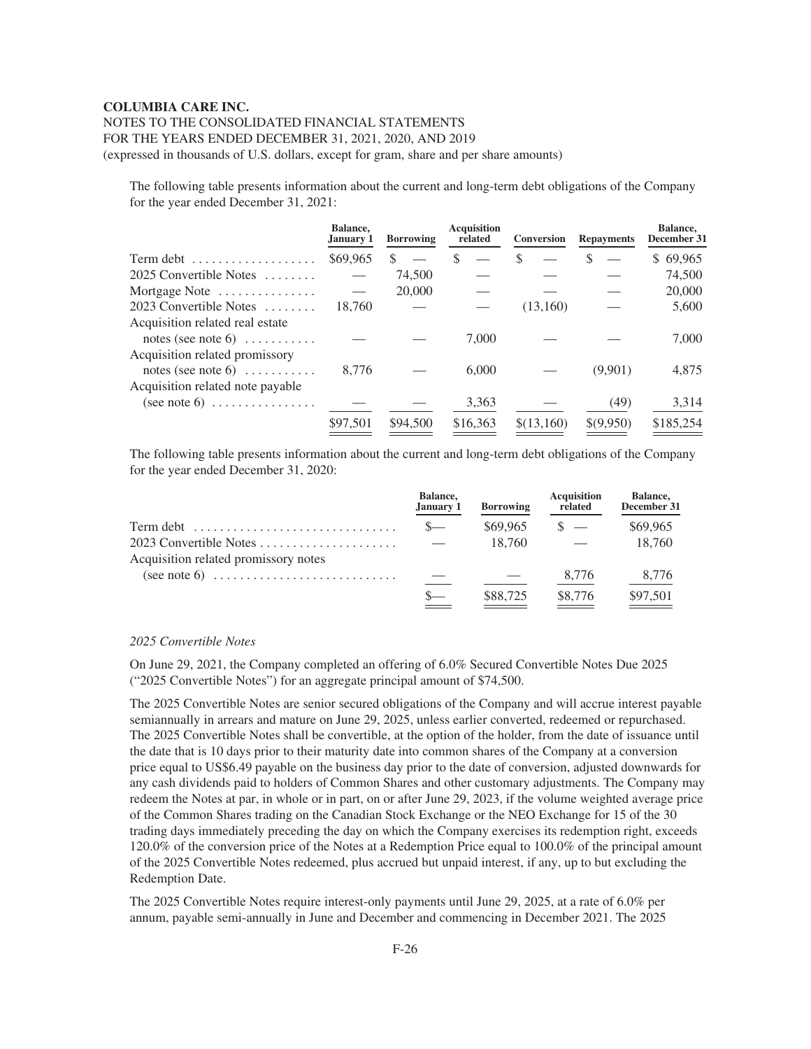**COLUMBIA CARE INC.**

NOTES TO THE CONSOLIDATED FINANCIAL STATEMENTS
FOR THE YEARS ENDED DECEMBER 31, 2021, 2020, AND 2019
(expressed in thousands of U.S. dollars, except for gram, share and per share amounts)

The following table presents information about the current and long-term debt obligations of the Company for the year ended December 31, 2021:

| | Balance, January 1 | Borrowing | Acquisition related | Conversion | Repayments | Balance, December 31 |
|---|---|---|---|---|---|---|
| Term debt | $69,965 | $ — | $ — | $ — | $ — | $ 69,965 |
| 2025 Convertible Notes | — | 74,500 | — | — | — | 74,500 |
| Mortgage Note | — | 20,000 | — | — | — | 20,000 |
| 2023 Convertible Notes | 18,760 | — | — | (13,160) | — | 5,600 |
| Acquisition related real estate notes (see note 6) | — | — | 7,000 | — | — | 7,000 |
| Acquisition related promissory notes (see note 6) | 8,776 | — | 6,000 | — | (9,901) | 4,875 |
| Acquisition related note payable (see note 6) | — | — | 3,363 | — | (49) | 3,314 |
| | $97,501 | $94,500 | $16,363 | $(13,160) | $(9,950) | $185,254 |

The following table presents information about the current and long-term debt obligations of the Company for the year ended December 31, 2020:

| | Balance, January 1 | Borrowing | Acquisition related | Balance, December 31 |
|---|---|---|---|---|
| Term debt | $— | $69,965 | $ — | $69,965 |
| 2023 Convertible Notes | — | 18,760 | — | 18,760 |
| Acquisition related promissory notes (see note 6) | — | — | 8,776 | 8,776 |
| | $— | $88,725 | $8,776 | $97,501 |

*2025 Convertible Notes*

On June 29, 2021, the Company completed an offering of 6.0% Secured Convertible Notes Due 2025 ("2025 Convertible Notes") for an aggregate principal amount of $74,500.

The 2025 Convertible Notes are senior secured obligations of the Company and will accrue interest payable semiannually in arrears and mature on June 29, 2025, unless earlier converted, redeemed or repurchased. The 2025 Convertible Notes shall be convertible, at the option of the holder, from the date of issuance until the date that is 10 days prior to their maturity date into common shares of the Company at a conversion price equal to US$6.49 payable on the business day prior to the date of conversion, adjusted downwards for any cash dividends paid to holders of Common Shares and other customary adjustments. The Company may redeem the Notes at par, in whole or in part, on or after June 29, 2023, if the volume weighted average price of the Common Shares trading on the Canadian Stock Exchange or the NEO Exchange for 15 of the 30 trading days immediately preceding the day on which the Company exercises its redemption right, exceeds 120.0% of the conversion price of the Notes at a Redemption Price equal to 100.0% of the principal amount of the 2025 Convertible Notes redeemed, plus accrued but unpaid interest, if any, up to but excluding the Redemption Date.

The 2025 Convertible Notes require interest-only payments until June 29, 2025, at a rate of 6.0% per annum, payable semi-annually in June and December and commencing in December 2021. The 2025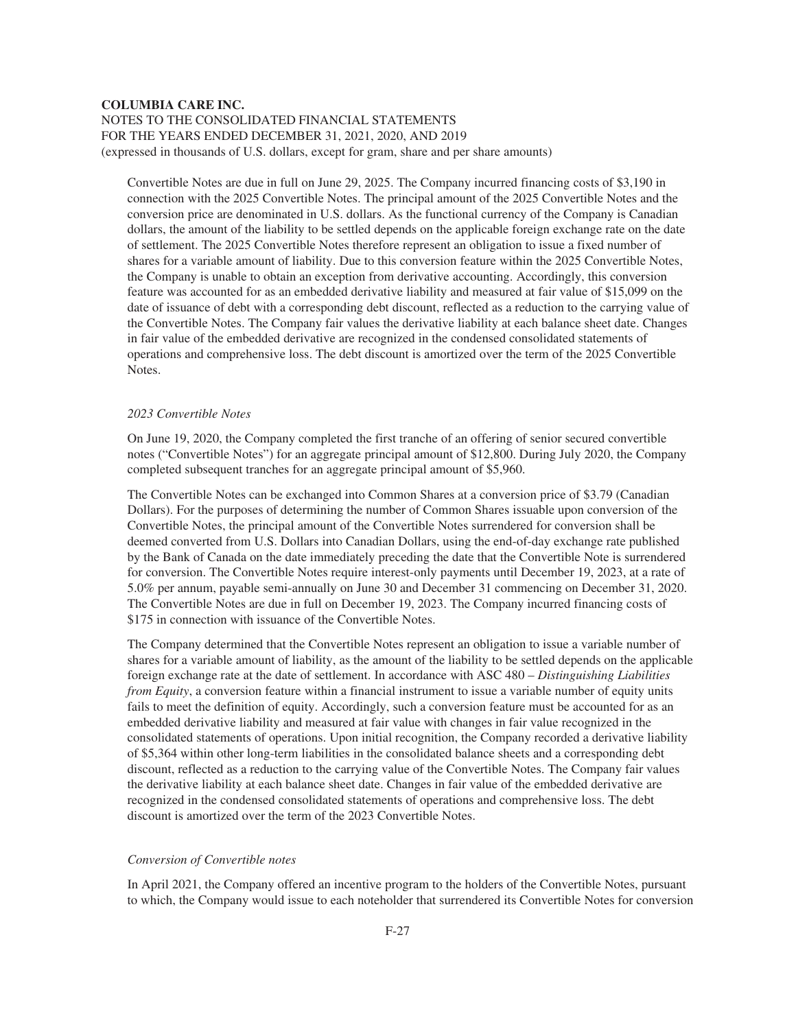Convertible Notes are due in full on June 29, 2025. The Company incurred financing costs of $3,190 in connection with the 2025 Convertible Notes. The principal amount of the 2025 Convertible Notes and the conversion price are denominated in U.S. dollars. As the functional currency of the Company is Canadian dollars, the amount of the liability to be settled depends on the applicable foreign exchange rate on the date of settlement. The 2025 Convertible Notes therefore represent an obligation to issue a fixed number of shares for a variable amount of liability. Due to this conversion feature within the 2025 Convertible Notes, the Company is unable to obtain an exception from derivative accounting. Accordingly, this conversion feature was accounted for as an embedded derivative liability and measured at fair value of $15,099 on the date of issuance of debt with a corresponding debt discount, reflected as a reduction to the carrying value of the Convertible Notes. The Company fair values the derivative liability at each balance sheet date. Changes in fair value of the embedded derivative are recognized in the condensed consolidated statements of operations and comprehensive loss. The debt discount is amortized over the term of the 2025 Convertible Notes.

*2023 Convertible Notes*

On June 19, 2020, the Company completed the first tranche of an offering of senior secured convertible notes ("Convertible Notes") for an aggregate principal amount of $12,800. During July 2020, the Company completed subsequent tranches for an aggregate principal amount of $5,960.

The Convertible Notes can be exchanged into Common Shares at a conversion price of $3.79 (Canadian Dollars). For the purposes of determining the number of Common Shares issuable upon conversion of the Convertible Notes, the principal amount of the Convertible Notes surrendered for conversion shall be deemed converted from U.S. Dollars into Canadian Dollars, using the end-of-day exchange rate published by the Bank of Canada on the date immediately preceding the date that the Convertible Note is surrendered for conversion. The Convertible Notes require interest-only payments until December 19, 2023, at a rate of 5.0% per annum, payable semi-annually on June 30 and December 31 commencing on December 31, 2020. The Convertible Notes are due in full on December 19, 2023. The Company incurred financing costs of $175 in connection with issuance of the Convertible Notes.

The Company determined that the Convertible Notes represent an obligation to issue a variable number of shares for a variable amount of liability, as the amount of the liability to be settled depends on the applicable foreign exchange rate at the date of settlement. In accordance with ASC 480 – *Distinguishing Liabilities from Equity*, a conversion feature within a financial instrument to issue a variable number of equity units fails to meet the definition of equity. Accordingly, such a conversion feature must be accounted for as an embedded derivative liability and measured at fair value with changes in fair value recognized in the consolidated statements of operations. Upon initial recognition, the Company recorded a derivative liability of $5,364 within other long-term liabilities in the consolidated balance sheets and a corresponding debt discount, reflected as a reduction to the carrying value of the Convertible Notes. The Company fair values the derivative liability at each balance sheet date. Changes in fair value of the embedded derivative are recognized in the condensed consolidated statements of operations and comprehensive loss. The debt discount is amortized over the term of the 2023 Convertible Notes.

*Conversion of Convertible notes*

In April 2021, the Company offered an incentive program to the holders of the Convertible Notes, pursuant to which, the Company would issue to each noteholder that surrendered its Convertible Notes for conversion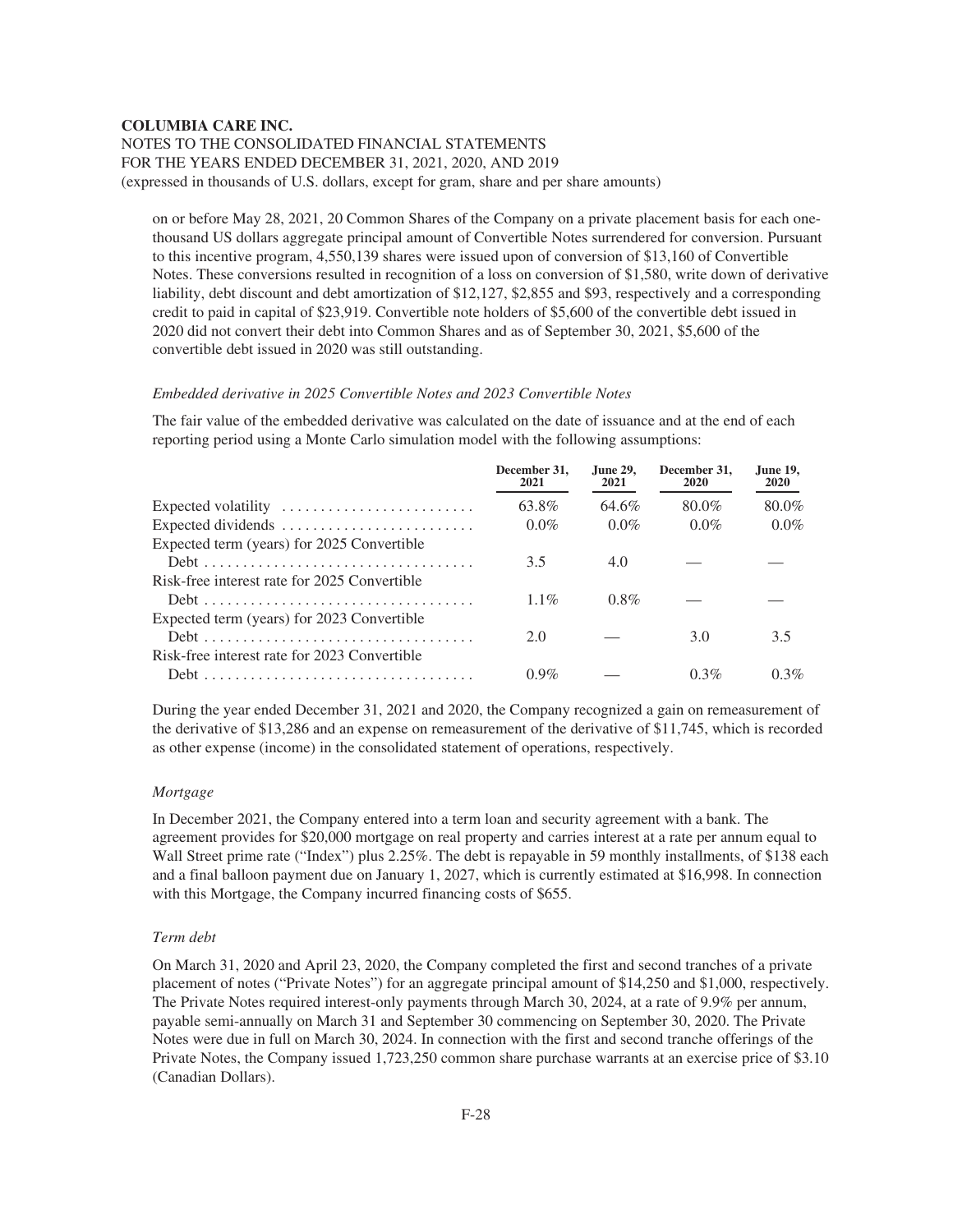on or before May 28, 2021, 20 Common Shares of the Company on a private placement basis for each one-thousand US dollars aggregate principal amount of Convertible Notes surrendered for conversion. Pursuant to this incentive program, 4,550,139 shares were issued upon of conversion of $13,160 of Convertible Notes. These conversions resulted in recognition of a loss on conversion of $1,580, write down of derivative liability, debt discount and debt amortization of $12,127, $2,855 and $93, respectively and a corresponding credit to paid in capital of $23,919. Convertible note holders of $5,600 of the convertible debt issued in 2020 did not convert their debt into Common Shares and as of September 30, 2021, $5,600 of the convertible debt issued in 2020 was still outstanding.

*Embedded derivative in 2025 Convertible Notes and 2023 Convertible Notes*

The fair value of the embedded derivative was calculated on the date of issuance and at the end of each reporting period using a Monte Carlo simulation model with the following assumptions:

| | December 31, 2021 | June 29, 2021 | December 31, 2020 | June 19, 2020 |
|---|---|---|---|---|
| Expected volatility | 63.8% | 64.6% | 80.0% | 80.0% |
| Expected dividends | 0.0% | 0.0% | 0.0% | 0.0% |
| Expected term (years) for 2025 Convertible Debt | 3.5 | 4.0 | — | — |
| Risk-free interest rate for 2025 Convertible Debt | 1.1% | 0.8% | — | — |
| Expected term (years) for 2023 Convertible Debt | 2.0 | — | 3.0 | 3.5 |
| Risk-free interest rate for 2023 Convertible Debt | 0.9% | — | 0.3% | 0.3% |

During the year ended December 31, 2021 and 2020, the Company recognized a gain on remeasurement of the derivative of $13,286 and an expense on remeasurement of the derivative of $11,745, which is recorded as other expense (income) in the consolidated statement of operations, respectively.

*Mortgage*

In December 2021, the Company entered into a term loan and security agreement with a bank. The agreement provides for $20,000 mortgage on real property and carries interest at a rate per annum equal to Wall Street prime rate ("Index") plus 2.25%. The debt is repayable in 59 monthly installments, of $138 each and a final balloon payment due on January 1, 2027, which is currently estimated at $16,998. In connection with this Mortgage, the Company incurred financing costs of $655.

*Term debt*

On March 31, 2020 and April 23, 2020, the Company completed the first and second tranches of a private placement of notes ("Private Notes") for an aggregate principal amount of $14,250 and $1,000, respectively. The Private Notes required interest-only payments through March 30, 2024, at a rate of 9.9% per annum, payable semi-annually on March 31 and September 30 commencing on September 30, 2020. The Private Notes were due in full on March 30, 2024. In connection with the first and second tranche offerings of the Private Notes, the Company issued 1,723,250 common share purchase warrants at an exercise price of $3.10 (Canadian Dollars).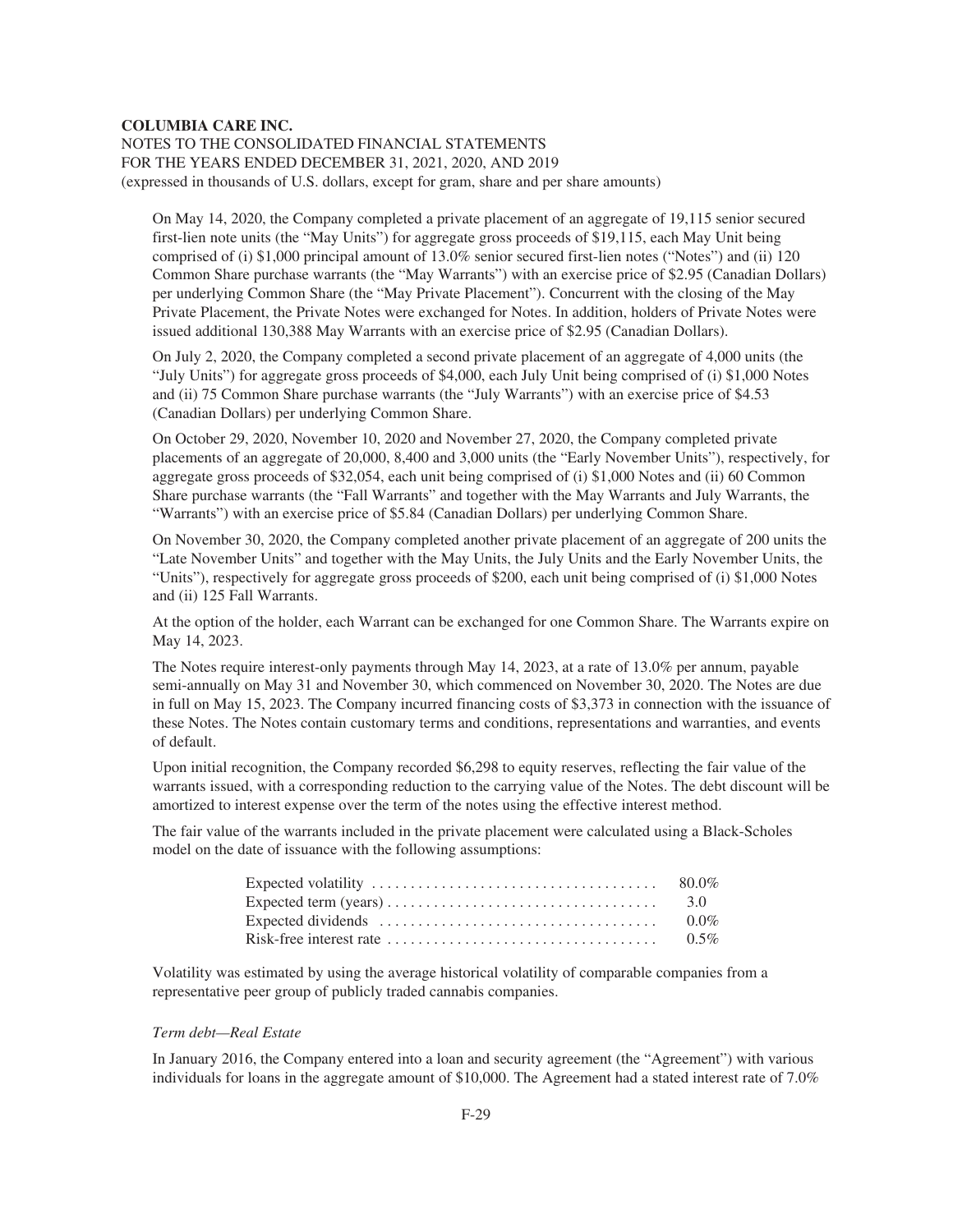On May 14, 2020, the Company completed a private placement of an aggregate of 19,115 senior secured first-lien note units (the "May Units") for aggregate gross proceeds of $19,115, each May Unit being comprised of (i) $1,000 principal amount of 13.0% senior secured first-lien notes ("Notes") and (ii) 120 Common Share purchase warrants (the "May Warrants") with an exercise price of $2.95 (Canadian Dollars) per underlying Common Share (the "May Private Placement"). Concurrent with the closing of the May Private Placement, the Private Notes were exchanged for Notes. In addition, holders of Private Notes were issued additional 130,388 May Warrants with an exercise price of $2.95 (Canadian Dollars).

On July 2, 2020, the Company completed a second private placement of an aggregate of 4,000 units (the "July Units") for aggregate gross proceeds of $4,000, each July Unit being comprised of (i) $1,000 Notes and (ii) 75 Common Share purchase warrants (the "July Warrants") with an exercise price of $4.53 (Canadian Dollars) per underlying Common Share.

On October 29, 2020, November 10, 2020 and November 27, 2020, the Company completed private placements of an aggregate of 20,000, 8,400 and 3,000 units (the "Early November Units"), respectively, for aggregate gross proceeds of $32,054, each unit being comprised of (i) $1,000 Notes and (ii) 60 Common Share purchase warrants (the "Fall Warrants" and together with the May Warrants and July Warrants, the "Warrants") with an exercise price of $5.84 (Canadian Dollars) per underlying Common Share.

On November 30, 2020, the Company completed another private placement of an aggregate of 200 units the "Late November Units" and together with the May Units, the July Units and the Early November Units, the "Units"), respectively for aggregate gross proceeds of $200, each unit being comprised of (i) $1,000 Notes and (ii) 125 Fall Warrants.

At the option of the holder, each Warrant can be exchanged for one Common Share. The Warrants expire on May 14, 2023.

The Notes require interest-only payments through May 14, 2023, at a rate of 13.0% per annum, payable semi-annually on May 31 and November 30, which commenced on November 30, 2020. The Notes are due in full on May 15, 2023. The Company incurred financing costs of $3,373 in connection with the issuance of these Notes. The Notes contain customary terms and conditions, representations and warranties, and events of default.

Upon initial recognition, the Company recorded $6,298 to equity reserves, reflecting the fair value of the warrants issued, with a corresponding reduction to the carrying value of the Notes. The debt discount will be amortized to interest expense over the term of the notes using the effective interest method.

The fair value of the warrants included in the private placement were calculated using a Black-Scholes model on the date of issuance with the following assumptions:

| | |
|---|---|
| Expected volatility | 80.0% |
| Expected term (years) | 3.0 |
| Expected dividends | 0.0% |
| Risk-free interest rate | 0.5% |

Volatility was estimated by using the average historical volatility of comparable companies from a representative peer group of publicly traded cannabis companies.

*Term debt—Real Estate*

In January 2016, the Company entered into a loan and security agreement (the "Agreement") with various individuals for loans in the aggregate amount of $10,000. The Agreement had a stated interest rate of 7.0%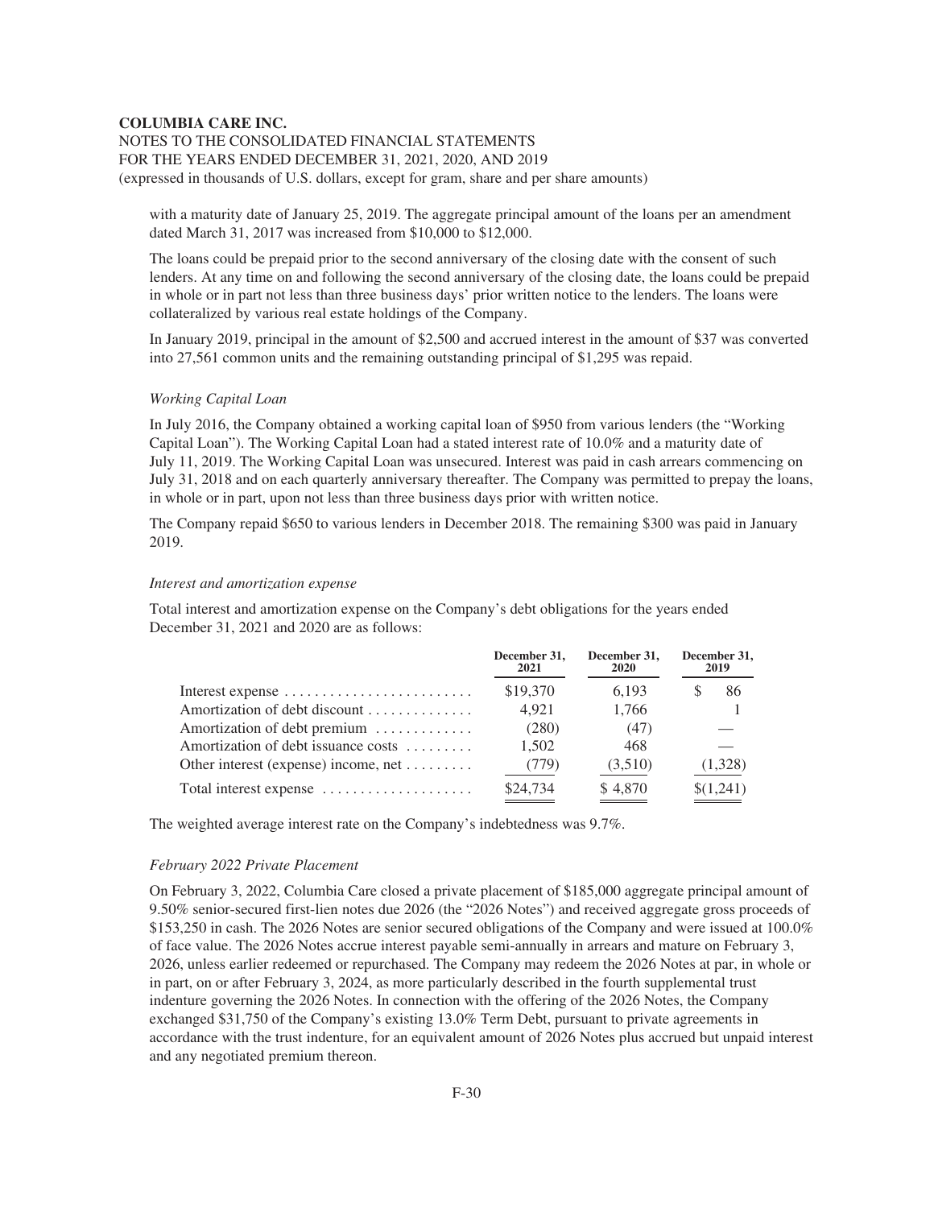with a maturity date of January 25, 2019. The aggregate principal amount of the loans per an amendment dated March 31, 2017 was increased from $10,000 to $12,000.

The loans could be prepaid prior to the second anniversary of the closing date with the consent of such lenders. At any time on and following the second anniversary of the closing date, the loans could be prepaid in whole or in part not less than three business days' prior written notice to the lenders. The loans were collateralized by various real estate holdings of the Company.

In January 2019, principal in the amount of $2,500 and accrued interest in the amount of $37 was converted into 27,561 common units and the remaining outstanding principal of $1,295 was repaid.

*Working Capital Loan*

In July 2016, the Company obtained a working capital loan of $950 from various lenders (the "Working Capital Loan"). The Working Capital Loan had a stated interest rate of 10.0% and a maturity date of July 11, 2019. The Working Capital Loan was unsecured. Interest was paid in cash arrears commencing on July 31, 2018 and on each quarterly anniversary thereafter. The Company was permitted to prepay the loans, in whole or in part, upon not less than three business days prior with written notice.

The Company repaid $650 to various lenders in December 2018. The remaining $300 was paid in January 2019.

*Interest and amortization expense*

Total interest and amortization expense on the Company's debt obligations for the years ended December 31, 2021 and 2020 are as follows:

| | December 31, 2021 | December 31, 2020 | December 31, 2019 |
|---|---|---|---|
| Interest expense | $19,370 | 6,193 | $ 86 |
| Amortization of debt discount | 4,921 | 1,766 | 1 |
| Amortization of debt premium | (280) | (47) | — |
| Amortization of debt issuance costs | 1,502 | 468 | — |
| Other interest (expense) income, net | (779) | (3,510) | (1,328) |
| Total interest expense | $24,734 | $ 4,870 | $(1,241) |

The weighted average interest rate on the Company's indebtedness was 9.7%.

*February 2022 Private Placement*

On February 3, 2022, Columbia Care closed a private placement of $185,000 aggregate principal amount of 9.50% senior-secured first-lien notes due 2026 (the "2026 Notes") and received aggregate gross proceeds of $153,250 in cash. The 2026 Notes are senior secured obligations of the Company and were issued at 100.0% of face value. The 2026 Notes accrue interest payable semi-annually in arrears and mature on February 3, 2026, unless earlier redeemed or repurchased. The Company may redeem the 2026 Notes at par, in whole or in part, on or after February 3, 2024, as more particularly described in the fourth supplemental trust indenture governing the 2026 Notes. In connection with the offering of the 2026 Notes, the Company exchanged $31,750 of the Company's existing 13.0% Term Debt, pursuant to private agreements in accordance with the trust indenture, for an equivalent amount of 2026 Notes plus accrued but unpaid interest and any negotiated premium thereon.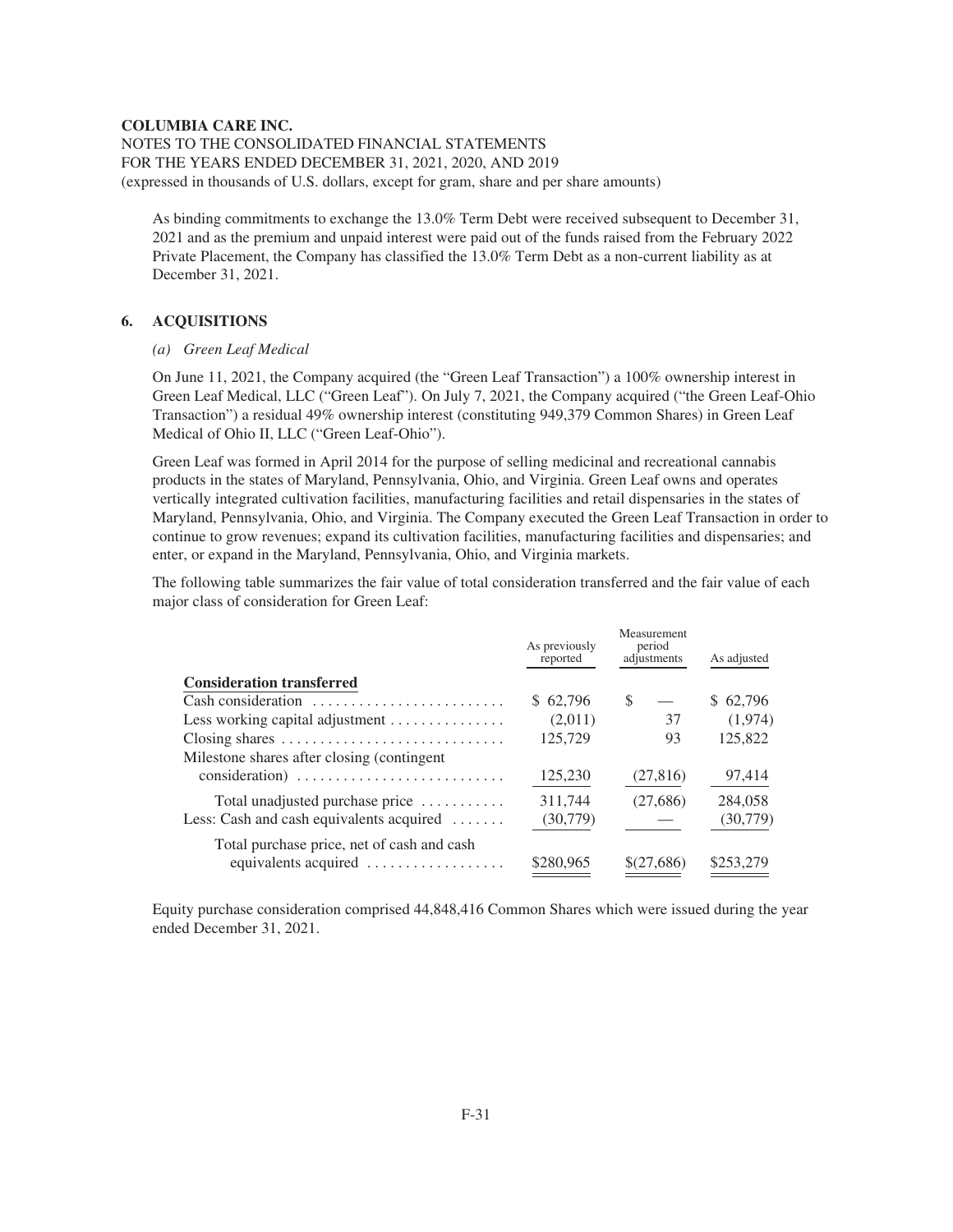As binding commitments to exchange the 13.0% Term Debt were received subsequent to December 31, 2021 and as the premium and unpaid interest were paid out of the funds raised from the February 2022 Private Placement, the Company has classified the 13.0% Term Debt as a non-current liability as at December 31, 2021.

## 6. ACQUISITIONS

*(a) Green Leaf Medical*

On June 11, 2021, the Company acquired (the "Green Leaf Transaction") a 100% ownership interest in Green Leaf Medical, LLC ("Green Leaf"). On July 7, 2021, the Company acquired ("the Green Leaf-Ohio Transaction") a residual 49% ownership interest (constituting 949,379 Common Shares) in Green Leaf Medical of Ohio II, LLC ("Green Leaf-Ohio").

Green Leaf was formed in April 2014 for the purpose of selling medicinal and recreational cannabis products in the states of Maryland, Pennsylvania, Ohio, and Virginia. Green Leaf owns and operates vertically integrated cultivation facilities, manufacturing facilities and retail dispensaries in the states of Maryland, Pennsylvania, Ohio, and Virginia. The Company executed the Green Leaf Transaction in order to continue to grow revenues; expand its cultivation facilities, manufacturing facilities and dispensaries; and enter, or expand in the Maryland, Pennsylvania, Ohio, and Virginia markets.

The following table summarizes the fair value of total consideration transferred and the fair value of each major class of consideration for Green Leaf:

| | As previously reported | Measurement period adjustments | As adjusted |
|---|---|---|---|
| **Consideration transferred** | | | |
| Cash consideration | $ 62,796 | $ — | $ 62,796 |
| Less working capital adjustment | (2,011) | 37 | (1,974) |
| Closing shares | 125,729 | 93 | 125,822 |
| Milestone shares after closing (contingent consideration) | 125,230 | (27,816) | 97,414 |
| Total unadjusted purchase price | 311,744 | (27,686) | 284,058 |
| Less: Cash and cash equivalents acquired | (30,779) | — | (30,779) |
| Total purchase price, net of cash and cash equivalents acquired | $280,965 | $(27,686) | $253,279 |

Equity purchase consideration comprised 44,848,416 Common Shares which were issued during the year ended December 31, 2021.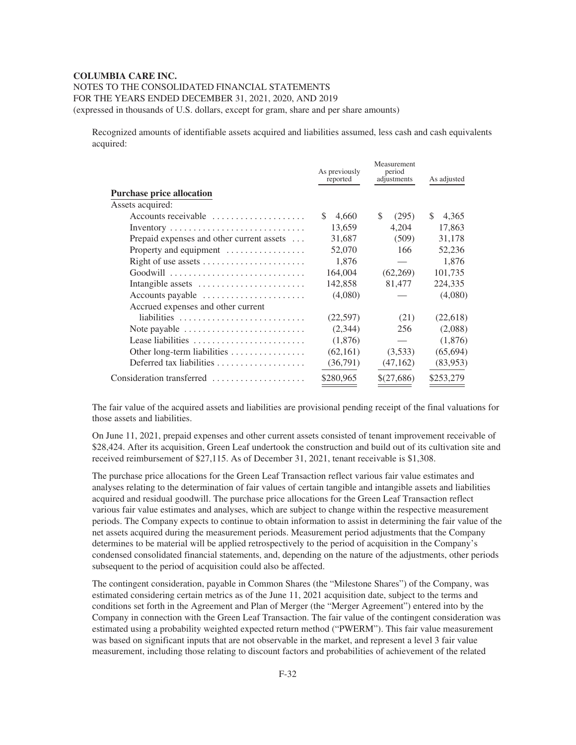Recognized amounts of identifiable assets acquired and liabilities assumed, less cash and cash equivalents acquired:

| | As previously reported | Measurement period adjustments | As adjusted |
|---|---|---|---|
| **Purchase price allocation** | | | |
| Assets acquired: | | | |
| Accounts receivable | $ 4,660 | $ (295) | $ 4,365 |
| Inventory | 13,659 | 4,204 | 17,863 |
| Prepaid expenses and other current assets | 31,687 | (509) | 31,178 |
| Property and equipment | 52,070 | 166 | 52,236 |
| Right of use assets | 1,876 | — | 1,876 |
| Goodwill | 164,004 | (62,269) | 101,735 |
| Intangible assets | 142,858 | 81,477 | 224,335 |
| Accounts payable | (4,080) | — | (4,080) |
| Accrued expenses and other current liabilities | (22,597) | (21) | (22,618) |
| Note payable | (2,344) | 256 | (2,088) |
| Lease liabilities | (1,876) | — | (1,876) |
| Other long-term liabilities | (62,161) | (3,533) | (65,694) |
| Deferred tax liabilities | (36,791) | (47,162) | (83,953) |
| Consideration transferred | $280,965 | $(27,686) | $253,279 |

The fair value of the acquired assets and liabilities are provisional pending receipt of the final valuations for those assets and liabilities.

On June 11, 2021, prepaid expenses and other current assets consisted of tenant improvement receivable of $28,424. After its acquisition, Green Leaf undertook the construction and build out of its cultivation site and received reimbursement of $27,115. As of December 31, 2021, tenant receivable is $1,308.

The purchase price allocations for the Green Leaf Transaction reflect various fair value estimates and analyses relating to the determination of fair values of certain tangible and intangible assets and liabilities acquired and residual goodwill. The purchase price allocations for the Green Leaf Transaction reflect various fair value estimates and analyses, which are subject to change within the respective measurement periods. The Company expects to continue to obtain information to assist in determining the fair value of the net assets acquired during the measurement periods. Measurement period adjustments that the Company determines to be material will be applied retrospectively to the period of acquisition in the Company's condensed consolidated financial statements, and, depending on the nature of the adjustments, other periods subsequent to the period of acquisition could also be affected.

The contingent consideration, payable in Common Shares (the "Milestone Shares") of the Company, was estimated considering certain metrics as of the June 11, 2021 acquisition date, subject to the terms and conditions set forth in the Agreement and Plan of Merger (the "Merger Agreement") entered into by the Company in connection with the Green Leaf Transaction. The fair value of the contingent consideration was estimated using a probability weighted expected return method ("PWERM"). This fair value measurement was based on significant inputs that are not observable in the market, and represent a level 3 fair value measurement, including those relating to discount factors and probabilities of achievement of the related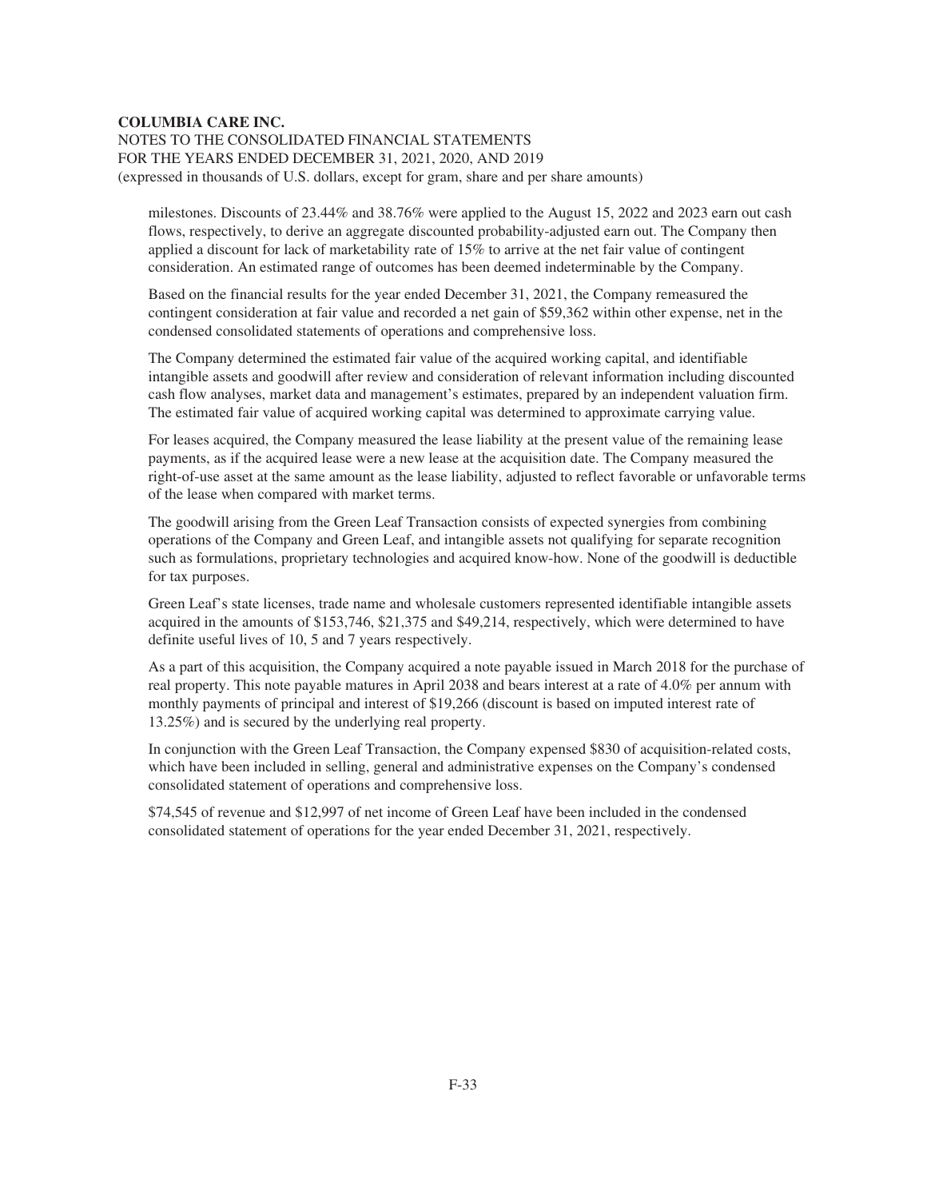milestones. Discounts of 23.44% and 38.76% were applied to the August 15, 2022 and 2023 earn out cash flows, respectively, to derive an aggregate discounted probability-adjusted earn out. The Company then applied a discount for lack of marketability rate of 15% to arrive at the net fair value of contingent consideration. An estimated range of outcomes has been deemed indeterminable by the Company.

Based on the financial results for the year ended December 31, 2021, the Company remeasured the contingent consideration at fair value and recorded a net gain of $59,362 within other expense, net in the condensed consolidated statements of operations and comprehensive loss.

The Company determined the estimated fair value of the acquired working capital, and identifiable intangible assets and goodwill after review and consideration of relevant information including discounted cash flow analyses, market data and management's estimates, prepared by an independent valuation firm. The estimated fair value of acquired working capital was determined to approximate carrying value.

For leases acquired, the Company measured the lease liability at the present value of the remaining lease payments, as if the acquired lease were a new lease at the acquisition date. The Company measured the right-of-use asset at the same amount as the lease liability, adjusted to reflect favorable or unfavorable terms of the lease when compared with market terms.

The goodwill arising from the Green Leaf Transaction consists of expected synergies from combining operations of the Company and Green Leaf, and intangible assets not qualifying for separate recognition such as formulations, proprietary technologies and acquired know-how. None of the goodwill is deductible for tax purposes.

Green Leaf's state licenses, trade name and wholesale customers represented identifiable intangible assets acquired in the amounts of $153,746, $21,375 and $49,214, respectively, which were determined to have definite useful lives of 10, 5 and 7 years respectively.

As a part of this acquisition, the Company acquired a note payable issued in March 2018 for the purchase of real property. This note payable matures in April 2038 and bears interest at a rate of 4.0% per annum with monthly payments of principal and interest of $19,266 (discount is based on imputed interest rate of 13.25%) and is secured by the underlying real property.

In conjunction with the Green Leaf Transaction, the Company expensed $830 of acquisition-related costs, which have been included in selling, general and administrative expenses on the Company's condensed consolidated statement of operations and comprehensive loss.

$74,545 of revenue and $12,997 of net income of Green Leaf have been included in the condensed consolidated statement of operations for the year ended December 31, 2021, respectively.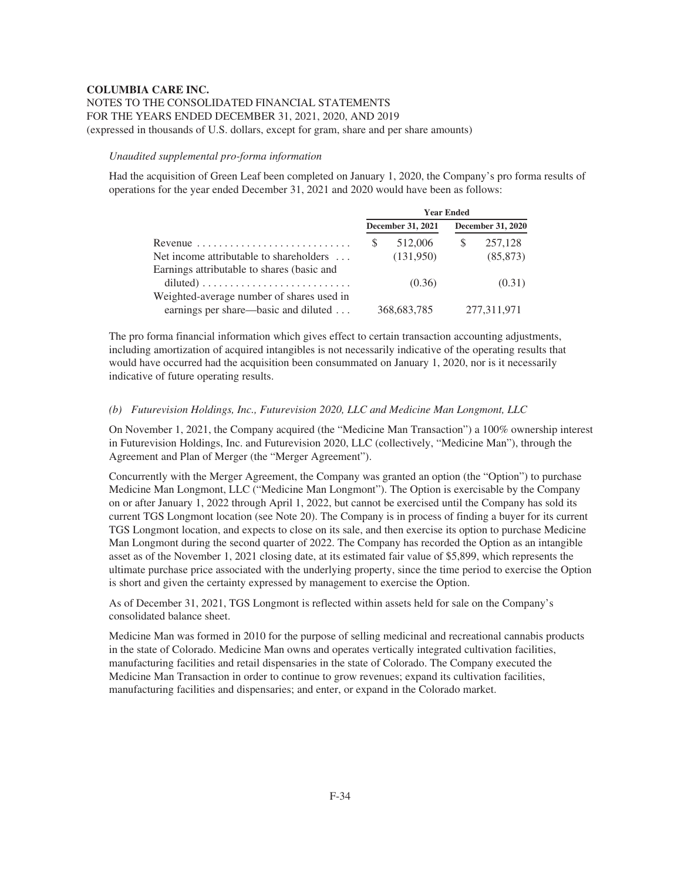*Unaudited supplemental pro-forma information*

Had the acquisition of Green Leaf been completed on January 1, 2020, the Company's pro forma results of operations for the year ended December 31, 2021 and 2020 would have been as follows:

| | Year Ended | |
|---|---|---|
| | December 31, 2021 | December 31, 2020 |
| Revenue | $ 512,006 | $ 257,128 |
| Net income attributable to shareholders | (131,950) | (85,873) |
| Earnings attributable to shares (basic and diluted) | (0.36) | (0.31) |
| Weighted-average number of shares used in earnings per share—basic and diluted | 368,683,785 | 277,311,971 |

The pro forma financial information which gives effect to certain transaction accounting adjustments, including amortization of acquired intangibles is not necessarily indicative of the operating results that would have occurred had the acquisition been consummated on January 1, 2020, nor is it necessarily indicative of future operating results.

*(b) Futurevision Holdings, Inc., Futurevision 2020, LLC and Medicine Man Longmont, LLC*

On November 1, 2021, the Company acquired (the "Medicine Man Transaction") a 100% ownership interest in Futurevision Holdings, Inc. and Futurevision 2020, LLC (collectively, "Medicine Man"), through the Agreement and Plan of Merger (the "Merger Agreement").

Concurrently with the Merger Agreement, the Company was granted an option (the "Option") to purchase Medicine Man Longmont, LLC ("Medicine Man Longmont"). The Option is exercisable by the Company on or after January 1, 2022 through April 1, 2022, but cannot be exercised until the Company has sold its current TGS Longmont location (see Note 20). The Company is in process of finding a buyer for its current TGS Longmont location, and expects to close on its sale, and then exercise its option to purchase Medicine Man Longmont during the second quarter of 2022. The Company has recorded the Option as an intangible asset as of the November 1, 2021 closing date, at its estimated fair value of $5,899, which represents the ultimate purchase price associated with the underlying property, since the time period to exercise the Option is short and given the certainty expressed by management to exercise the Option.

As of December 31, 2021, TGS Longmont is reflected within assets held for sale on the Company's consolidated balance sheet.

Medicine Man was formed in 2010 for the purpose of selling medicinal and recreational cannabis products in the state of Colorado. Medicine Man owns and operates vertically integrated cultivation facilities, manufacturing facilities and retail dispensaries in the state of Colorado. The Company executed the Medicine Man Transaction in order to continue to grow revenues; expand its cultivation facilities, manufacturing facilities and dispensaries; and enter, or expand in the Colorado market.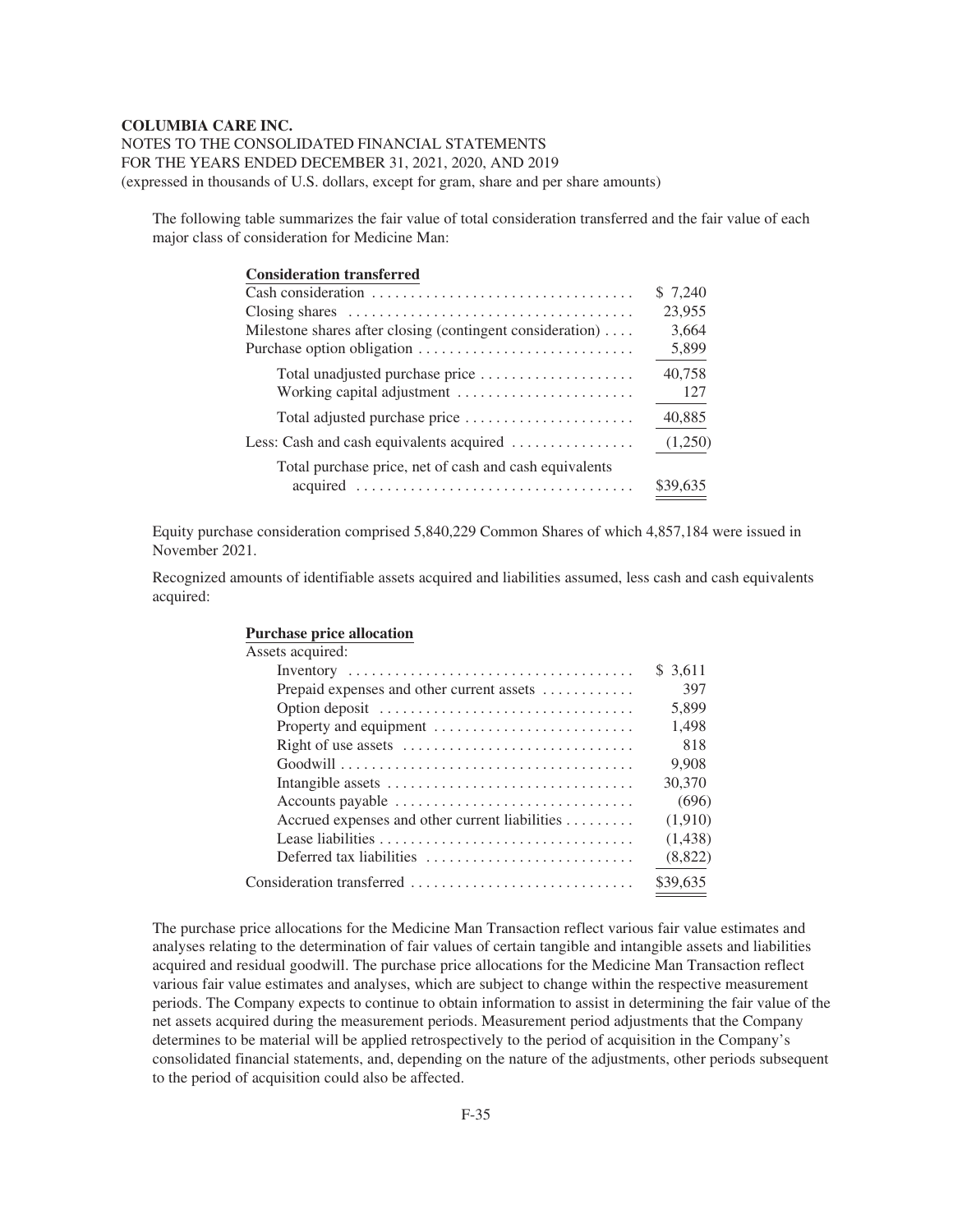The following table summarizes the fair value of total consideration transferred and the fair value of each major class of consideration for Medicine Man:

| **Consideration transferred** | |
|---|---|
| Cash consideration | $ 7,240 |
| Closing shares | 23,955 |
| Milestone shares after closing (contingent consideration) | 3,664 |
| Purchase option obligation | 5,899 |
| Total unadjusted purchase price | 40,758 |
| Working capital adjustment | 127 |
| Total adjusted purchase price | 40,885 |
| Less: Cash and cash equivalents acquired | (1,250) |
| Total purchase price, net of cash and cash equivalents acquired | $39,635 |

Equity purchase consideration comprised 5,840,229 Common Shares of which 4,857,184 were issued in November 2021.

Recognized amounts of identifiable assets acquired and liabilities assumed, less cash and cash equivalents acquired:

| **Purchase price allocation** | |
|---|---|
| Assets acquired: | |
| Inventory | $ 3,611 |
| Prepaid expenses and other current assets | 397 |
| Option deposit | 5,899 |
| Property and equipment | 1,498 |
| Right of use assets | 818 |
| Goodwill | 9,908 |
| Intangible assets | 30,370 |
| Accounts payable | (696) |
| Accrued expenses and other current liabilities | (1,910) |
| Lease liabilities | (1,438) |
| Deferred tax liabilities | (8,822) |
| Consideration transferred | $39,635 |

The purchase price allocations for the Medicine Man Transaction reflect various fair value estimates and analyses relating to the determination of fair values of certain tangible and intangible assets and liabilities acquired and residual goodwill. The purchase price allocations for the Medicine Man Transaction reflect various fair value estimates and analyses, which are subject to change within the respective measurement periods. The Company expects to continue to obtain information to assist in determining the fair value of the net assets acquired during the measurement periods. Measurement period adjustments that the Company determines to be material will be applied retrospectively to the period of acquisition in the Company's consolidated financial statements, and, depending on the nature of the adjustments, other periods subsequent to the period of acquisition could also be affected.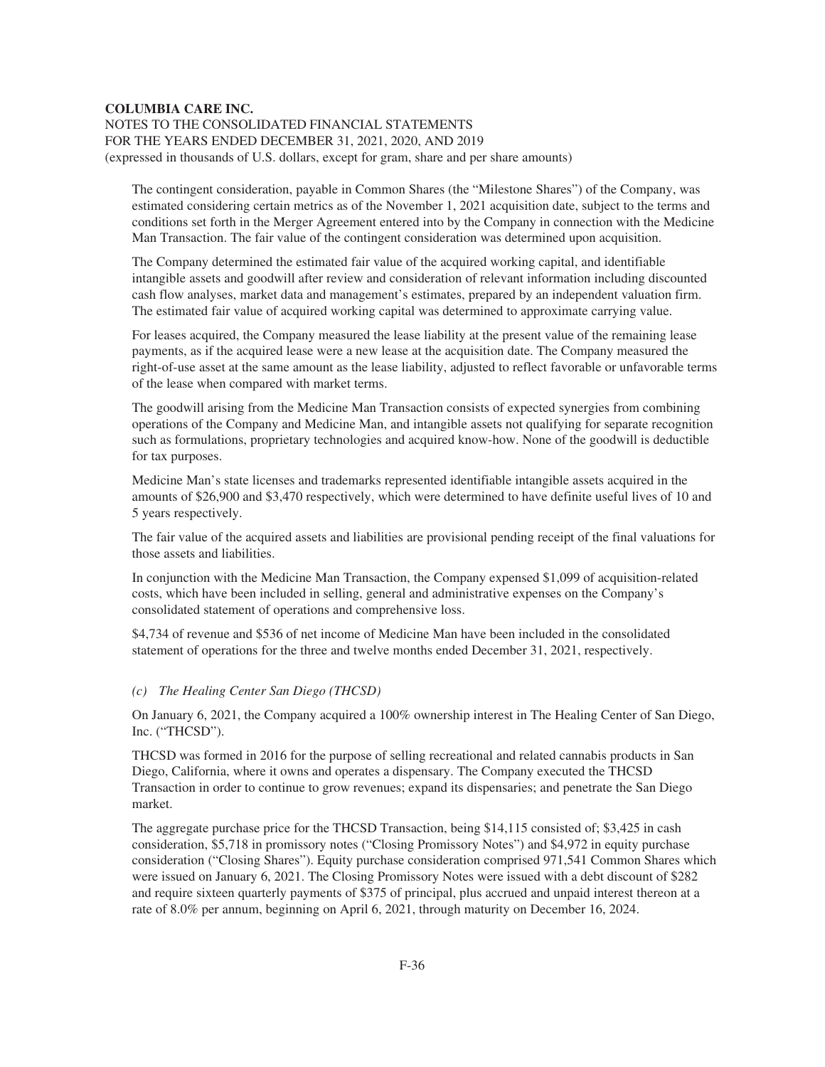The contingent consideration, payable in Common Shares (the "Milestone Shares") of the Company, was estimated considering certain metrics as of the November 1, 2021 acquisition date, subject to the terms and conditions set forth in the Merger Agreement entered into by the Company in connection with the Medicine Man Transaction. The fair value of the contingent consideration was determined upon acquisition.

The Company determined the estimated fair value of the acquired working capital, and identifiable intangible assets and goodwill after review and consideration of relevant information including discounted cash flow analyses, market data and management's estimates, prepared by an independent valuation firm. The estimated fair value of acquired working capital was determined to approximate carrying value.

For leases acquired, the Company measured the lease liability at the present value of the remaining lease payments, as if the acquired lease were a new lease at the acquisition date. The Company measured the right-of-use asset at the same amount as the lease liability, adjusted to reflect favorable or unfavorable terms of the lease when compared with market terms.

The goodwill arising from the Medicine Man Transaction consists of expected synergies from combining operations of the Company and Medicine Man, and intangible assets not qualifying for separate recognition such as formulations, proprietary technologies and acquired know-how. None of the goodwill is deductible for tax purposes.

Medicine Man's state licenses and trademarks represented identifiable intangible assets acquired in the amounts of $26,900 and $3,470 respectively, which were determined to have definite useful lives of 10 and 5 years respectively.

The fair value of the acquired assets and liabilities are provisional pending receipt of the final valuations for those assets and liabilities.

In conjunction with the Medicine Man Transaction, the Company expensed $1,099 of acquisition-related costs, which have been included in selling, general and administrative expenses on the Company's consolidated statement of operations and comprehensive loss.

$4,734 of revenue and $536 of net income of Medicine Man have been included in the consolidated statement of operations for the three and twelve months ended December 31, 2021, respectively.

*(c) The Healing Center San Diego (THCSD)*

On January 6, 2021, the Company acquired a 100% ownership interest in The Healing Center of San Diego, Inc. ("THCSD").

THCSD was formed in 2016 for the purpose of selling recreational and related cannabis products in San Diego, California, where it owns and operates a dispensary. The Company executed the THCSD Transaction in order to continue to grow revenues; expand its dispensaries; and penetrate the San Diego market.

The aggregate purchase price for the THCSD Transaction, being $14,115 consisted of; $3,425 in cash consideration, $5,718 in promissory notes ("Closing Promissory Notes") and $4,972 in equity purchase consideration ("Closing Shares"). Equity purchase consideration comprised 971,541 Common Shares which were issued on January 6, 2021. The Closing Promissory Notes were issued with a debt discount of $282 and require sixteen quarterly payments of $375 of principal, plus accrued and unpaid interest thereon at a rate of 8.0% per annum, beginning on April 6, 2021, through maturity on December 16, 2024.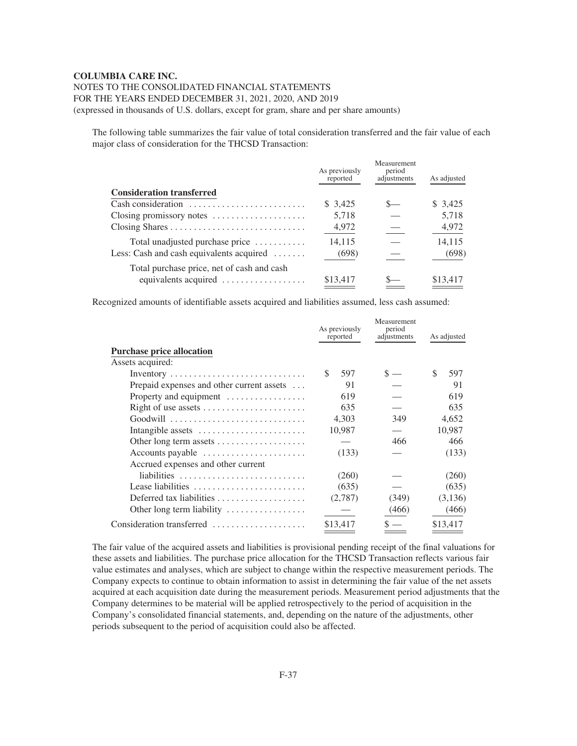The following table summarizes the fair value of total consideration transferred and the fair value of each major class of consideration for the THCSD Transaction:

| | As previously reported | Measurement period adjustments | As adjusted |
|---|---|---|---|
| **Consideration transferred** | | | |
| Cash consideration | $ 3,425 | $— | $ 3,425 |
| Closing promissory notes | 5,718 | — | 5,718 |
| Closing Shares | 4,972 | — | 4,972 |
| Total unadjusted purchase price | 14,115 | — | 14,115 |
| Less: Cash and cash equivalents acquired | (698) | — | (698) |
| Total purchase price, net of cash and cash equivalents acquired | $13,417 | $— | $13,417 |

Recognized amounts of identifiable assets acquired and liabilities assumed, less cash assumed:

| | As previously reported | Measurement period adjustments | As adjusted |
|---|---|---|---|
| **Purchase price allocation** | | | |
| Assets acquired: | | | |
| Inventory | $ 597 | $ — | $ 597 |
| Prepaid expenses and other current assets | 91 | — | 91 |
| Property and equipment | 619 | — | 619 |
| Right of use assets | 635 | — | 635 |
| Goodwill | 4,303 | 349 | 4,652 |
| Intangible assets | 10,987 | — | 10,987 |
| Other long term assets | — | 466 | 466 |
| Accounts payable | (133) | — | (133) |
| Accrued expenses and other current liabilities | (260) | — | (260) |
| Lease liabilities | (635) | — | (635) |
| Deferred tax liabilities | (2,787) | (349) | (3,136) |
| Other long term liability | — | (466) | (466) |
| Consideration transferred | $13,417 | $ — | $13,417 |

The fair value of the acquired assets and liabilities is provisional pending receipt of the final valuations for these assets and liabilities. The purchase price allocation for the THCSD Transaction reflects various fair value estimates and analyses, which are subject to change within the respective measurement periods. The Company expects to continue to obtain information to assist in determining the fair value of the net assets acquired at each acquisition date during the measurement periods. Measurement period adjustments that the Company determines to be material will be applied retrospectively to the period of acquisition in the Company's consolidated financial statements, and, depending on the nature of the adjustments, other periods subsequent to the period of acquisition could also be affected.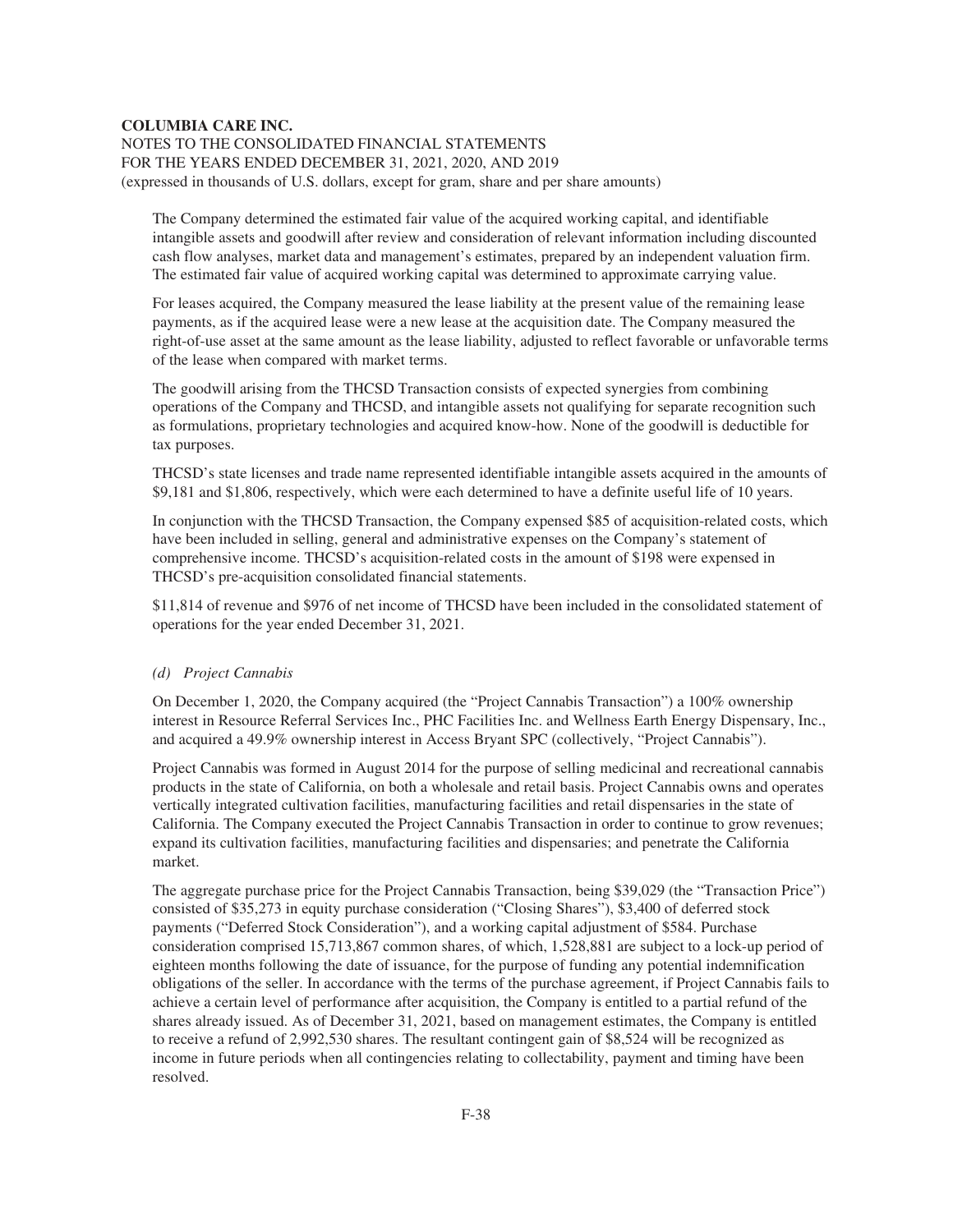The Company determined the estimated fair value of the acquired working capital, and identifiable intangible assets and goodwill after review and consideration of relevant information including discounted cash flow analyses, market data and management's estimates, prepared by an independent valuation firm. The estimated fair value of acquired working capital was determined to approximate carrying value.

For leases acquired, the Company measured the lease liability at the present value of the remaining lease payments, as if the acquired lease were a new lease at the acquisition date. The Company measured the right-of-use asset at the same amount as the lease liability, adjusted to reflect favorable or unfavorable terms of the lease when compared with market terms.

The goodwill arising from the THCSD Transaction consists of expected synergies from combining operations of the Company and THCSD, and intangible assets not qualifying for separate recognition such as formulations, proprietary technologies and acquired know-how. None of the goodwill is deductible for tax purposes.

THCSD's state licenses and trade name represented identifiable intangible assets acquired in the amounts of $9,181 and $1,806, respectively, which were each determined to have a definite useful life of 10 years.

In conjunction with the THCSD Transaction, the Company expensed $85 of acquisition-related costs, which have been included in selling, general and administrative expenses on the Company's statement of comprehensive income. THCSD's acquisition-related costs in the amount of $198 were expensed in THCSD's pre-acquisition consolidated financial statements.

$11,814 of revenue and $976 of net income of THCSD have been included in the consolidated statement of operations for the year ended December 31, 2021.

### *(d) Project Cannabis*

On December 1, 2020, the Company acquired (the "Project Cannabis Transaction") a 100% ownership interest in Resource Referral Services Inc., PHC Facilities Inc. and Wellness Earth Energy Dispensary, Inc., and acquired a 49.9% ownership interest in Access Bryant SPC (collectively, "Project Cannabis").

Project Cannabis was formed in August 2014 for the purpose of selling medicinal and recreational cannabis products in the state of California, on both a wholesale and retail basis. Project Cannabis owns and operates vertically integrated cultivation facilities, manufacturing facilities and retail dispensaries in the state of California. The Company executed the Project Cannabis Transaction in order to continue to grow revenues; expand its cultivation facilities, manufacturing facilities and dispensaries; and penetrate the California market.

The aggregate purchase price for the Project Cannabis Transaction, being $39,029 (the "Transaction Price") consisted of $35,273 in equity purchase consideration ("Closing Shares"), $3,400 of deferred stock payments ("Deferred Stock Consideration"), and a working capital adjustment of $584. Purchase consideration comprised 15,713,867 common shares, of which, 1,528,881 are subject to a lock-up period of eighteen months following the date of issuance, for the purpose of funding any potential indemnification obligations of the seller. In accordance with the terms of the purchase agreement, if Project Cannabis fails to achieve a certain level of performance after acquisition, the Company is entitled to a partial refund of the shares already issued. As of December 31, 2021, based on management estimates, the Company is entitled to receive a refund of 2,992,530 shares. The resultant contingent gain of $8,524 will be recognized as income in future periods when all contingencies relating to collectability, payment and timing have been resolved.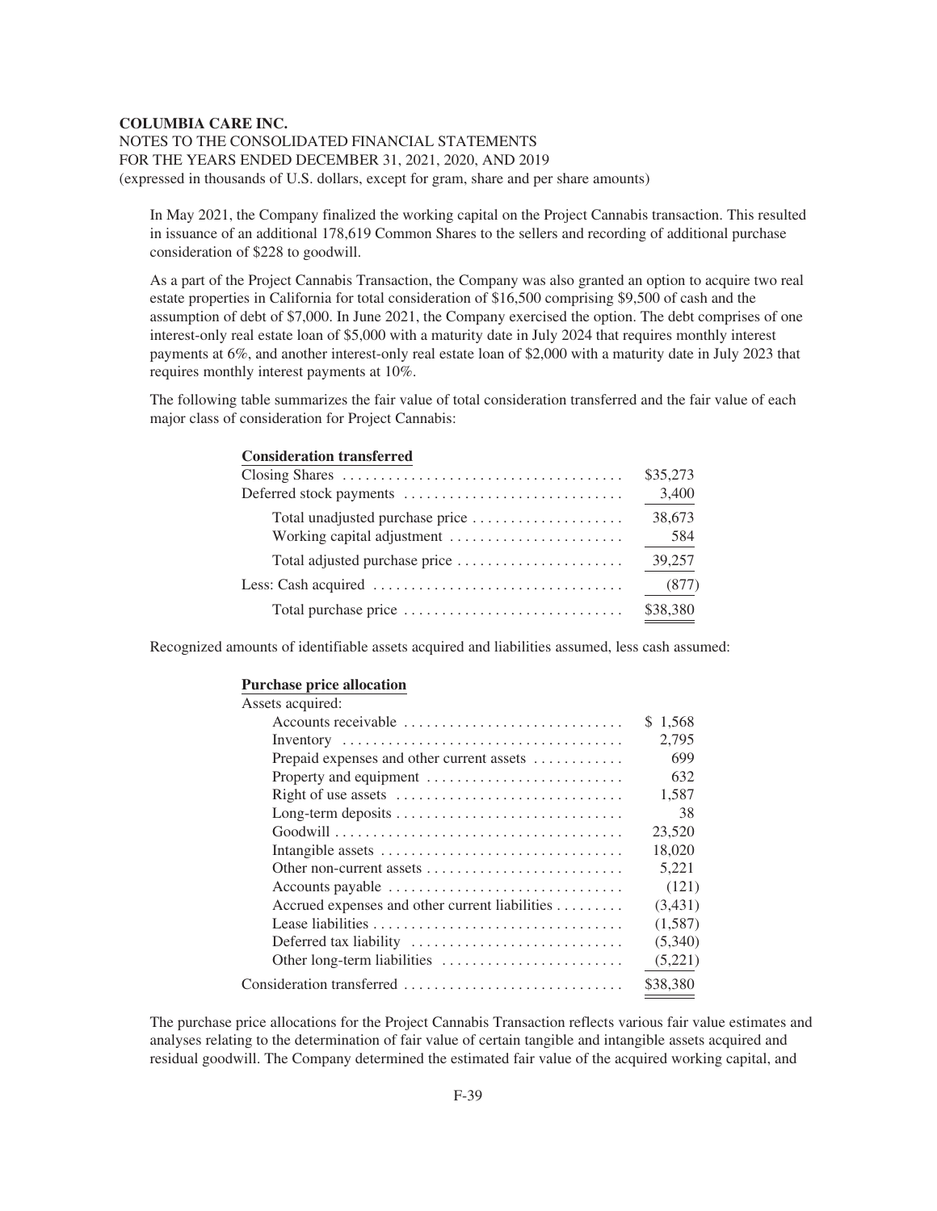In May 2021, the Company finalized the working capital on the Project Cannabis transaction. This resulted in issuance of an additional 178,619 Common Shares to the sellers and recording of additional purchase consideration of $228 to goodwill.

As a part of the Project Cannabis Transaction, the Company was also granted an option to acquire two real estate properties in California for total consideration of $16,500 comprising $9,500 of cash and the assumption of debt of $7,000. In June 2021, the Company exercised the option. The debt comprises of one interest-only real estate loan of $5,000 with a maturity date in July 2024 that requires monthly interest payments at 6%, and another interest-only real estate loan of $2,000 with a maturity date in July 2023 that requires monthly interest payments at 10%.

The following table summarizes the fair value of total consideration transferred and the fair value of each major class of consideration for Project Cannabis:

| **Consideration transferred** | |
|---|---|
| Closing Shares | $35,273 |
| Deferred stock payments | 3,400 |
| Total unadjusted purchase price | 38,673 |
| Working capital adjustment | 584 |
| Total adjusted purchase price | 39,257 |
| Less: Cash acquired | (877) |
| Total purchase price | $38,380 |

Recognized amounts of identifiable assets acquired and liabilities assumed, less cash assumed:

| **Purchase price allocation** | |
|---|---|
| Assets acquired: | |
| Accounts receivable | $ 1,568 |
| Inventory | 2,795 |
| Prepaid expenses and other current assets | 699 |
| Property and equipment | 632 |
| Right of use assets | 1,587 |
| Long-term deposits | 38 |
| Goodwill | 23,520 |
| Intangible assets | 18,020 |
| Other non-current assets | 5,221 |
| Accounts payable | (121) |
| Accrued expenses and other current liabilities | (3,431) |
| Lease liabilities | (1,587) |
| Deferred tax liability | (5,340) |
| Other long-term liabilities | (5,221) |
| Consideration transferred | $38,380 |

The purchase price allocations for the Project Cannabis Transaction reflects various fair value estimates and analyses relating to the determination of fair value of certain tangible and intangible assets acquired and residual goodwill. The Company determined the estimated fair value of the acquired working capital, and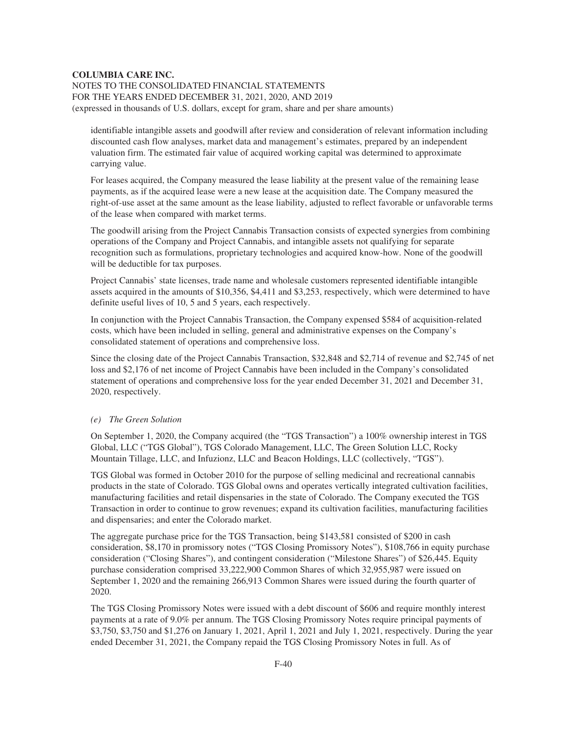identifiable intangible assets and goodwill after review and consideration of relevant information including discounted cash flow analyses, market data and management's estimates, prepared by an independent valuation firm. The estimated fair value of acquired working capital was determined to approximate carrying value.

For leases acquired, the Company measured the lease liability at the present value of the remaining lease payments, as if the acquired lease were a new lease at the acquisition date. The Company measured the right-of-use asset at the same amount as the lease liability, adjusted to reflect favorable or unfavorable terms of the lease when compared with market terms.

The goodwill arising from the Project Cannabis Transaction consists of expected synergies from combining operations of the Company and Project Cannabis, and intangible assets not qualifying for separate recognition such as formulations, proprietary technologies and acquired know-how. None of the goodwill will be deductible for tax purposes.

Project Cannabis' state licenses, trade name and wholesale customers represented identifiable intangible assets acquired in the amounts of $10,356, $4,411 and $3,253, respectively, which were determined to have definite useful lives of 10, 5 and 5 years, each respectively.

In conjunction with the Project Cannabis Transaction, the Company expensed $584 of acquisition-related costs, which have been included in selling, general and administrative expenses on the Company's consolidated statement of operations and comprehensive loss.

Since the closing date of the Project Cannabis Transaction, $32,848 and $2,714 of revenue and $2,745 of net loss and $2,176 of net income of Project Cannabis have been included in the Company's consolidated statement of operations and comprehensive loss for the year ended December 31, 2021 and December 31, 2020, respectively.

*(e) The Green Solution*

On September 1, 2020, the Company acquired (the "TGS Transaction") a 100% ownership interest in TGS Global, LLC ("TGS Global"), TGS Colorado Management, LLC, The Green Solution LLC, Rocky Mountain Tillage, LLC, and Infuzionz, LLC and Beacon Holdings, LLC (collectively, "TGS").

TGS Global was formed in October 2010 for the purpose of selling medicinal and recreational cannabis products in the state of Colorado. TGS Global owns and operates vertically integrated cultivation facilities, manufacturing facilities and retail dispensaries in the state of Colorado. The Company executed the TGS Transaction in order to continue to grow revenues; expand its cultivation facilities, manufacturing facilities and dispensaries; and enter the Colorado market.

The aggregate purchase price for the TGS Transaction, being $143,581 consisted of $200 in cash consideration, $8,170 in promissory notes ("TGS Closing Promissory Notes"), $108,766 in equity purchase consideration ("Closing Shares"), and contingent consideration ("Milestone Shares") of $26,445. Equity purchase consideration comprised 33,222,900 Common Shares of which 32,955,987 were issued on September 1, 2020 and the remaining 266,913 Common Shares were issued during the fourth quarter of 2020.

The TGS Closing Promissory Notes were issued with a debt discount of $606 and require monthly interest payments at a rate of 9.0% per annum. The TGS Closing Promissory Notes require principal payments of $3,750, $3,750 and $1,276 on January 1, 2021, April 1, 2021 and July 1, 2021, respectively. During the year ended December 31, 2021, the Company repaid the TGS Closing Promissory Notes in full. As of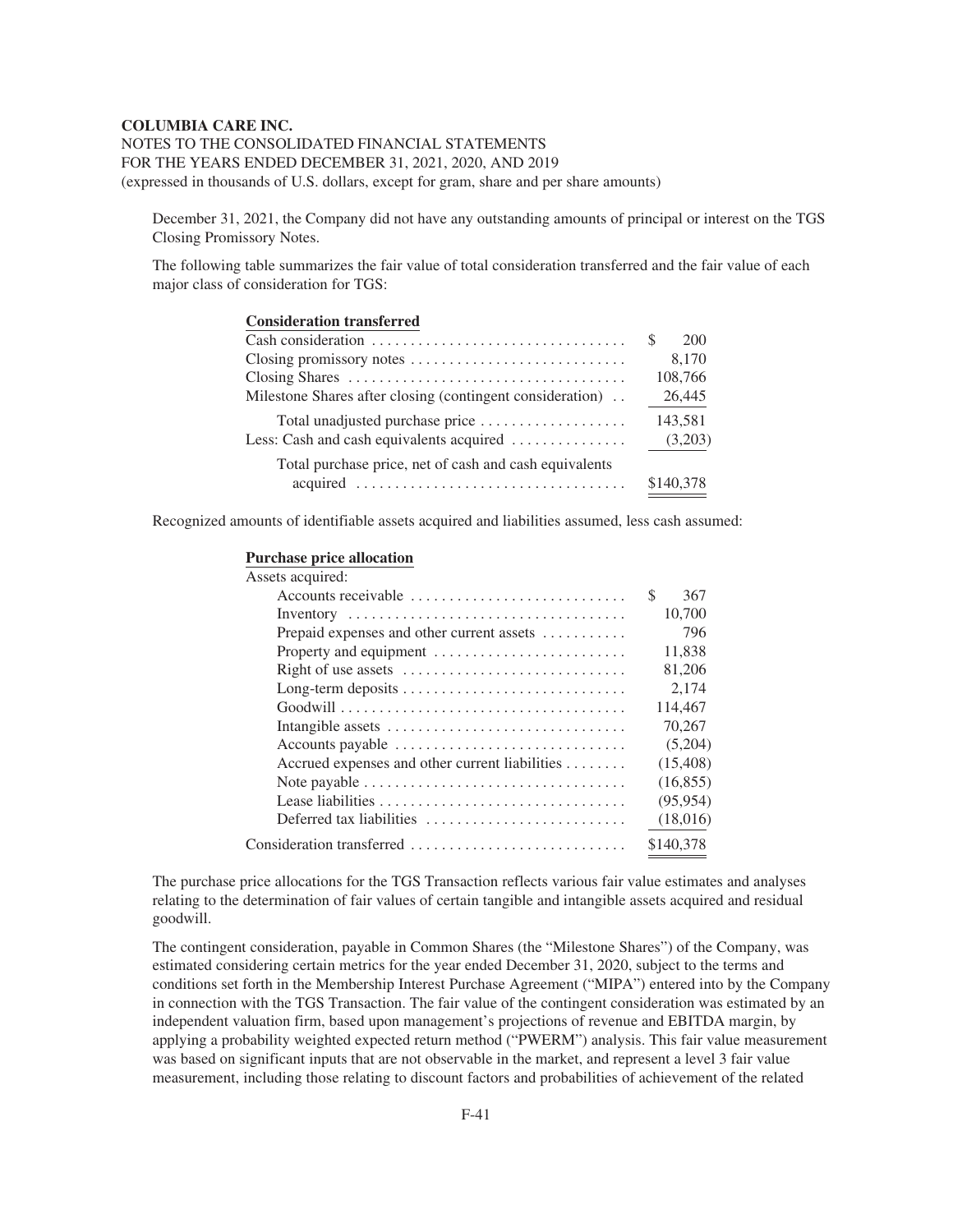December 31, 2021, the Company did not have any outstanding amounts of principal or interest on the TGS Closing Promissory Notes.

The following table summarizes the fair value of total consideration transferred and the fair value of each major class of consideration for TGS:

| **Consideration transferred** | |
|---|---|
| Cash consideration | $ 200 |
| Closing promissory notes | 8,170 |
| Closing Shares | 108,766 |
| Milestone Shares after closing (contingent consideration) | 26,445 |
| Total unadjusted purchase price | 143,581 |
| Less: Cash and cash equivalents acquired | (3,203) |
| Total purchase price, net of cash and cash equivalents acquired | $140,378 |

Recognized amounts of identifiable assets acquired and liabilities assumed, less cash assumed:

| **Purchase price allocation** | |
|---|---|
| Assets acquired: | |
| Accounts receivable | $ 367 |
| Inventory | 10,700 |
| Prepaid expenses and other current assets | 796 |
| Property and equipment | 11,838 |
| Right of use assets | 81,206 |
| Long-term deposits | 2,174 |
| Goodwill | 114,467 |
| Intangible assets | 70,267 |
| Accounts payable | (5,204) |
| Accrued expenses and other current liabilities | (15,408) |
| Note payable | (16,855) |
| Lease liabilities | (95,954) |
| Deferred tax liabilities | (18,016) |
| Consideration transferred | $140,378 |

The purchase price allocations for the TGS Transaction reflects various fair value estimates and analyses relating to the determination of fair values of certain tangible and intangible assets acquired and residual goodwill.

The contingent consideration, payable in Common Shares (the "Milestone Shares") of the Company, was estimated considering certain metrics for the year ended December 31, 2020, subject to the terms and conditions set forth in the Membership Interest Purchase Agreement ("MIPA") entered into by the Company in connection with the TGS Transaction. The fair value of the contingent consideration was estimated by an independent valuation firm, based upon management's projections of revenue and EBITDA margin, by applying a probability weighted expected return method ("PWERM") analysis. This fair value measurement was based on significant inputs that are not observable in the market, and represent a level 3 fair value measurement, including those relating to discount factors and probabilities of achievement of the related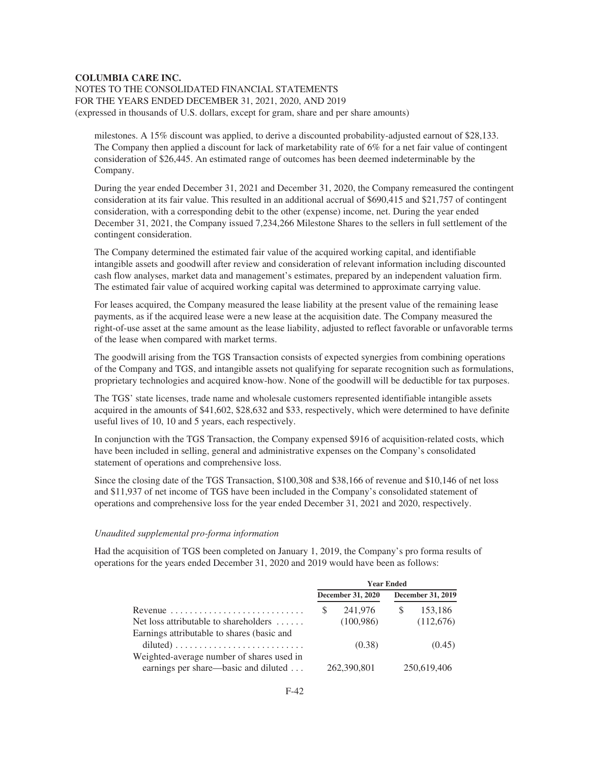milestones. A 15% discount was applied, to derive a discounted probability-adjusted earnout of $28,133. The Company then applied a discount for lack of marketability rate of 6% for a net fair value of contingent consideration of $26,445. An estimated range of outcomes has been deemed indeterminable by the Company.

During the year ended December 31, 2021 and December 31, 2020, the Company remeasured the contingent consideration at its fair value. This resulted in an additional accrual of $690,415 and $21,757 of contingent consideration, with a corresponding debit to the other (expense) income, net. During the year ended December 31, 2021, the Company issued 7,234,266 Milestone Shares to the sellers in full settlement of the contingent consideration.

The Company determined the estimated fair value of the acquired working capital, and identifiable intangible assets and goodwill after review and consideration of relevant information including discounted cash flow analyses, market data and management's estimates, prepared by an independent valuation firm. The estimated fair value of acquired working capital was determined to approximate carrying value.

For leases acquired, the Company measured the lease liability at the present value of the remaining lease payments, as if the acquired lease were a new lease at the acquisition date. The Company measured the right-of-use asset at the same amount as the lease liability, adjusted to reflect favorable or unfavorable terms of the lease when compared with market terms.

The goodwill arising from the TGS Transaction consists of expected synergies from combining operations of the Company and TGS, and intangible assets not qualifying for separate recognition such as formulations, proprietary technologies and acquired know-how. None of the goodwill will be deductible for tax purposes.

The TGS' state licenses, trade name and wholesale customers represented identifiable intangible assets acquired in the amounts of $41,602, $28,632 and $33, respectively, which were determined to have definite useful lives of 10, 10 and 5 years, each respectively.

In conjunction with the TGS Transaction, the Company expensed $916 of acquisition-related costs, which have been included in selling, general and administrative expenses on the Company's consolidated statement of operations and comprehensive loss.

Since the closing date of the TGS Transaction, $100,308 and $38,166 of revenue and $10,146 of net loss and $11,937 of net income of TGS have been included in the Company's consolidated statement of operations and comprehensive loss for the year ended December 31, 2021 and 2020, respectively.

*Unaudited supplemental pro-forma information*

Had the acquisition of TGS been completed on January 1, 2019, the Company's pro forma results of operations for the years ended December 31, 2020 and 2019 would have been as follows:

| | Year Ended | |
|---|---|---|
| | December 31, 2020 | December 31, 2019 |
| Revenue | $ 241,976 | $ 153,186 |
| Net loss attributable to shareholders | (100,986) | (112,676) |
| Earnings attributable to shares (basic and diluted) | (0.38) | (0.45) |
| Weighted-average number of shares used in earnings per share—basic and diluted | 262,390,801 | 250,619,406 |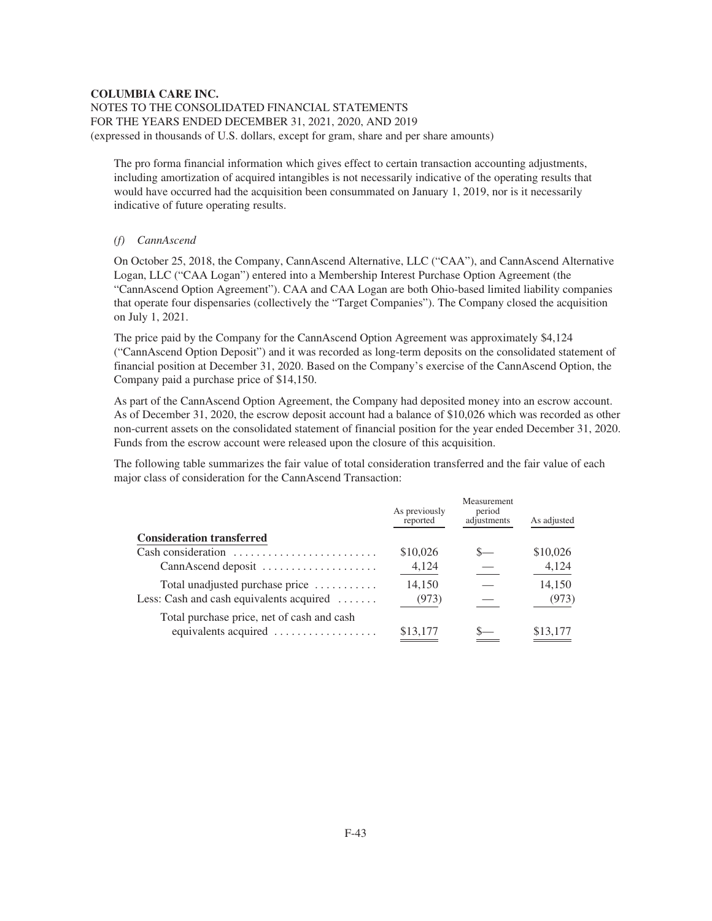The pro forma financial information which gives effect to certain transaction accounting adjustments, including amortization of acquired intangibles is not necessarily indicative of the operating results that would have occurred had the acquisition been consummated on January 1, 2019, nor is it necessarily indicative of future operating results.

*(f) CannAscend*

On October 25, 2018, the Company, CannAscend Alternative, LLC ("CAA"), and CannAscend Alternative Logan, LLC ("CAA Logan") entered into a Membership Interest Purchase Option Agreement (the "CannAscend Option Agreement"). CAA and CAA Logan are both Ohio-based limited liability companies that operate four dispensaries (collectively the "Target Companies"). The Company closed the acquisition on July 1, 2021.

The price paid by the Company for the CannAscend Option Agreement was approximately $4,124 ("CannAscend Option Deposit") and it was recorded as long-term deposits on the consolidated statement of financial position at December 31, 2020. Based on the Company's exercise of the CannAscend Option, the Company paid a purchase price of $14,150.

As part of the CannAscend Option Agreement, the Company had deposited money into an escrow account. As of December 31, 2020, the escrow deposit account had a balance of $10,026 which was recorded as other non-current assets on the consolidated statement of financial position for the year ended December 31, 2020. Funds from the escrow account were released upon the closure of this acquisition.

The following table summarizes the fair value of total consideration transferred and the fair value of each major class of consideration for the CannAscend Transaction:

| | As previously reported | Measurement period adjustments | As adjusted |
|---|---|---|---|
| **Consideration transferred** | | | |
| Cash consideration | $10,026 | $— | $10,026 |
| CannAscend deposit | 4,124 | — | 4,124 |
| Total unadjusted purchase price | 14,150 | — | 14,150 |
| Less: Cash and cash equivalents acquired | (973) | — | (973) |
| Total purchase price, net of cash and cash equivalents acquired | $13,177 | $— | $13,177 |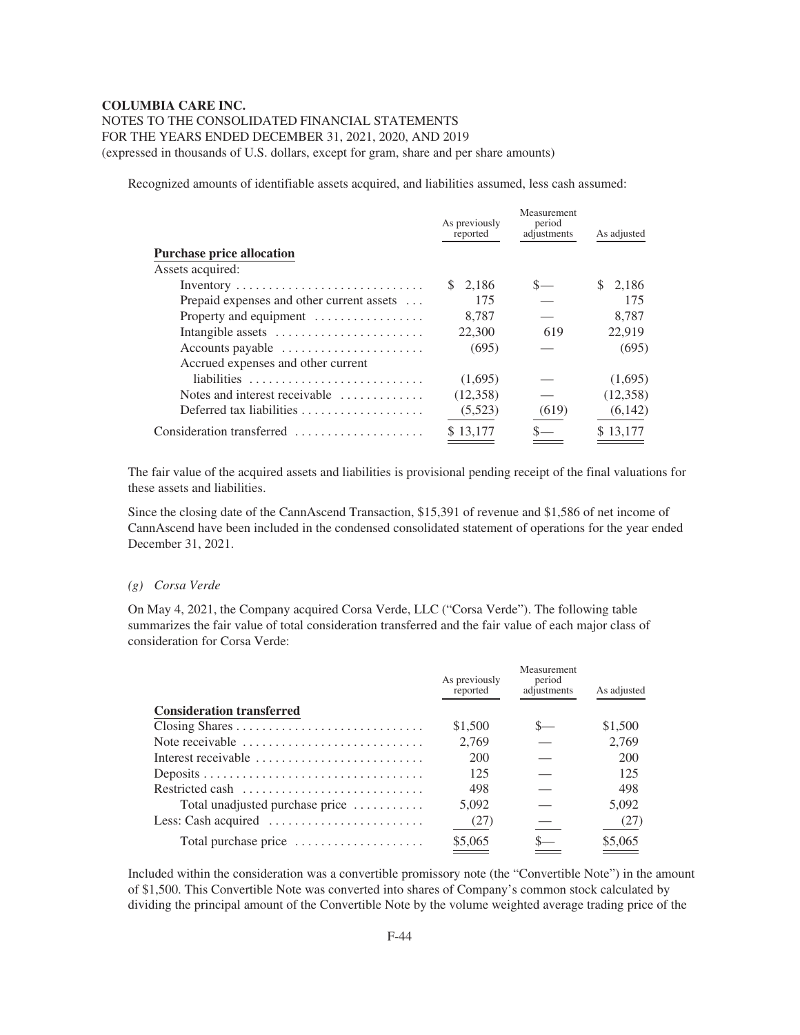Recognized amounts of identifiable assets acquired, and liabilities assumed, less cash assumed:

| | As previously reported | Measurement period adjustments | As adjusted |
|---|---|---|---|
| **Purchase price allocation** | | | |
| Assets acquired: | | | |
| Inventory | $ 2,186 | $— | $ 2,186 |
| Prepaid expenses and other current assets | 175 | — | 175 |
| Property and equipment | 8,787 | — | 8,787 |
| Intangible assets | 22,300 | 619 | 22,919 |
| Accounts payable | (695) | — | (695) |
| Accrued expenses and other current liabilities | (1,695) | — | (1,695) |
| Notes and interest receivable | (12,358) | — | (12,358) |
| Deferred tax liabilities | (5,523) | (619) | (6,142) |
| Consideration transferred | $ 13,177 | $— | $ 13,177 |

The fair value of the acquired assets and liabilities is provisional pending receipt of the final valuations for these assets and liabilities.

Since the closing date of the CannAscend Transaction, $15,391 of revenue and $1,586 of net income of CannAscend have been included in the condensed consolidated statement of operations for the year ended December 31, 2021.

*(g) Corsa Verde*

On May 4, 2021, the Company acquired Corsa Verde, LLC ("Corsa Verde"). The following table summarizes the fair value of total consideration transferred and the fair value of each major class of consideration for Corsa Verde:

| | As previously reported | Measurement period adjustments | As adjusted |
|---|---|---|---|
| **Consideration transferred** | | | |
| Closing Shares | $1,500 | $— | $1,500 |
| Note receivable | 2,769 | — | 2,769 |
| Interest receivable | 200 | — | 200 |
| Deposits | 125 | — | 125 |
| Restricted cash | 498 | — | 498 |
| Total unadjusted purchase price | 5,092 | — | 5,092 |
| Less: Cash acquired | (27) | — | (27) |
| Total purchase price | $5,065 | $— | $5,065 |

Included within the consideration was a convertible promissory note (the "Convertible Note") in the amount of $1,500. This Convertible Note was converted into shares of Company's common stock calculated by dividing the principal amount of the Convertible Note by the volume weighted average trading price of the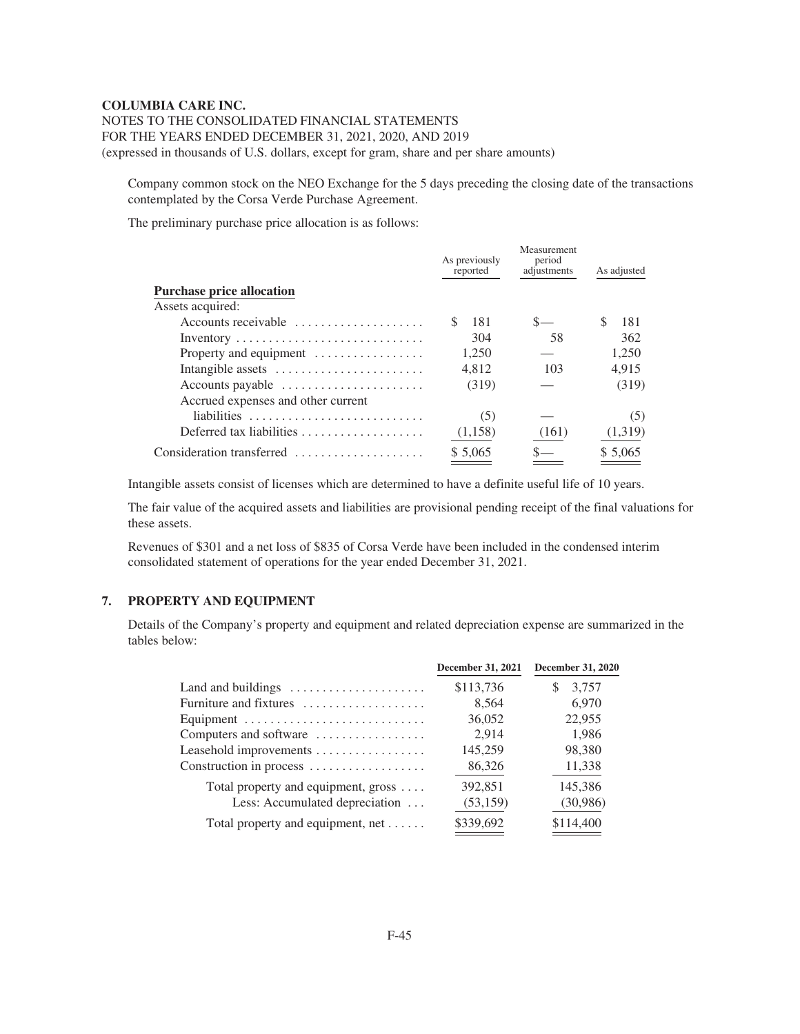Company common stock on the NEO Exchange for the 5 days preceding the closing date of the transactions contemplated by the Corsa Verde Purchase Agreement.

The preliminary purchase price allocation is as follows:

| | As previously reported | Measurement period adjustments | As adjusted |
|---|---|---|---|
| **Purchase price allocation** | | | |
| Assets acquired: | | | |
| Accounts receivable | $ 181 | $— | $ 181 |
| Inventory | 304 | 58 | 362 |
| Property and equipment | 1,250 | — | 1,250 |
| Intangible assets | 4,812 | 103 | 4,915 |
| Accounts payable | (319) | — | (319) |
| Accrued expenses and other current liabilities | (5) | — | (5) |
| Deferred tax liabilities | (1,158) | (161) | (1,319) |
| Consideration transferred | $ 5,065 | $— | $ 5,065 |

Intangible assets consist of licenses which are determined to have a definite useful life of 10 years.

The fair value of the acquired assets and liabilities are provisional pending receipt of the final valuations for these assets.

Revenues of $301 and a net loss of $835 of Corsa Verde have been included in the condensed interim consolidated statement of operations for the year ended December 31, 2021.

## 7. PROPERTY AND EQUIPMENT

Details of the Company's property and equipment and related depreciation expense are summarized in the tables below:

| | December 31, 2021 | December 31, 2020 |
|---|---|---|
| Land and buildings | $113,736 | $ 3,757 |
| Furniture and fixtures | 8,564 | 6,970 |
| Equipment | 36,052 | 22,955 |
| Computers and software | 2,914 | 1,986 |
| Leasehold improvements | 145,259 | 98,380 |
| Construction in process | 86,326 | 11,338 |
| Total property and equipment, gross | 392,851 | 145,386 |
| Less: Accumulated depreciation | (53,159) | (30,986) |
| Total property and equipment, net | $339,692 | $114,400 |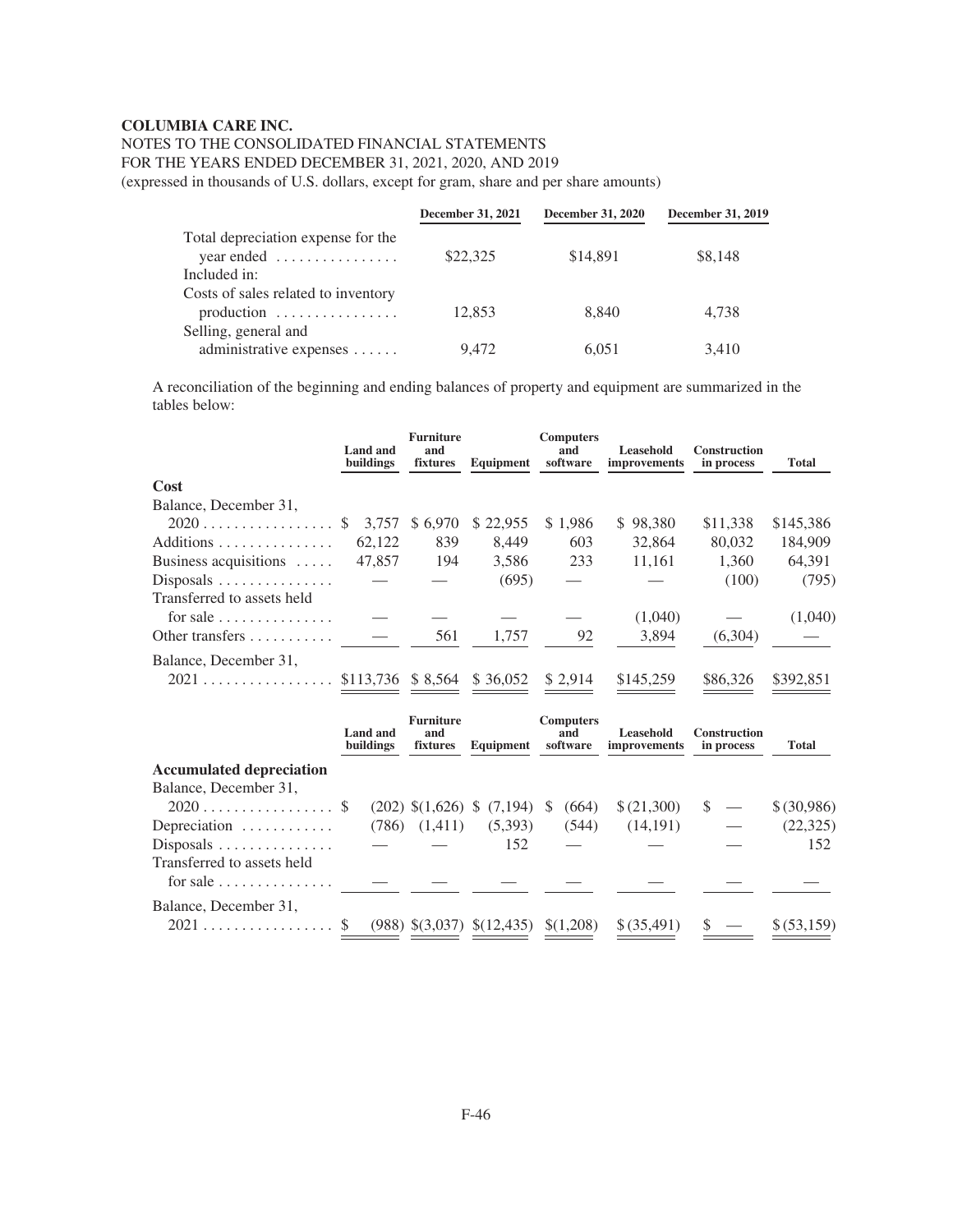**COLUMBIA CARE INC.**

NOTES TO THE CONSOLIDATED FINANCIAL STATEMENTS
FOR THE YEARS ENDED DECEMBER 31, 2021, 2020, AND 2019
(expressed in thousands of U.S. dollars, except for gram, share and per share amounts)

| | December 31, 2021 | December 31, 2020 | December 31, 2019 |
|---|---|---|---|
| Total depreciation expense for the year ended | $22,325 | $14,891 | $8,148 |
| Included in: | | | |
| Costs of sales related to inventory production | 12,853 | 8,840 | 4,738 |
| Selling, general and administrative expenses | 9,472 | 6,051 | 3,410 |

A reconciliation of the beginning and ending balances of property and equipment are summarized in the tables below:

| | Land and buildings | Furniture and fixtures | Equipment | Computers and software | Leasehold improvements | Construction in process | Total |
|---|---|---|---|---|---|---|---|
| **Cost** | | | | | | | |
| Balance, December 31, 2020 | $ 3,757 | $ 6,970 | $ 22,955 | $ 1,986 | $ 98,380 | $11,338 | $145,386 |
| Additions | 62,122 | 839 | 8,449 | 603 | 32,864 | 80,032 | 184,909 |
| Business acquisitions | 47,857 | 194 | 3,586 | 233 | 11,161 | 1,360 | 64,391 |
| Disposals | — | — | (695) | — | — | (100) | (795) |
| Transferred to assets held for sale | — | — | — | — | (1,040) | — | (1,040) |
| Other transfers | — | 561 | 1,757 | 92 | 3,894 | (6,304) | — |
| Balance, December 31, 2021 | $113,736 | $ 8,564 | $ 36,052 | $ 2,914 | $145,259 | $86,326 | $392,851 |

| | Land and buildings | Furniture and fixtures | Equipment | Computers and software | Leasehold improvements | Construction in process | Total |
|---|---|---|---|---|---|---|---|
| **Accumulated depreciation** | | | | | | | |
| Balance, December 31, 2020 | $ (202) | $(1,626) | $ (7,194) | $ (664) | $ (21,300) | $ — | $ (30,986) |
| Depreciation | (786) | (1,411) | (5,393) | (544) | (14,191) | — | (22,325) |
| Disposals | — | — | 152 | — | — | — | 152 |
| Transferred to assets held for sale | — | — | — | — | — | — | — |
| Balance, December 31, 2021 | $ (988) | $(3,037) | $(12,435) | $(1,208) | $ (35,491) | $ — | $ (53,159) |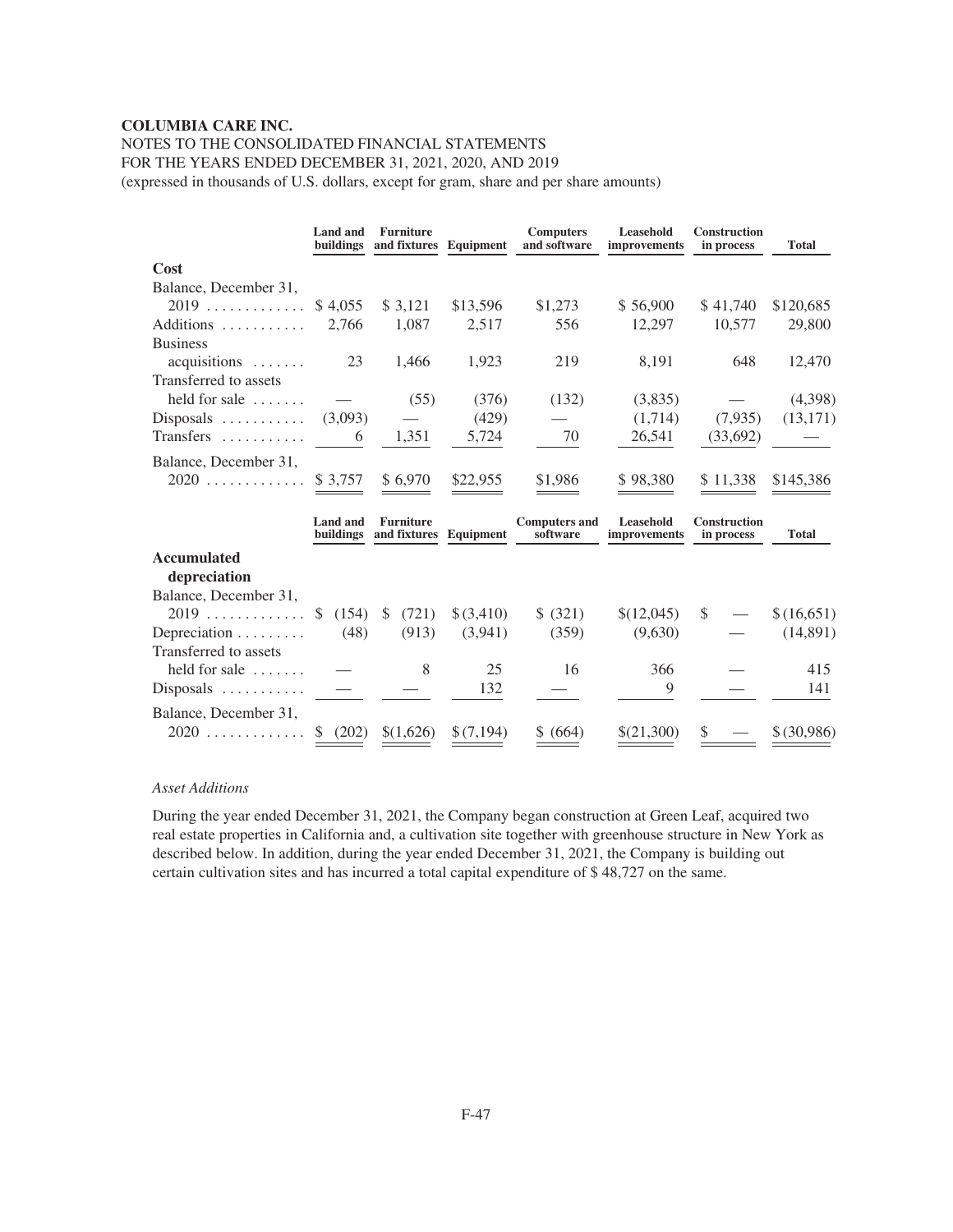**COLUMBIA CARE INC.**

NOTES TO THE CONSOLIDATED FINANCIAL STATEMENTS
FOR THE YEARS ENDED DECEMBER 31, 2021, 2020, AND 2019
(expressed in thousands of U.S. dollars, except for gram, share and per share amounts)

| | Land and buildings | Furniture and fixtures | Equipment | Computers and software | Leasehold improvements | Construction in process | Total |
|---|---|---|---|---|---|---|---|
| **Cost** | | | | | | | |
| Balance, December 31, 2019 | $ 4,055 | $ 3,121 | $13,596 | $1,273 | $ 56,900 | $ 41,740 | $120,685 |
| Additions | 2,766 | 1,087 | 2,517 | 556 | 12,297 | 10,577 | 29,800 |
| Business acquisitions | 23 | 1,466 | 1,923 | 219 | 8,191 | 648 | 12,470 |
| Transferred to assets held for sale | — | (55) | (376) | (132) | (3,835) | — | (4,398) |
| Disposals | (3,093) | — | (429) | — | (1,714) | (7,935) | (13,171) |
| Transfers | 6 | 1,351 | 5,724 | 70 | 26,541 | (33,692) | — |
| Balance, December 31, 2020 | $ 3,757 | $ 6,970 | $22,955 | $1,986 | $ 98,380 | $ 11,338 | $145,386 |

| | Land and buildings | Furniture and fixtures | Equipment | Computers and software | Leasehold improvements | Construction in process | Total |
|---|---|---|---|---|---|---|---|
| **Accumulated depreciation** | | | | | | | |
| Balance, December 31, 2019 | $ (154) | $ (721) | $ (3,410) | $ (321) | $(12,045) | $ — | $ (16,651) |
| Depreciation | (48) | (913) | (3,941) | (359) | (9,630) | — | (14,891) |
| Transferred to assets held for sale | — | 8 | 25 | 16 | 366 | — | 415 |
| Disposals | — | — | 132 | — | 9 | — | 141 |
| Balance, December 31, 2020 | $ (202) | $(1,626) | $ (7,194) | $ (664) | $(21,300) | $ — | $ (30,986) |

*Asset Additions*

During the year ended December 31, 2021, the Company began construction at Green Leaf, acquired two real estate properties in California and, a cultivation site together with greenhouse structure in New York as described below. In addition, during the year ended December 31, 2021, the Company is building out certain cultivation sites and has incurred a total capital expenditure of $ 48,727 on the same.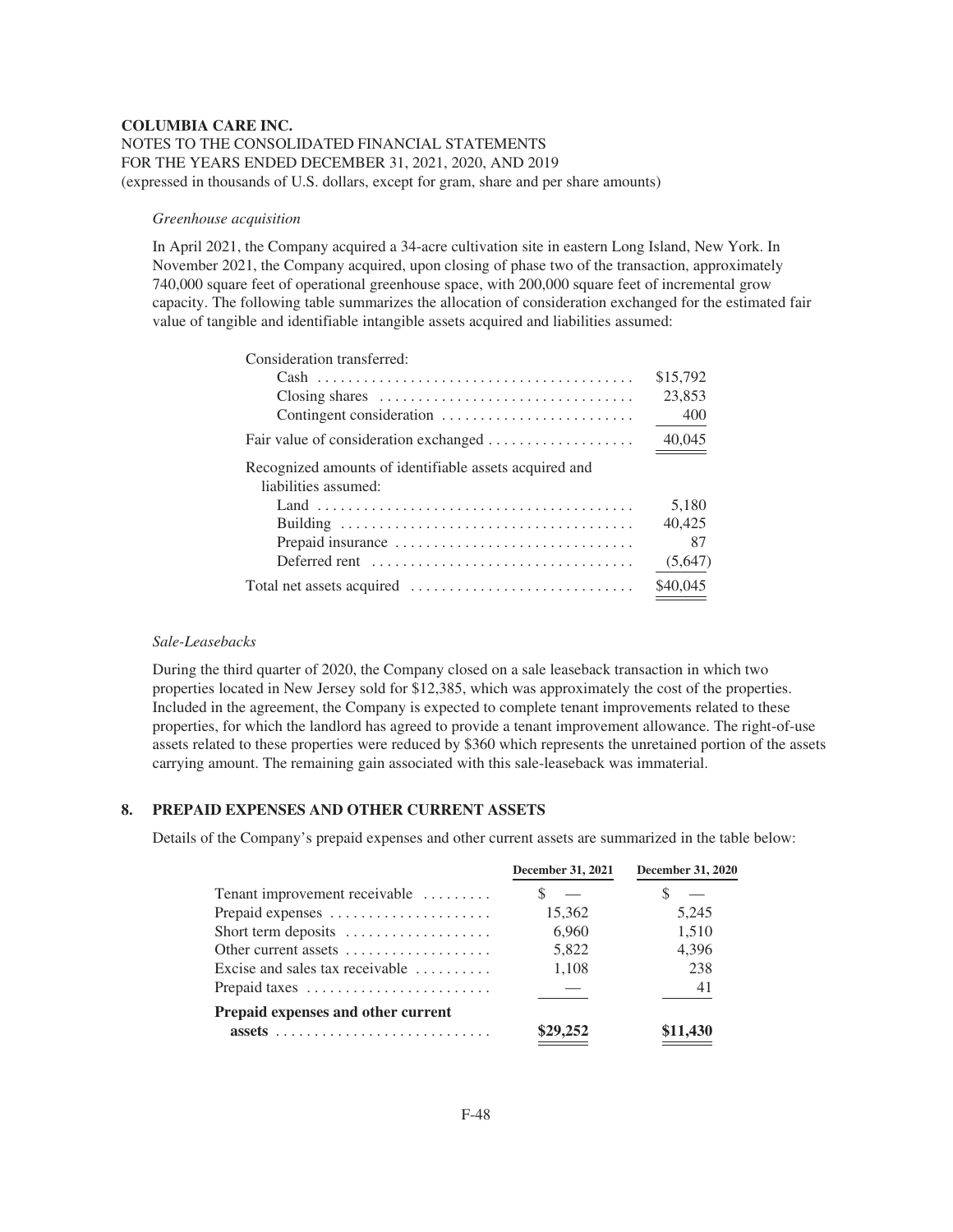*Greenhouse acquisition*

In April 2021, the Company acquired a 34-acre cultivation site in eastern Long Island, New York. In November 2021, the Company acquired, upon closing of phase two of the transaction, approximately 740,000 square feet of operational greenhouse space, with 200,000 square feet of incremental grow capacity. The following table summarizes the allocation of consideration exchanged for the estimated fair value of tangible and identifiable intangible assets acquired and liabilities assumed:

| | |
|---|---|
| Consideration transferred: | |
| Cash | \$15,792 |
| Closing shares | 23,853 |
| Contingent consideration | 400 |
| Fair value of consideration exchanged | 40,045 |
| Recognized amounts of identifiable assets acquired and liabilities assumed: | |
| Land | 5,180 |
| Building | 40,425 |
| Prepaid insurance | 87 |
| Deferred rent | (5,647) |
| Total net assets acquired | \$40,045 |

*Sale-Leasebacks*

During the third quarter of 2020, the Company closed on a sale leaseback transaction in which two properties located in New Jersey sold for \$12,385, which was approximately the cost of the properties. Included in the agreement, the Company is expected to complete tenant improvements related to these properties, for which the landlord has agreed to provide a tenant improvement allowance. The right-of-use assets related to these properties were reduced by \$360 which represents the unretained portion of the assets carrying amount. The remaining gain associated with this sale-leaseback was immaterial.

## 8. PREPAID EXPENSES AND OTHER CURRENT ASSETS

Details of the Company's prepaid expenses and other current assets are summarized in the table below:

| | December 31, 2021 | December 31, 2020 |
|---|---|---|
| Tenant improvement receivable | \$ — | \$ — |
| Prepaid expenses | 15,362 | 5,245 |
| Short term deposits | 6,960 | 1,510 |
| Other current assets | 5,822 | 4,396 |
| Excise and sales tax receivable | 1,108 | 238 |
| Prepaid taxes | — | 41 |
| **Prepaid expenses and other current assets** | **\$29,252** | **\$11,430** |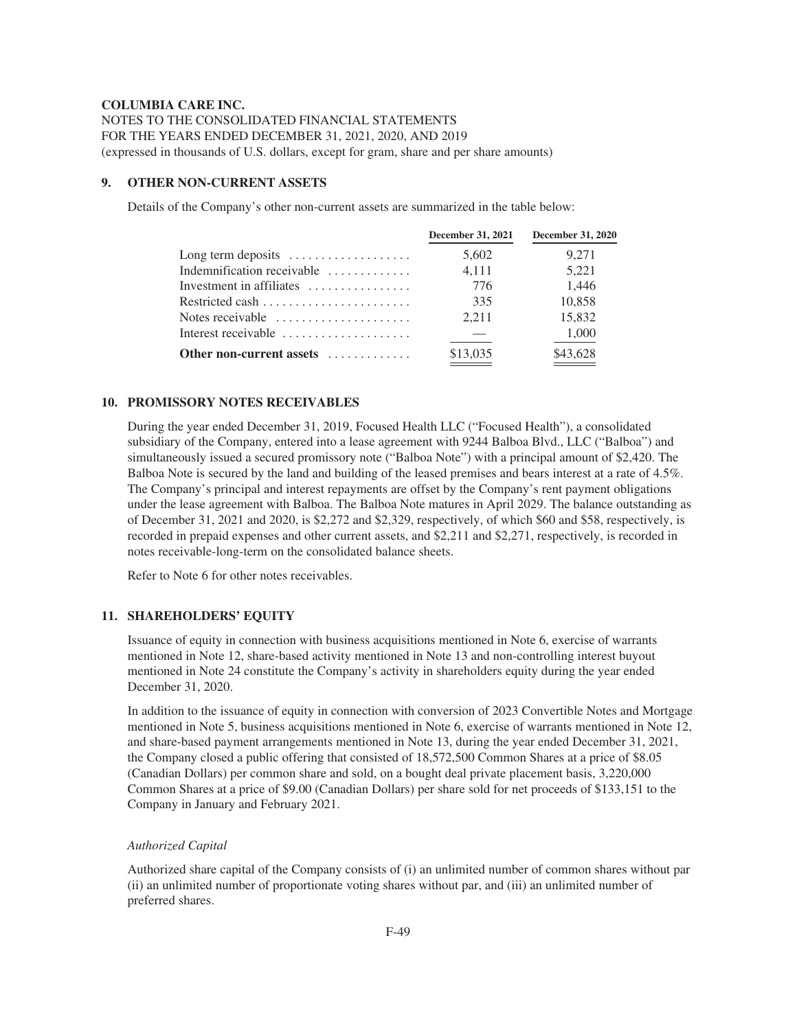**COLUMBIA CARE INC.**
NOTES TO THE CONSOLIDATED FINANCIAL STATEMENTS
FOR THE YEARS ENDED DECEMBER 31, 2021, 2020, AND 2019
(expressed in thousands of U.S. dollars, except for gram, share and per share amounts)

## 9. OTHER NON-CURRENT ASSETS

Details of the Company's other non-current assets are summarized in the table below:

| | December 31, 2021 | December 31, 2020 |
|---|---|---|
| Long term deposits | 5,602 | 9,271 |
| Indemnification receivable | 4,111 | 5,221 |
| Investment in affiliates | 776 | 1,446 |
| Restricted cash | 335 | 10,858 |
| Notes receivable | 2,211 | 15,832 |
| Interest receivable | — | 1,000 |
| **Other non-current assets** | $13,035 | $43,628 |

## 10. PROMISSORY NOTES RECEIVABLES

During the year ended December 31, 2019, Focused Health LLC ("Focused Health"), a consolidated subsidiary of the Company, entered into a lease agreement with 9244 Balboa Blvd., LLC ("Balboa") and simultaneously issued a secured promissory note ("Balboa Note") with a principal amount of $2,420. The Balboa Note is secured by the land and building of the leased premises and bears interest at a rate of 4.5%. The Company's principal and interest repayments are offset by the Company's rent payment obligations under the lease agreement with Balboa. The Balboa Note matures in April 2029. The balance outstanding as of December 31, 2021 and 2020, is $2,272 and $2,329, respectively, of which $60 and $58, respectively, is recorded in prepaid expenses and other current assets, and $2,211 and $2,271, respectively, is recorded in notes receivable-long-term on the consolidated balance sheets.

Refer to Note 6 for other notes receivables.

## 11. SHAREHOLDERS' EQUITY

Issuance of equity in connection with business acquisitions mentioned in Note 6, exercise of warrants mentioned in Note 12, share-based activity mentioned in Note 13 and non-controlling interest buyout mentioned in Note 24 constitute the Company's activity in shareholders equity during the year ended December 31, 2020.

In addition to the issuance of equity in connection with conversion of 2023 Convertible Notes and Mortgage mentioned in Note 5, business acquisitions mentioned in Note 6, exercise of warrants mentioned in Note 12, and share-based payment arrangements mentioned in Note 13, during the year ended December 31, 2021, the Company closed a public offering that consisted of 18,572,500 Common Shares at a price of $8.05 (Canadian Dollars) per common share and sold, on a bought deal private placement basis, 3,220,000 Common Shares at a price of $9.00 (Canadian Dollars) per share sold for net proceeds of $133,151 to the Company in January and February 2021.

*Authorized Capital*

Authorized share capital of the Company consists of (i) an unlimited number of common shares without par (ii) an unlimited number of proportionate voting shares without par, and (iii) an unlimited number of preferred shares.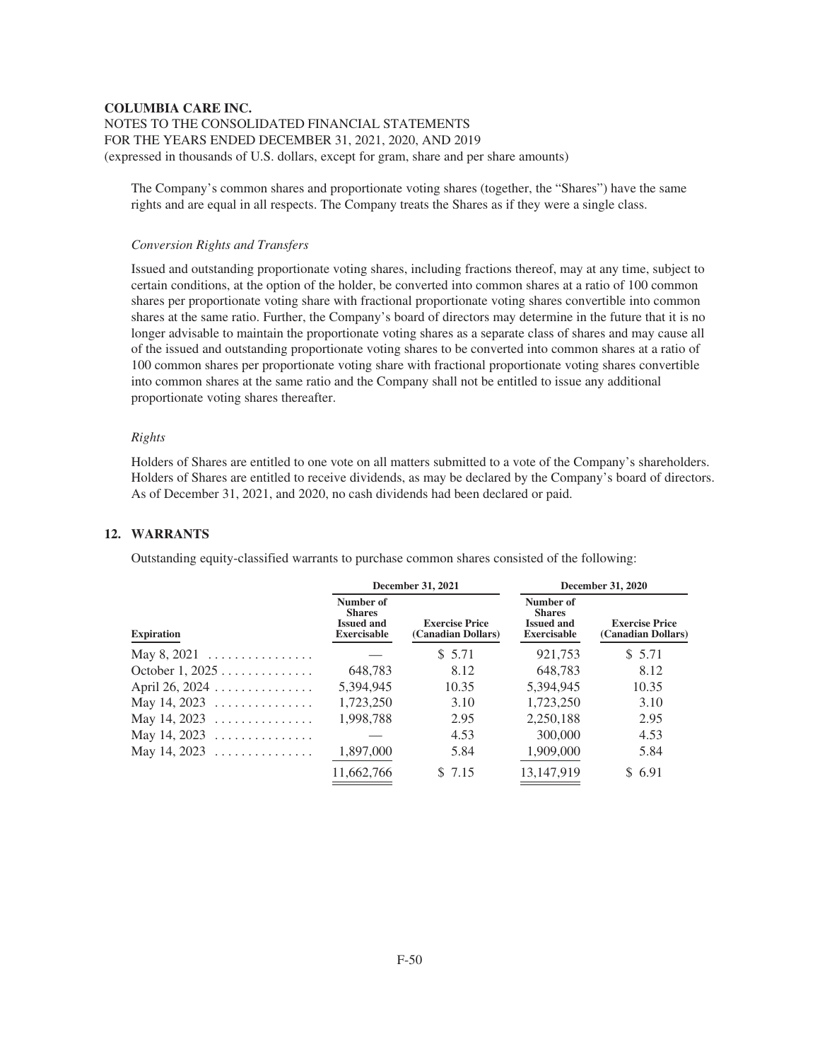The Company's common shares and proportionate voting shares (together, the "Shares") have the same rights and are equal in all respects. The Company treats the Shares as if they were a single class.

*Conversion Rights and Transfers*

Issued and outstanding proportionate voting shares, including fractions thereof, may at any time, subject to certain conditions, at the option of the holder, be converted into common shares at a ratio of 100 common shares per proportionate voting share with fractional proportionate voting shares convertible into common shares at the same ratio. Further, the Company's board of directors may determine in the future that it is no longer advisable to maintain the proportionate voting shares as a separate class of shares and may cause all of the issued and outstanding proportionate voting shares to be converted into common shares at a ratio of 100 common shares per proportionate voting share with fractional proportionate voting shares convertible into common shares at the same ratio and the Company shall not be entitled to issue any additional proportionate voting shares thereafter.

*Rights*

Holders of Shares are entitled to one vote on all matters submitted to a vote of the Company's shareholders. Holders of Shares are entitled to receive dividends, as may be declared by the Company's board of directors. As of December 31, 2021, and 2020, no cash dividends had been declared or paid.

## 12. WARRANTS

Outstanding equity-classified warrants to purchase common shares consisted of the following:

| | December 31, 2021 | | December 31, 2020 | |
|---|---|---|---|---|
| **Expiration** | **Number of Shares Issued and Exercisable** | **Exercise Price (Canadian Dollars)** | **Number of Shares Issued and Exercisable** | **Exercise Price (Canadian Dollars)** |
| May 8, 2021 | — | $ 5.71 | 921,753 | $ 5.71 |
| October 1, 2025 | 648,783 | 8.12 | 648,783 | 8.12 |
| April 26, 2024 | 5,394,945 | 10.35 | 5,394,945 | 10.35 |
| May 14, 2023 | 1,723,250 | 3.10 | 1,723,250 | 3.10 |
| May 14, 2023 | 1,998,788 | 2.95 | 2,250,188 | 2.95 |
| May 14, 2023 | — | 4.53 | 300,000 | 4.53 |
| May 14, 2023 | 1,897,000 | 5.84 | 1,909,000 | 5.84 |
| | 11,662,766 | $ 7.15 | 13,147,919 | $ 6.91 |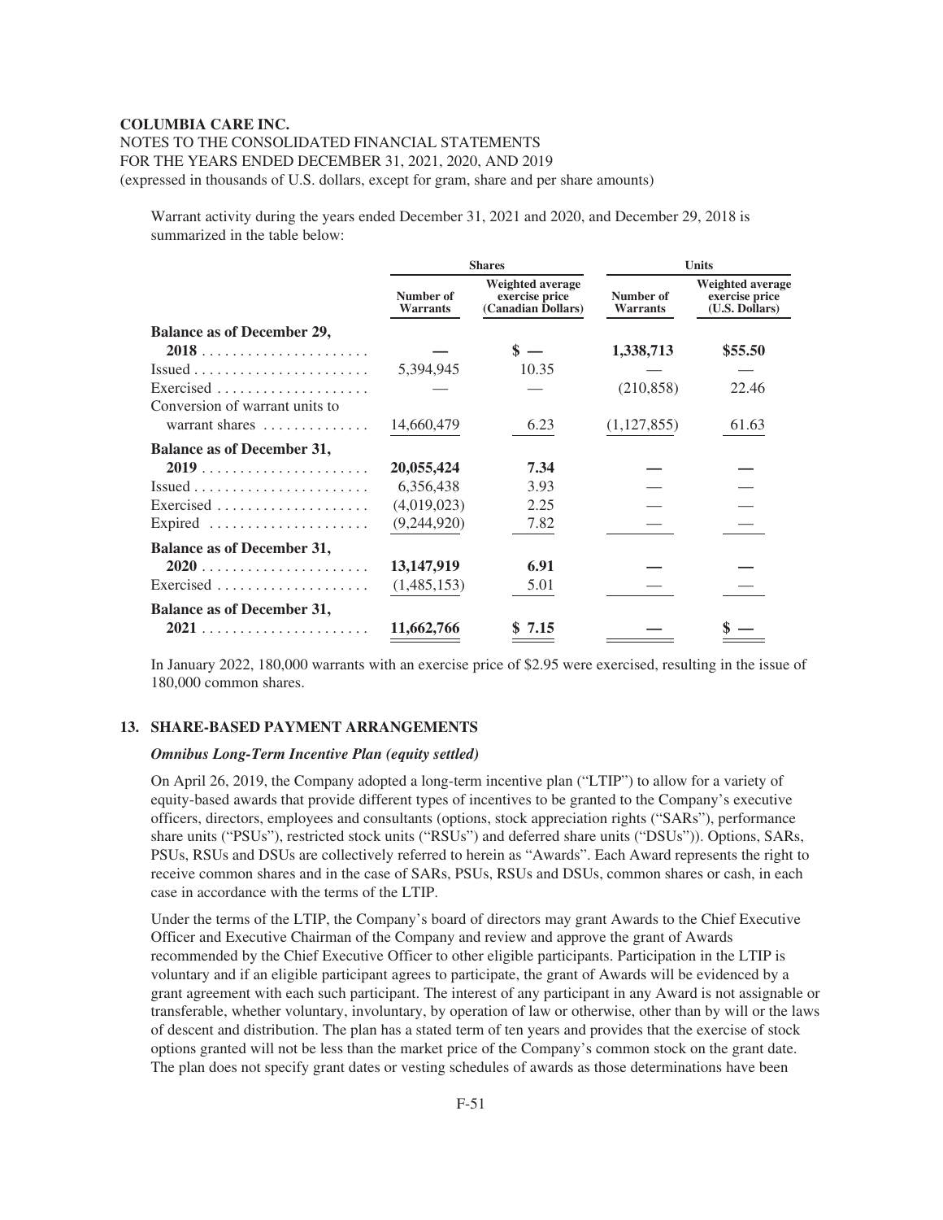**COLUMBIA CARE INC.**

NOTES TO THE CONSOLIDATED FINANCIAL STATEMENTS
FOR THE YEARS ENDED DECEMBER 31, 2021, 2020, AND 2019
(expressed in thousands of U.S. dollars, except for gram, share and per share amounts)

Warrant activity during the years ended December 31, 2021 and 2020, and December 29, 2018 is summarized in the table below:

| | Shares | | Units | |
|---|---|---|---|---|
| | Number of Warrants | Weighted average exercise price (Canadian Dollars) | Number of Warrants | Weighted average exercise price (U.S. Dollars) |
| **Balance as of December 29, 2018** | **—** | **$ —** | **1,338,713** | **$55.50** |
| Issued | 5,394,945 | 10.35 | — | — |
| Exercised | — | — | (210,858) | 22.46 |
| Conversion of warrant units to warrant shares | 14,660,479 | 6.23 | (1,127,855) | 61.63 |
| **Balance as of December 31, 2019** | **20,055,424** | **7.34** | **—** | **—** |
| Issued | 6,356,438 | 3.93 | — | — |
| Exercised | (4,019,023) | 2.25 | — | — |
| Expired | (9,244,920) | 7.82 | — | — |
| **Balance as of December 31, 2020** | **13,147,919** | **6.91** | **—** | **—** |
| Exercised | (1,485,153) | 5.01 | — | — |
| **Balance as of December 31, 2021** | **11,662,766** | **$ 7.15** | **—** | **$ —** |

In January 2022, 180,000 warrants with an exercise price of $2.95 were exercised, resulting in the issue of 180,000 common shares.

## 13. SHARE-BASED PAYMENT ARRANGEMENTS

***Omnibus Long-Term Incentive Plan (equity settled)***

On April 26, 2019, the Company adopted a long-term incentive plan ("LTIP") to allow for a variety of equity-based awards that provide different types of incentives to be granted to the Company's executive officers, directors, employees and consultants (options, stock appreciation rights ("SARs"), performance share units ("PSUs"), restricted stock units ("RSUs") and deferred share units ("DSUs")). Options, SARs, PSUs, RSUs and DSUs are collectively referred to herein as "Awards". Each Award represents the right to receive common shares and in the case of SARs, PSUs, RSUs and DSUs, common shares or cash, in each case in accordance with the terms of the LTIP.

Under the terms of the LTIP, the Company's board of directors may grant Awards to the Chief Executive Officer and Executive Chairman of the Company and review and approve the grant of Awards recommended by the Chief Executive Officer to other eligible participants. Participation in the LTIP is voluntary and if an eligible participant agrees to participate, the grant of Awards will be evidenced by a grant agreement with each such participant. The interest of any participant in any Award is not assignable or transferable, whether voluntary, involuntary, by operation of law or otherwise, other than by will or the laws of descent and distribution. The plan has a stated term of ten years and provides that the exercise of stock options granted will not be less than the market price of the Company's common stock on the grant date. The plan does not specify grant dates or vesting schedules of awards as those determinations have been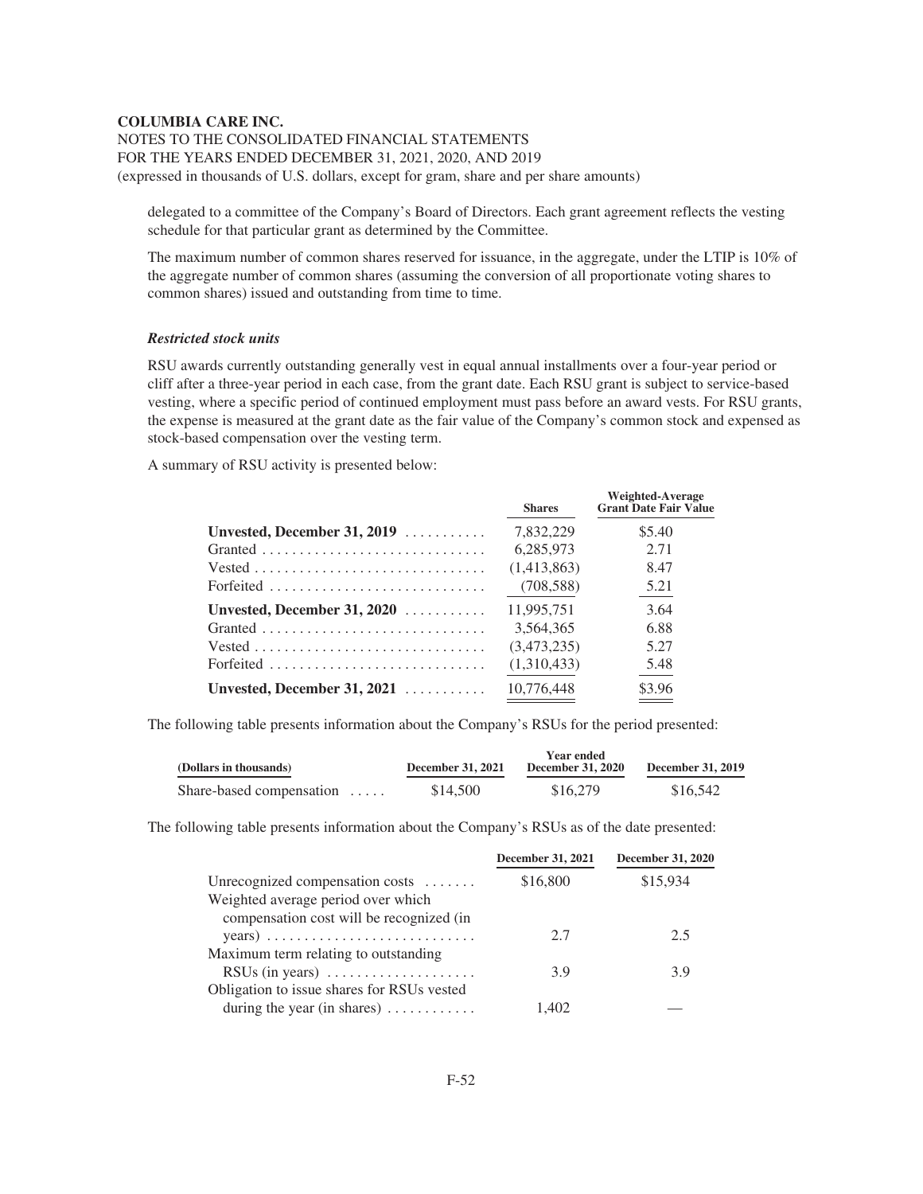delegated to a committee of the Company's Board of Directors. Each grant agreement reflects the vesting schedule for that particular grant as determined by the Committee.

The maximum number of common shares reserved for issuance, in the aggregate, under the LTIP is 10% of the aggregate number of common shares (assuming the conversion of all proportionate voting shares to common shares) issued and outstanding from time to time.

### *Restricted stock units*

RSU awards currently outstanding generally vest in equal annual installments over a four-year period or cliff after a three-year period in each case, from the grant date. Each RSU grant is subject to service-based vesting, where a specific period of continued employment must pass before an award vests. For RSU grants, the expense is measured at the grant date as the fair value of the Company's common stock and expensed as stock-based compensation over the vesting term.

A summary of RSU activity is presented below:

| | Shares | Weighted-Average Grant Date Fair Value |
|---|---|---|
| **Unvested, December 31, 2019** | 7,832,229 | $5.40 |
| Granted | 6,285,973 | 2.71 |
| Vested | (1,413,863) | 8.47 |
| Forfeited | (708,588) | 5.21 |
| **Unvested, December 31, 2020** | 11,995,751 | 3.64 |
| Granted | 3,564,365 | 6.88 |
| Vested | (3,473,235) | 5.27 |
| Forfeited | (1,310,433) | 5.48 |
| **Unvested, December 31, 2021** | 10,776,448 | $3.96 |

The following table presents information about the Company's RSUs for the period presented:

| (Dollars in thousands) | Year ended December 31, 2021 | December 31, 2020 | December 31, 2019 |
|---|---|---|---|
| Share-based compensation | $14,500 | $16,279 | $16,542 |

The following table presents information about the Company's RSUs as of the date presented:

| | December 31, 2021 | December 31, 2020 |
|---|---|---|
| Unrecognized compensation costs | $16,800 | $15,934 |
| Weighted average period over which compensation cost will be recognized (in years) | 2.7 | 2.5 |
| Maximum term relating to outstanding RSUs (in years) | 3.9 | 3.9 |
| Obligation to issue shares for RSUs vested during the year (in shares) | 1,402 | — |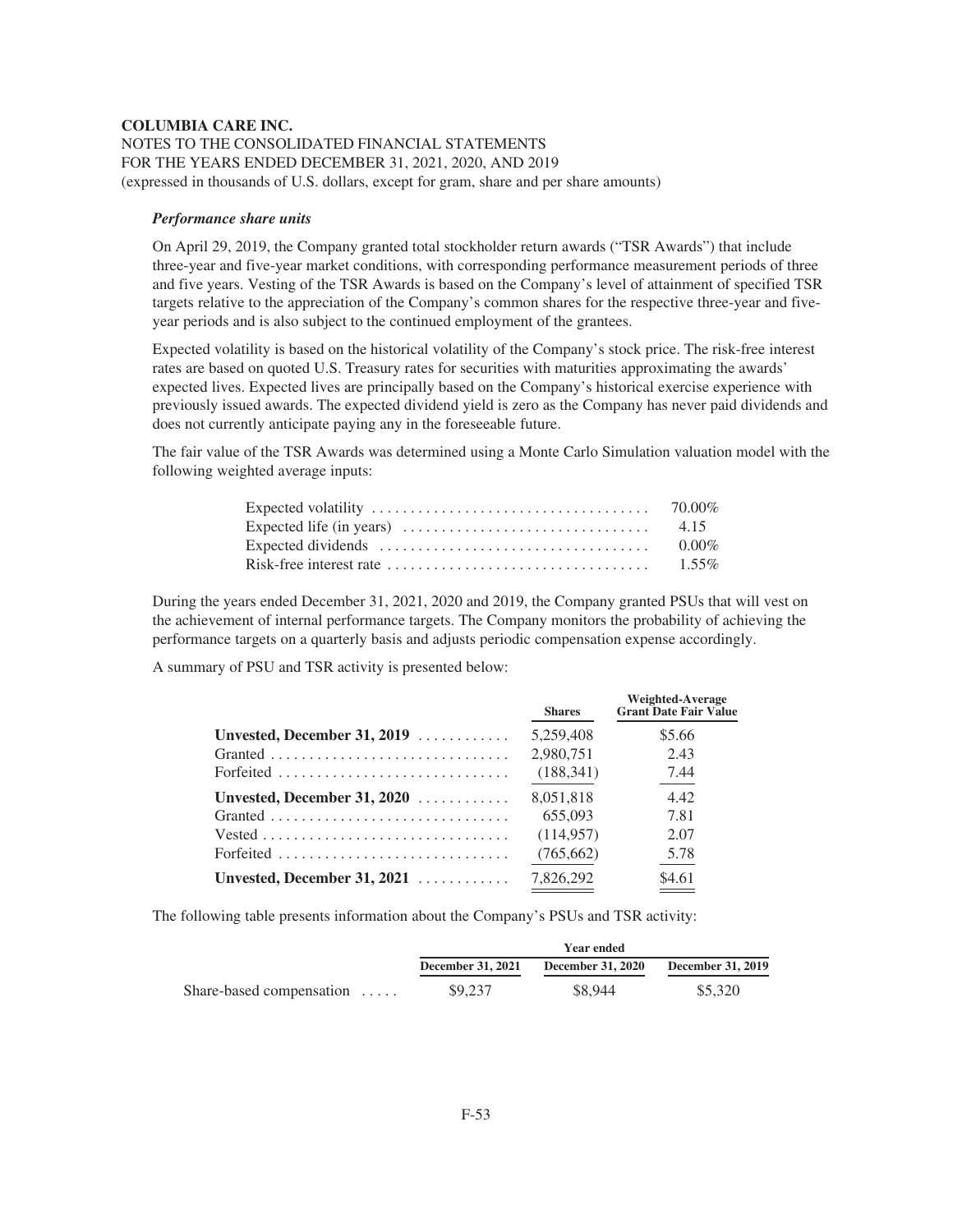**COLUMBIA CARE INC.**
NOTES TO THE CONSOLIDATED FINANCIAL STATEMENTS
FOR THE YEARS ENDED DECEMBER 31, 2021, 2020, AND 2019
(expressed in thousands of U.S. dollars, except for gram, share and per share amounts)

***Performance share units***

On April 29, 2019, the Company granted total stockholder return awards ("TSR Awards") that include three-year and five-year market conditions, with corresponding performance measurement periods of three and five years. Vesting of the TSR Awards is based on the Company's level of attainment of specified TSR targets relative to the appreciation of the Company's common shares for the respective three-year and five-year periods and is also subject to the continued employment of the grantees.

Expected volatility is based on the historical volatility of the Company's stock price. The risk-free interest rates are based on quoted U.S. Treasury rates for securities with maturities approximating the awards' expected lives. Expected lives are principally based on the Company's historical exercise experience with previously issued awards. The expected dividend yield is zero as the Company has never paid dividends and does not currently anticipate paying any in the foreseeable future.

The fair value of the TSR Awards was determined using a Monte Carlo Simulation valuation model with the following weighted average inputs:

| | |
|---|---|
| Expected volatility | 70.00% |
| Expected life (in years) | 4.15 |
| Expected dividends | 0.00% |
| Risk-free interest rate | 1.55% |

During the years ended December 31, 2021, 2020 and 2019, the Company granted PSUs that will vest on the achievement of internal performance targets. The Company monitors the probability of achieving the performance targets on a quarterly basis and adjusts periodic compensation expense accordingly.

A summary of PSU and TSR activity is presented below:

| | Shares | Weighted-Average Grant Date Fair Value |
|---|---|---|
| **Unvested, December 31, 2019** | 5,259,408 | $5.66 |
| Granted | 2,980,751 | 2.43 |
| Forfeited | (188,341) | 7.44 |
| **Unvested, December 31, 2020** | 8,051,818 | 4.42 |
| Granted | 655,093 | 7.81 |
| Vested | (114,957) | 2.07 |
| Forfeited | (765,662) | 5.78 |
| **Unvested, December 31, 2021** | 7,826,292 | $4.61 |

The following table presents information about the Company's PSUs and TSR activity:

| | Year ended | | |
|---|---|---|---|
| | December 31, 2021 | December 31, 2020 | December 31, 2019 |
| Share-based compensation | $9,237 | $8,944 | $5,320 |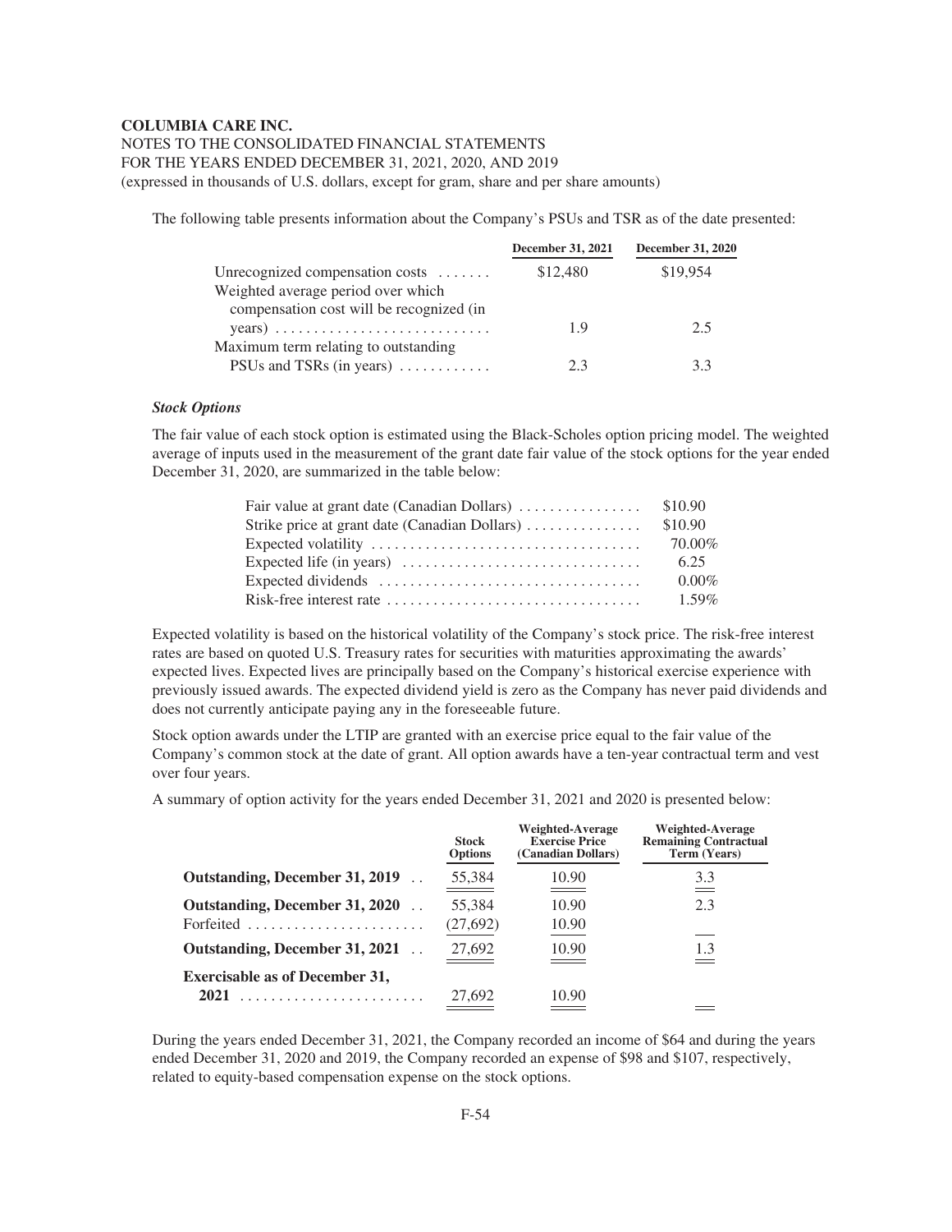The following table presents information about the Company's PSUs and TSR as of the date presented:

| | December 31, 2021 | December 31, 2020 |
|---|---|---|
| Unrecognized compensation costs | $12,480 | $19,954 |
| Weighted average period over which compensation cost will be recognized (in years) | 1.9 | 2.5 |
| Maximum term relating to outstanding PSUs and TSRs (in years) | 2.3 | 3.3 |

***Stock Options***

The fair value of each stock option is estimated using the Black-Scholes option pricing model. The weighted average of inputs used in the measurement of the grant date fair value of the stock options for the year ended December 31, 2020, are summarized in the table below:

| | |
|---|---|
| Fair value at grant date (Canadian Dollars) | $10.90 |
| Strike price at grant date (Canadian Dollars) | $10.90 |
| Expected volatility | 70.00% |
| Expected life (in years) | 6.25 |
| Expected dividends | 0.00% |
| Risk-free interest rate | 1.59% |

Expected volatility is based on the historical volatility of the Company's stock price. The risk-free interest rates are based on quoted U.S. Treasury rates for securities with maturities approximating the awards' expected lives. Expected lives are principally based on the Company's historical exercise experience with previously issued awards. The expected dividend yield is zero as the Company has never paid dividends and does not currently anticipate paying any in the foreseeable future.

Stock option awards under the LTIP are granted with an exercise price equal to the fair value of the Company's common stock at the date of grant. All option awards have a ten-year contractual term and vest over four years.

A summary of option activity for the years ended December 31, 2021 and 2020 is presented below:

| | Stock Options | Weighted-Average Exercise Price (Canadian Dollars) | Weighted-Average Remaining Contractual Term (Years) |
|---|---|---|---|
| **Outstanding, December 31, 2019** | 55,384 | 10.90 | 3.3 |
| **Outstanding, December 31, 2020** | 55,384 | 10.90 | 2.3 |
| Forfeited | (27,692) | 10.90 | |
| **Outstanding, December 31, 2021** | 27,692 | 10.90 | 1.3 |
| **Exercisable as of December 31, 2021** | 27,692 | 10.90 | |

During the years ended December 31, 2021, the Company recorded an income of $64 and during the years ended December 31, 2020 and 2019, the Company recorded an expense of $98 and $107, respectively, related to equity-based compensation expense on the stock options.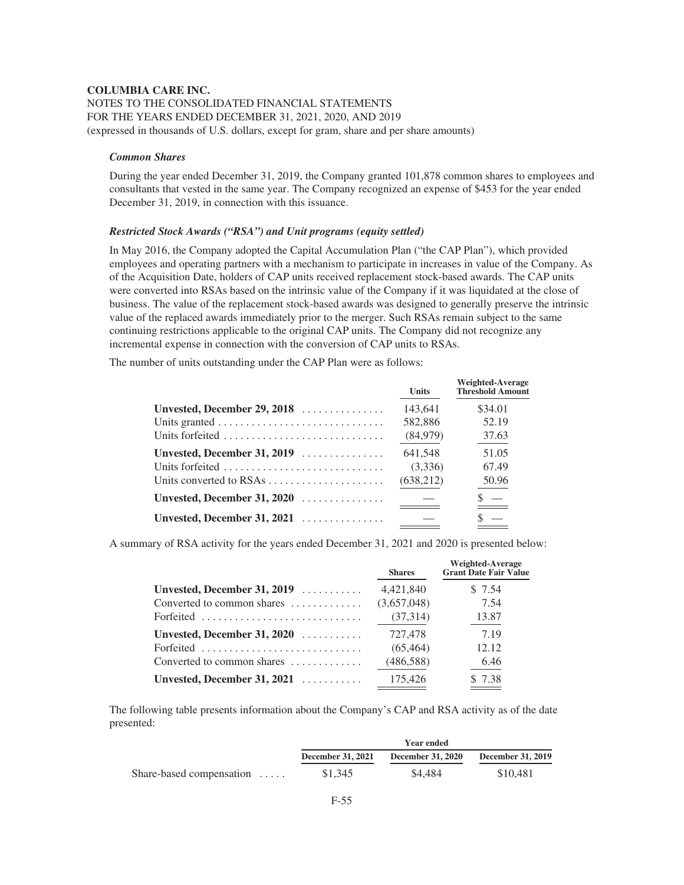**COLUMBIA CARE INC.**

NOTES TO THE CONSOLIDATED FINANCIAL STATEMENTS
FOR THE YEARS ENDED DECEMBER 31, 2021, 2020, AND 2019
(expressed in thousands of U.S. dollars, except for gram, share and per share amounts)

***Common Shares***

During the year ended December 31, 2019, the Company granted 101,878 common shares to employees and consultants that vested in the same year. The Company recognized an expense of $453 for the year ended December 31, 2019, in connection with this issuance.

***Restricted Stock Awards ("RSA") and Unit programs (equity settled)***

In May 2016, the Company adopted the Capital Accumulation Plan ("the CAP Plan"), which provided employees and operating partners with a mechanism to participate in increases in value of the Company. As of the Acquisition Date, holders of CAP units received replacement stock-based awards. The CAP units were converted into RSAs based on the intrinsic value of the Company if it was liquidated at the close of business. The value of the replacement stock-based awards was designed to generally preserve the intrinsic value of the replaced awards immediately prior to the merger. Such RSAs remain subject to the same continuing restrictions applicable to the original CAP units. The Company did not recognize any incremental expense in connection with the conversion of CAP units to RSAs.

The number of units outstanding under the CAP Plan were as follows:

| | Units | Weighted-Average Threshold Amount |
|---|---|---|
| **Unvested, December 29, 2018** | 143,641 | $34.01 |
| Units granted | 582,886 | 52.19 |
| Units forfeited | (84,979) | 37.63 |
| **Unvested, December 31, 2019** | 641,548 | 51.05 |
| Units forfeited | (3,336) | 67.49 |
| Units converted to RSAs | (638,212) | 50.96 |
| **Unvested, December 31, 2020** | — | $ — |
| **Unvested, December 31, 2021** | — | $ — |

A summary of RSA activity for the years ended December 31, 2021 and 2020 is presented below:

| | Shares | Weighted-Average Grant Date Fair Value |
|---|---|---|
| **Unvested, December 31, 2019** | 4,421,840 | $ 7.54 |
| Converted to common shares | (3,657,048) | 7.54 |
| Forfeited | (37,314) | 13.87 |
| **Unvested, December 31, 2020** | 727,478 | 7.19 |
| Forfeited | (65,464) | 12.12 |
| Converted to common shares | (486,588) | 6.46 |
| **Unvested, December 31, 2021** | 175,426 | $ 7.38 |

The following table presents information about the Company's CAP and RSA activity as of the date presented:

| | Year ended | | |
|---|---|---|---|
| | **December 31, 2021** | **December 31, 2020** | **December 31, 2019** |
| Share-based compensation | $1,345 | $4,484 | $10,481 |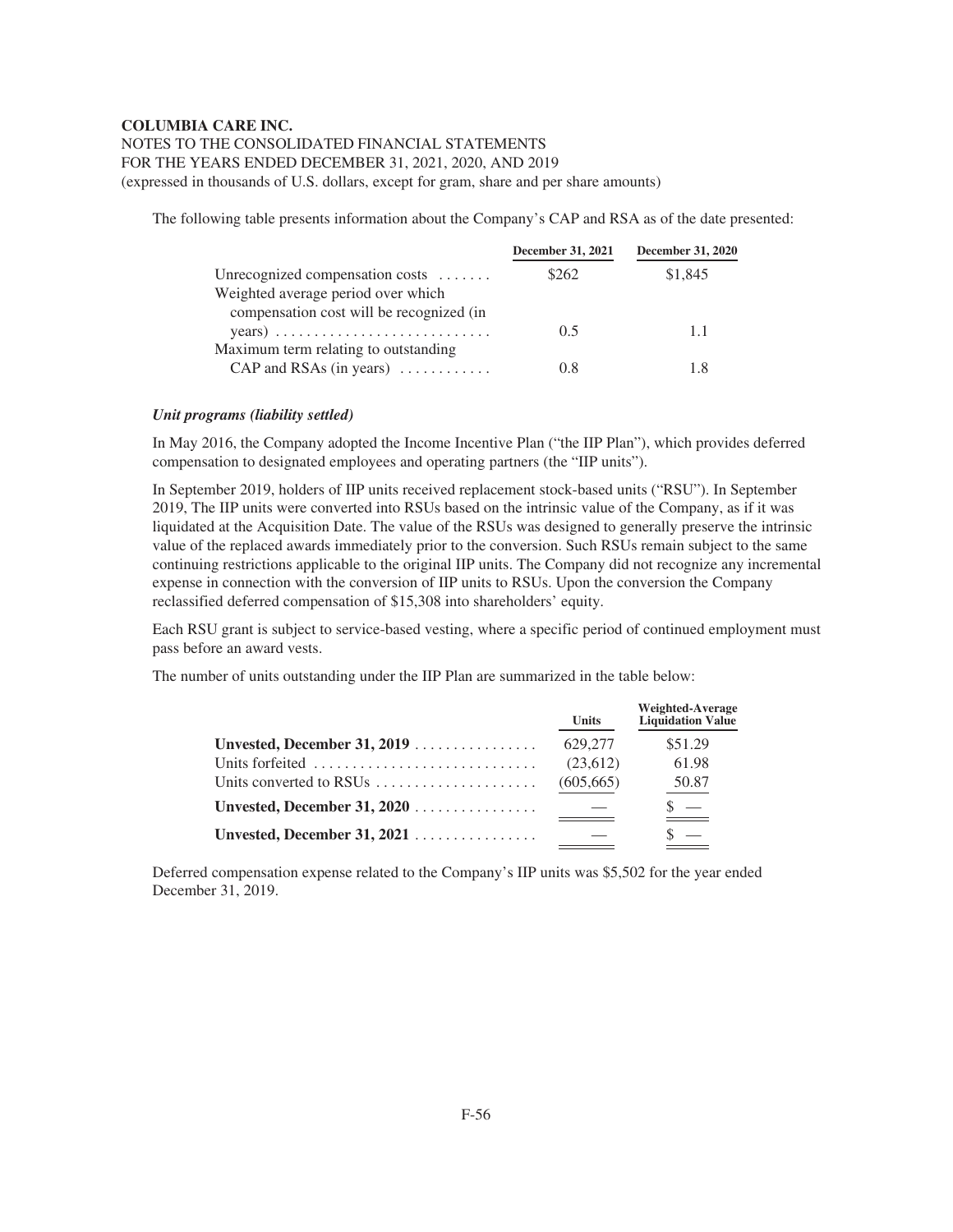The following table presents information about the Company's CAP and RSA as of the date presented:

| | December 31, 2021 | December 31, 2020 |
|---|---|---|
| Unrecognized compensation costs | $262 | $1,845 |
| Weighted average period over which compensation cost will be recognized (in years) | 0.5 | 1.1 |
| Maximum term relating to outstanding CAP and RSAs (in years) | 0.8 | 1.8 |

***Unit programs (liability settled)***

In May 2016, the Company adopted the Income Incentive Plan ("the IIP Plan"), which provides deferred compensation to designated employees and operating partners (the "IIP units").

In September 2019, holders of IIP units received replacement stock-based units ("RSU"). In September 2019, The IIP units were converted into RSUs based on the intrinsic value of the Company, as if it was liquidated at the Acquisition Date. The value of the RSUs was designed to generally preserve the intrinsic value of the replaced awards immediately prior to the conversion. Such RSUs remain subject to the same continuing restrictions applicable to the original IIP units. The Company did not recognize any incremental expense in connection with the conversion of IIP units to RSUs. Upon the conversion the Company reclassified deferred compensation of $15,308 into shareholders' equity.

Each RSU grant is subject to service-based vesting, where a specific period of continued employment must pass before an award vests.

The number of units outstanding under the IIP Plan are summarized in the table below:

| | Units | Weighted-Average Liquidation Value |
|---|---|---|
| **Unvested, December 31, 2019** | 629,277 | $51.29 |
| Units forfeited | (23,612) | 61.98 |
| Units converted to RSUs | (605,665) | 50.87 |
| **Unvested, December 31, 2020** | — | $ — |
| **Unvested, December 31, 2021** | — | $ — |

Deferred compensation expense related to the Company's IIP units was $5,502 for the year ended December 31, 2019.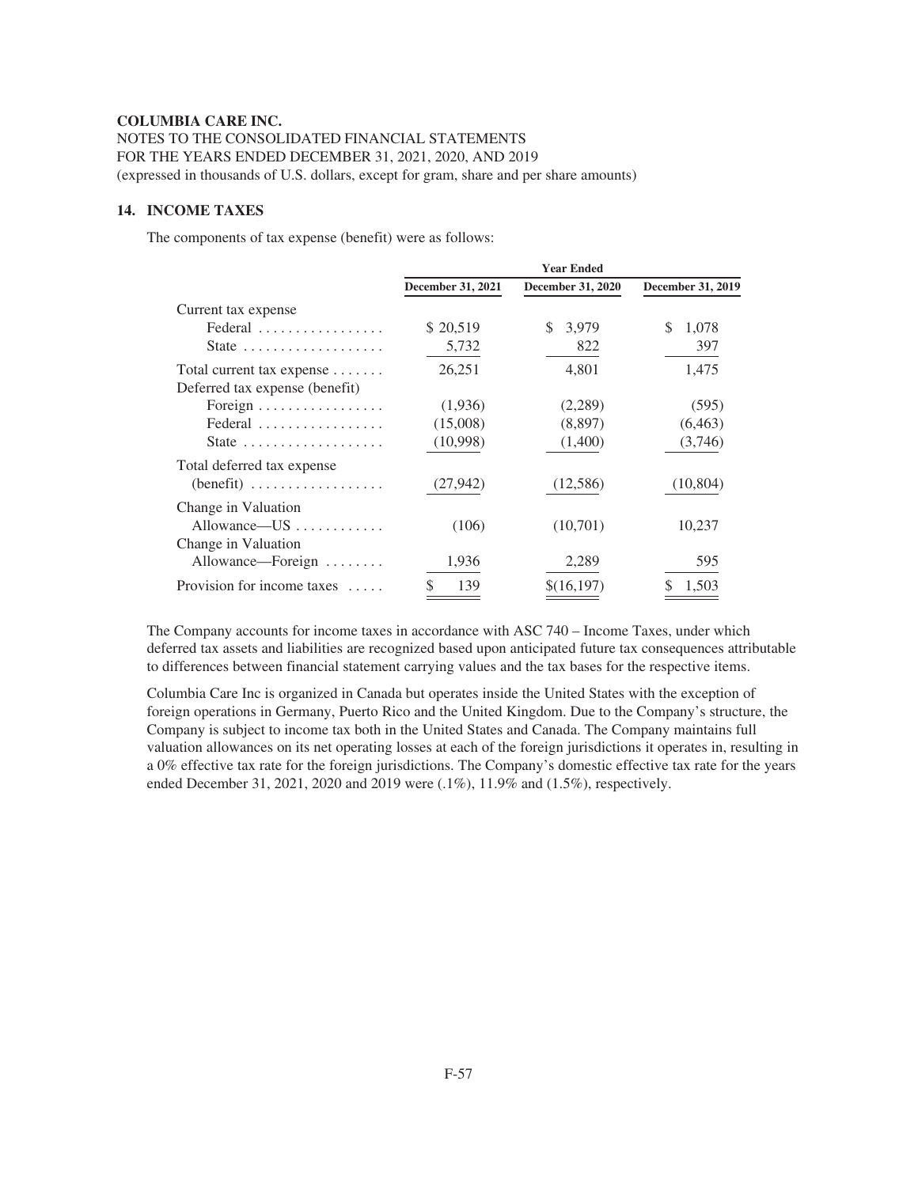**COLUMBIA CARE INC.**

NOTES TO THE CONSOLIDATED FINANCIAL STATEMENTS
FOR THE YEARS ENDED DECEMBER 31, 2021, 2020, AND 2019
(expressed in thousands of U.S. dollars, except for gram, share and per share amounts)

## 14. INCOME TAXES

The components of tax expense (benefit) were as follows:

| | Year Ended | | |
|---|---|---|---|
| | December 31, 2021 | December 31, 2020 | December 31, 2019 |
| Current tax expense | | | |
| Federal | $ 20,519 | $ 3,979 | $ 1,078 |
| State | 5,732 | 822 | 397 |
| Total current tax expense | 26,251 | 4,801 | 1,475 |
| Deferred tax expense (benefit) | | | |
| Foreign | (1,936) | (2,289) | (595) |
| Federal | (15,008) | (8,897) | (6,463) |
| State | (10,998) | (1,400) | (3,746) |
| Total deferred tax expense (benefit) | (27,942) | (12,586) | (10,804) |
| Change in Valuation Allowance—US | (106) | (10,701) | 10,237 |
| Change in Valuation Allowance—Foreign | 1,936 | 2,289 | 595 |
| Provision for income taxes | $ 139 | $(16,197) | $ 1,503 |

The Company accounts for income taxes in accordance with ASC 740 – Income Taxes, under which deferred tax assets and liabilities are recognized based upon anticipated future tax consequences attributable to differences between financial statement carrying values and the tax bases for the respective items.

Columbia Care Inc is organized in Canada but operates inside the United States with the exception of foreign operations in Germany, Puerto Rico and the United Kingdom. Due to the Company's structure, the Company is subject to income tax both in the United States and Canada. The Company maintains full valuation allowances on its net operating losses at each of the foreign jurisdictions it operates in, resulting in a 0% effective tax rate for the foreign jurisdictions. The Company's domestic effective tax rate for the years ended December 31, 2021, 2020 and 2019 were (.1%), 11.9% and (1.5%), respectively.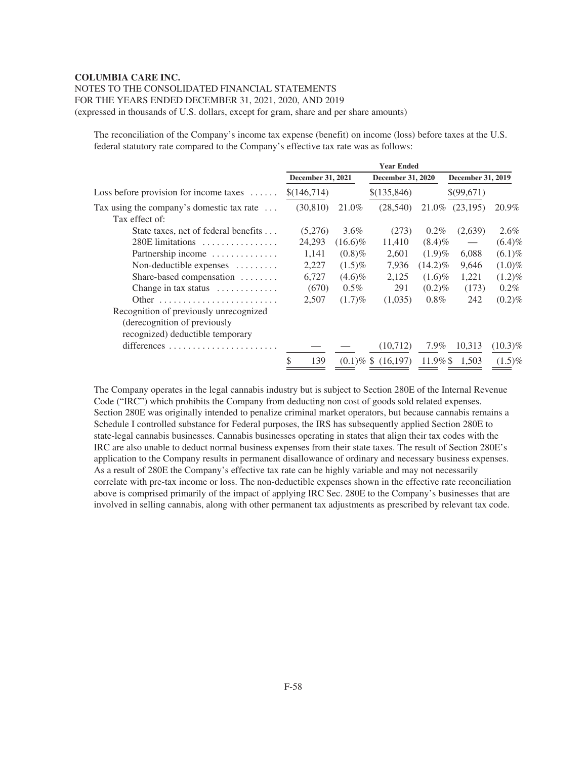**COLUMBIA CARE INC.**

NOTES TO THE CONSOLIDATED FINANCIAL STATEMENTS

FOR THE YEARS ENDED DECEMBER 31, 2021, 2020, AND 2019

(expressed in thousands of U.S. dollars, except for gram, share and per share amounts)

The reconciliation of the Company's income tax expense (benefit) on income (loss) before taxes at the U.S. federal statutory rate compared to the Company's effective tax rate was as follows:

| | Year Ended | | | | | |
|---|---|---|---|---|---|---|
| | December 31, 2021 | | December 31, 2020 | | December 31, 2019 | |
| Loss before provision for income taxes | $(146,714) | | $(135,846) | | $(99,671) | |
| Tax using the company's domestic tax rate | (30,810) | 21.0% | (28,540) | 21.0% | (23,195) | 20.9% |
| Tax effect of: | | | | | | |
| State taxes, net of federal benefits | (5,276) | 3.6% | (273) | 0.2% | (2,639) | 2.6% |
| 280E limitations | 24,293 | (16.6)% | 11,410 | (8.4)% | — | (6.4)% |
| Partnership income | 1,141 | (0.8)% | 2,601 | (1.9)% | 6,088 | (6.1)% |
| Non-deductible expenses | 2,227 | (1.5)% | 7,936 | (14.2)% | 9,646 | (1.0)% |
| Share-based compensation | 6,727 | (4.6)% | 2,125 | (1.6)% | 1,221 | (1.2)% |
| Change in tax status | (670) | 0.5% | 291 | (0.2)% | (173) | 0.2% |
| Other | 2,507 | (1.7)% | (1,035) | 0.8% | 242 | (0.2)% |
| Recognition of previously unrecognized (derecognition of previously recognized) deductible temporary differences | — | — | (10,712) | 7.9% | 10,313 | (10.3)% |
| | $ 139 | (0.1)% | $ (16,197) | 11.9% | $ 1,503 | (1.5)% |

The Company operates in the legal cannabis industry but is subject to Section 280E of the Internal Revenue Code ("IRC") which prohibits the Company from deducting non cost of goods sold related expenses. Section 280E was originally intended to penalize criminal market operators, but because cannabis remains a Schedule I controlled substance for Federal purposes, the IRS has subsequently applied Section 280E to state-legal cannabis businesses. Cannabis businesses operating in states that align their tax codes with the IRC are also unable to deduct normal business expenses from their state taxes. The result of Section 280E's application to the Company results in permanent disallowance of ordinary and necessary business expenses. As a result of 280E the Company's effective tax rate can be highly variable and may not necessarily correlate with pre-tax income or loss. The non-deductible expenses shown in the effective rate reconciliation above is comprised primarily of the impact of applying IRC Sec. 280E to the Company's businesses that are involved in selling cannabis, along with other permanent tax adjustments as prescribed by relevant tax code.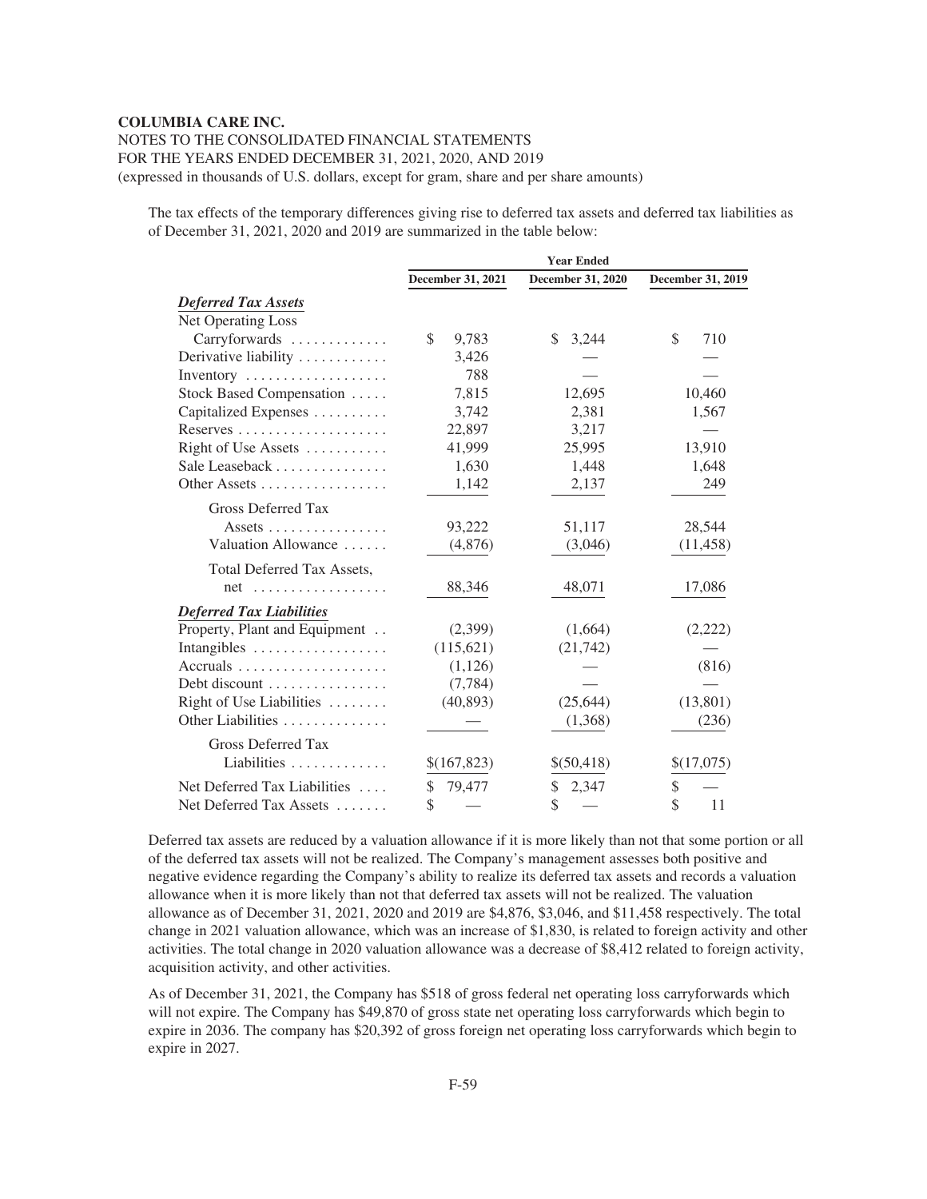**COLUMBIA CARE INC.**

NOTES TO THE CONSOLIDATED FINANCIAL STATEMENTS
FOR THE YEARS ENDED DECEMBER 31, 2021, 2020, AND 2019
(expressed in thousands of U.S. dollars, except for gram, share and per share amounts)

The tax effects of the temporary differences giving rise to deferred tax assets and deferred tax liabilities as of December 31, 2021, 2020 and 2019 are summarized in the table below:

| | Year Ended | | |
|---|---|---|---|
| | December 31, 2021 | December 31, 2020 | December 31, 2019 |
| ***Deferred Tax Assets*** | | | |
| Net Operating Loss Carryforwards | $ 9,783 | $ 3,244 | $ 710 |
| Derivative liability | 3,426 | — | — |
| Inventory | 788 | — | — |
| Stock Based Compensation | 7,815 | 12,695 | 10,460 |
| Capitalized Expenses | 3,742 | 2,381 | 1,567 |
| Reserves | 22,897 | 3,217 | — |
| Right of Use Assets | 41,999 | 25,995 | 13,910 |
| Sale Leaseback | 1,630 | 1,448 | 1,648 |
| Other Assets | 1,142 | 2,137 | 249 |
| Gross Deferred Tax Assets | 93,222 | 51,117 | 28,544 |
| Valuation Allowance | (4,876) | (3,046) | (11,458) |
| Total Deferred Tax Assets, net | 88,346 | 48,071 | 17,086 |
| ***Deferred Tax Liabilities*** | | | |
| Property, Plant and Equipment | (2,399) | (1,664) | (2,222) |
| Intangibles | (115,621) | (21,742) | — |
| Accruals | (1,126) | — | (816) |
| Debt discount | (7,784) | — | — |
| Right of Use Liabilities | (40,893) | (25,644) | (13,801) |
| Other Liabilities | — | (1,368) | (236) |
| Gross Deferred Tax Liabilities | $(167,823) | $(50,418) | $(17,075) |
| Net Deferred Tax Liabilities | $ 79,477 | $ 2,347 | $ — |
| Net Deferred Tax Assets | $ — | $ — | $ 11 |

Deferred tax assets are reduced by a valuation allowance if it is more likely than not that some portion or all of the deferred tax assets will not be realized. The Company's management assesses both positive and negative evidence regarding the Company's ability to realize its deferred tax assets and records a valuation allowance when it is more likely than not that deferred tax assets will not be realized. The valuation allowance as of December 31, 2021, 2020 and 2019 are $4,876, $3,046, and $11,458 respectively. The total change in 2021 valuation allowance, which was an increase of $1,830, is related to foreign activity and other activities. The total change in 2020 valuation allowance was a decrease of $8,412 related to foreign activity, acquisition activity, and other activities.

As of December 31, 2021, the Company has $518 of gross federal net operating loss carryforwards which will not expire. The Company has $49,870 of gross state net operating loss carryforwards which begin to expire in 2036. The company has $20,392 of gross foreign net operating loss carryforwards which begin to expire in 2027.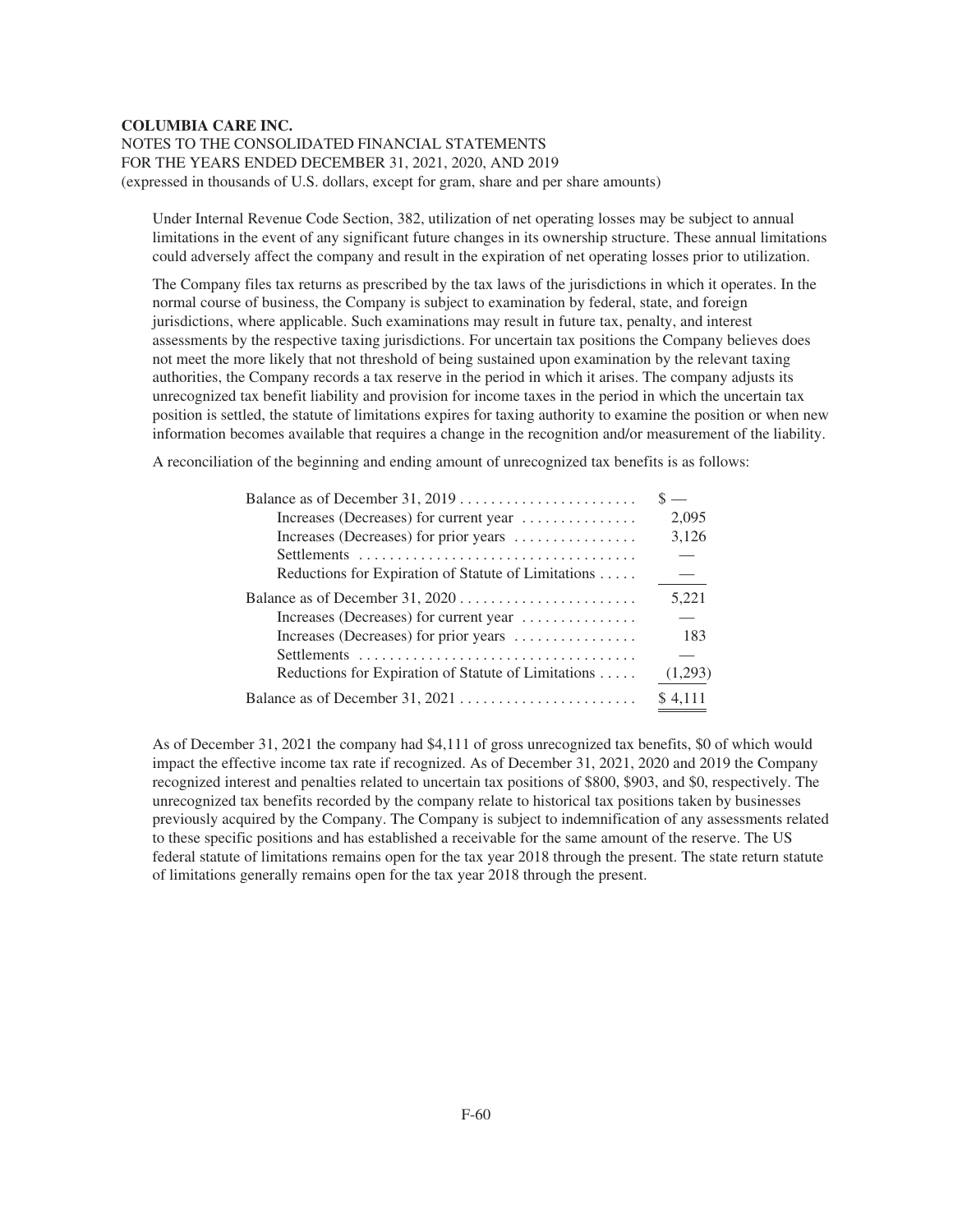Under Internal Revenue Code Section, 382, utilization of net operating losses may be subject to annual limitations in the event of any significant future changes in its ownership structure. These annual limitations could adversely affect the company and result in the expiration of net operating losses prior to utilization.

The Company files tax returns as prescribed by the tax laws of the jurisdictions in which it operates. In the normal course of business, the Company is subject to examination by federal, state, and foreign jurisdictions, where applicable. Such examinations may result in future tax, penalty, and interest assessments by the respective taxing jurisdictions. For uncertain tax positions the Company believes does not meet the more likely that not threshold of being sustained upon examination by the relevant taxing authorities, the Company records a tax reserve in the period in which it arises. The company adjusts its unrecognized tax benefit liability and provision for income taxes in the period in which the uncertain tax position is settled, the statute of limitations expires for taxing authority to examine the position or when new information becomes available that requires a change in the recognition and/or measurement of the liability.

A reconciliation of the beginning and ending amount of unrecognized tax benefits is as follows:

| | |
|---|---|
| Balance as of December 31, 2019 | $ — |
| Increases (Decreases) for current year | 2,095 |
| Increases (Decreases) for prior years | 3,126 |
| Settlements | — |
| Reductions for Expiration of Statute of Limitations | — |
| Balance as of December 31, 2020 | 5,221 |
| Increases (Decreases) for current year | — |
| Increases (Decreases) for prior years | 183 |
| Settlements | — |
| Reductions for Expiration of Statute of Limitations | (1,293) |
| Balance as of December 31, 2021 | $ 4,111 |

As of December 31, 2021 the company had $4,111 of gross unrecognized tax benefits, $0 of which would impact the effective income tax rate if recognized. As of December 31, 2021, 2020 and 2019 the Company recognized interest and penalties related to uncertain tax positions of $800, $903, and $0, respectively. The unrecognized tax benefits recorded by the company relate to historical tax positions taken by businesses previously acquired by the Company. The Company is subject to indemnification of any assessments related to these specific positions and has established a receivable for the same amount of the reserve. The US federal statute of limitations remains open for the tax year 2018 through the present. The state return statute of limitations generally remains open for the tax year 2018 through the present.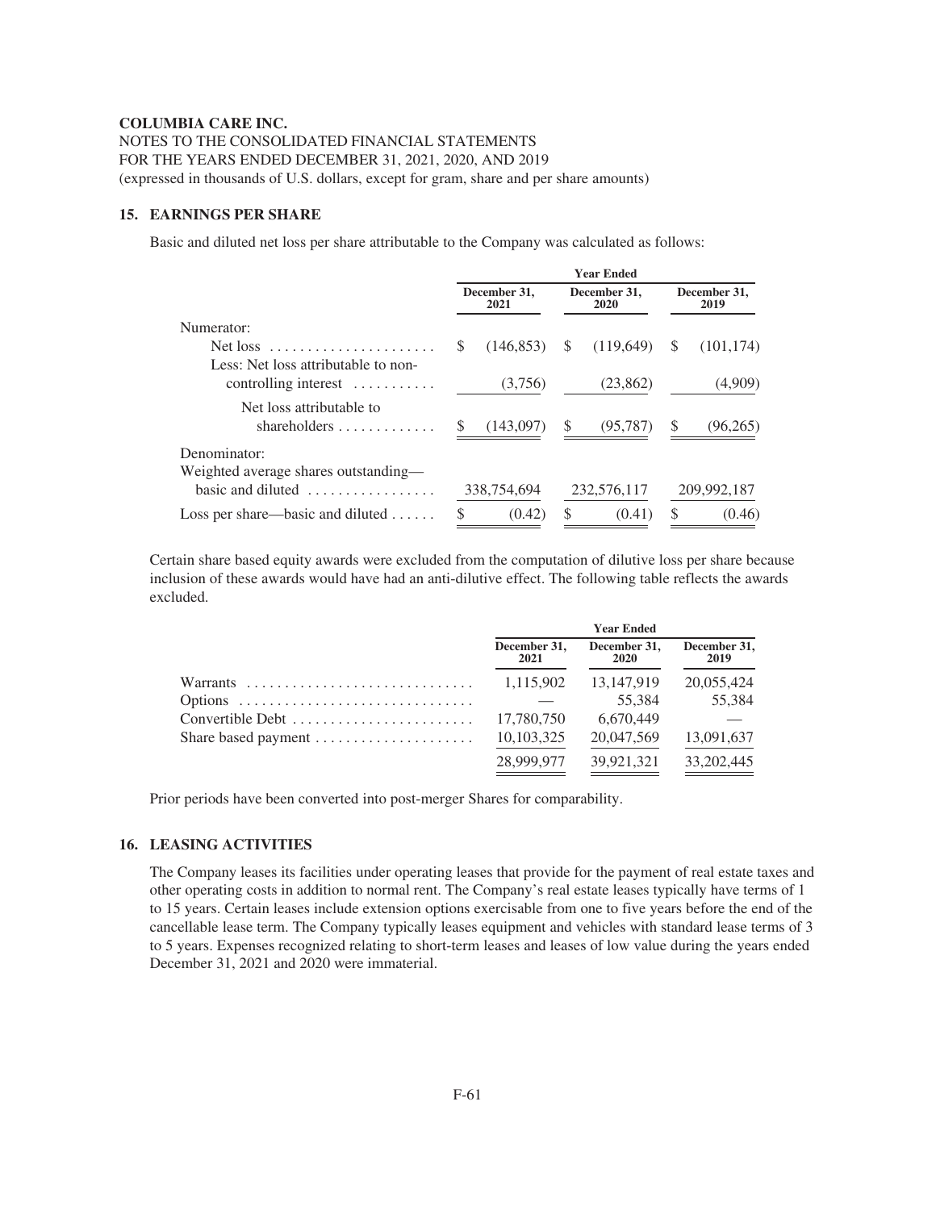**COLUMBIA CARE INC.**

NOTES TO THE CONSOLIDATED FINANCIAL STATEMENTS
FOR THE YEARS ENDED DECEMBER 31, 2021, 2020, AND 2019
(expressed in thousands of U.S. dollars, except for gram, share and per share amounts)

## 15. EARNINGS PER SHARE

Basic and diluted net loss per share attributable to the Company was calculated as follows:

| | Year Ended | | |
|---|---|---|---|
| | December 31, 2021 | December 31, 2020 | December 31, 2019 |
| Numerator: | | | |
| Net loss | $ (146,853) | $ (119,649) | $ (101,174) |
| Less: Net loss attributable to non-controlling interest | (3,756) | (23,862) | (4,909) |
| Net loss attributable to shareholders | $ (143,097) | $ (95,787) | $ (96,265) |
| Denominator: | | | |
| Weighted average shares outstanding—basic and diluted | 338,754,694 | 232,576,117 | 209,992,187 |
| Loss per share—basic and diluted | $ (0.42) | $ (0.41) | $ (0.46) |

Certain share based equity awards were excluded from the computation of dilutive loss per share because inclusion of these awards would have had an anti-dilutive effect. The following table reflects the awards excluded.

| | Year Ended | | |
|---|---|---|---|
| | December 31, 2021 | December 31, 2020 | December 31, 2019 |
| Warrants | 1,115,902 | 13,147,919 | 20,055,424 |
| Options | — | 55,384 | 55,384 |
| Convertible Debt | 17,780,750 | 6,670,449 | — |
| Share based payment | 10,103,325 | 20,047,569 | 13,091,637 |
| | 28,999,977 | 39,921,321 | 33,202,445 |

Prior periods have been converted into post-merger Shares for comparability.

## 16. LEASING ACTIVITIES

The Company leases its facilities under operating leases that provide for the payment of real estate taxes and other operating costs in addition to normal rent. The Company's real estate leases typically have terms of 1 to 15 years. Certain leases include extension options exercisable from one to five years before the end of the cancellable lease term. The Company typically leases equipment and vehicles with standard lease terms of 3 to 5 years. Expenses recognized relating to short-term leases and leases of low value during the years ended December 31, 2021 and 2020 were immaterial.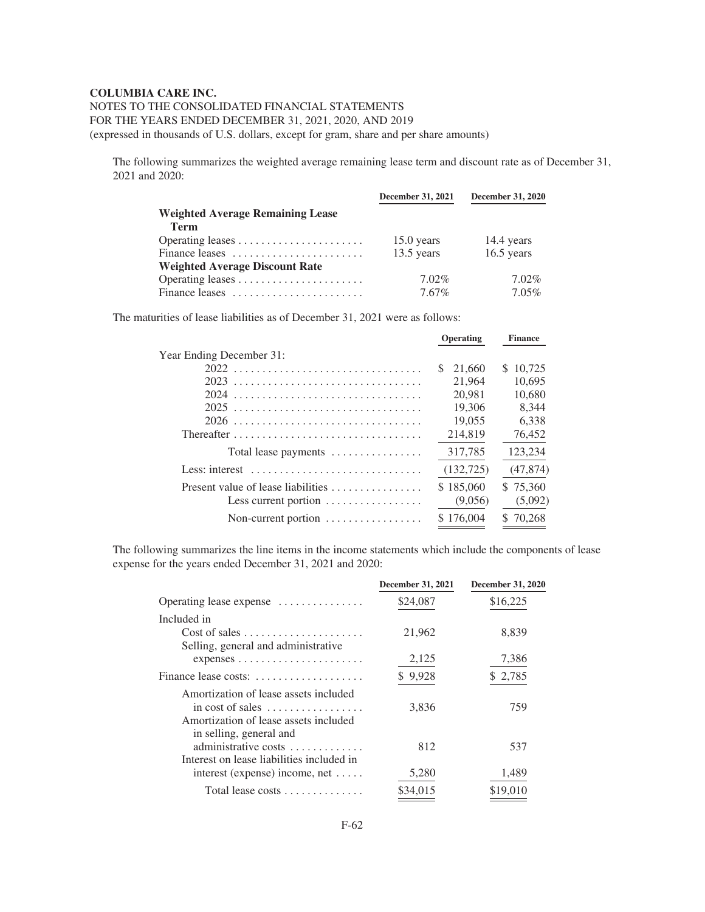**COLUMBIA CARE INC.**

NOTES TO THE CONSOLIDATED FINANCIAL STATEMENTS
FOR THE YEARS ENDED DECEMBER 31, 2021, 2020, AND 2019
(expressed in thousands of U.S. dollars, except for gram, share and per share amounts)

The following summarizes the weighted average remaining lease term and discount rate as of December 31, 2021 and 2020:

| | December 31, 2021 | December 31, 2020 |
|---|---|---|
| **Weighted Average Remaining Lease Term** | | |
| Operating leases | 15.0 years | 14.4 years |
| Finance leases | 13.5 years | 16.5 years |
| **Weighted Average Discount Rate** | | |
| Operating leases | 7.02% | 7.02% |
| Finance leases | 7.67% | 7.05% |

The maturities of lease liabilities as of December 31, 2021 were as follows:

| | Operating | Finance |
|---|---|---|
| Year Ending December 31: | | |
| 2022 | $ 21,660 | $ 10,725 |
| 2023 | 21,964 | 10,695 |
| 2024 | 20,981 | 10,680 |
| 2025 | 19,306 | 8,344 |
| 2026 | 19,055 | 6,338 |
| Thereafter | 214,819 | 76,452 |
| Total lease payments | 317,785 | 123,234 |
| Less: interest | (132,725) | (47,874) |
| Present value of lease liabilities | $ 185,060 | $ 75,360 |
| Less current portion | (9,056) | (5,092) |
| Non-current portion | $ 176,004 | $ 70,268 |

The following summarizes the line items in the income statements which include the components of lease expense for the years ended December 31, 2021 and 2020:

| | December 31, 2021 | December 31, 2020 |
|---|---|---|
| Operating lease expense | $24,087 | $16,225 |
| Included in | | |
| Cost of sales | 21,962 | 8,839 |
| Selling, general and administrative expenses | 2,125 | 7,386 |
| Finance lease costs: | $ 9,928 | $ 2,785 |
| Amortization of lease assets included in cost of sales | 3,836 | 759 |
| Amortization of lease assets included in selling, general and administrative costs | 812 | 537 |
| Interest on lease liabilities included in interest (expense) income, net | 5,280 | 1,489 |
| Total lease costs | $34,015 | $19,010 |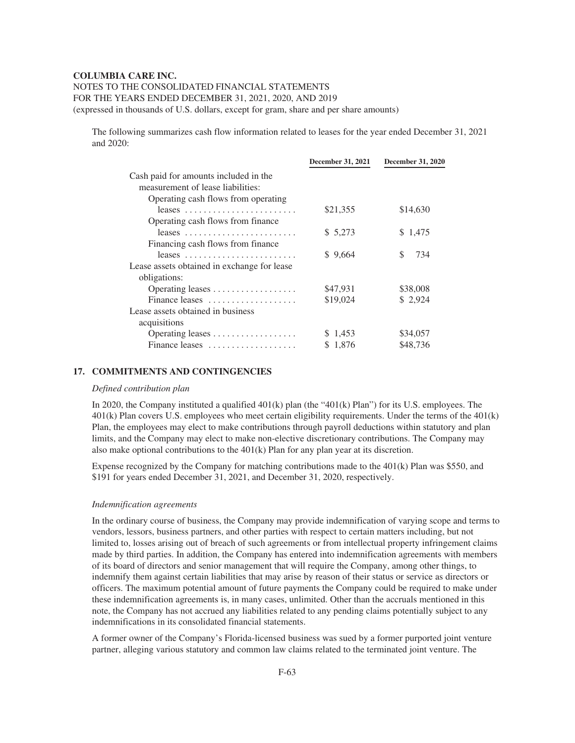**COLUMBIA CARE INC.**

NOTES TO THE CONSOLIDATED FINANCIAL STATEMENTS
FOR THE YEARS ENDED DECEMBER 31, 2021, 2020, AND 2019
(expressed in thousands of U.S. dollars, except for gram, share and per share amounts)

The following summarizes cash flow information related to leases for the year ended December 31, 2021 and 2020:

| | December 31, 2021 | December 31, 2020 |
|---|---|---|
| Cash paid for amounts included in the measurement of lease liabilities: | | |
| Operating cash flows from operating leases | $21,355 | $14,630 |
| Operating cash flows from finance leases | $ 5,273 | $ 1,475 |
| Financing cash flows from finance leases | $ 9,664 | $ 734 |
| Lease assets obtained in exchange for lease obligations: | | |
| Operating leases | $47,931 | $38,008 |
| Finance leases | $19,024 | $ 2,924 |
| Lease assets obtained in business acquisitions | | |
| Operating leases | $ 1,453 | $34,057 |
| Finance leases | $ 1,876 | $48,736 |

## 17. COMMITMENTS AND CONTINGENCIES

*Defined contribution plan*

In 2020, the Company instituted a qualified 401(k) plan (the "401(k) Plan") for its U.S. employees. The 401(k) Plan covers U.S. employees who meet certain eligibility requirements. Under the terms of the 401(k) Plan, the employees may elect to make contributions through payroll deductions within statutory and plan limits, and the Company may elect to make non-elective discretionary contributions. The Company may also make optional contributions to the 401(k) Plan for any plan year at its discretion.

Expense recognized by the Company for matching contributions made to the 401(k) Plan was $550, and $191 for years ended December 31, 2021, and December 31, 2020, respectively.

*Indemnification agreements*

In the ordinary course of business, the Company may provide indemnification of varying scope and terms to vendors, lessors, business partners, and other parties with respect to certain matters including, but not limited to, losses arising out of breach of such agreements or from intellectual property infringement claims made by third parties. In addition, the Company has entered into indemnification agreements with members of its board of directors and senior management that will require the Company, among other things, to indemnify them against certain liabilities that may arise by reason of their status or service as directors or officers. The maximum potential amount of future payments the Company could be required to make under these indemnification agreements is, in many cases, unlimited. Other than the accruals mentioned in this note, the Company has not accrued any liabilities related to any pending claims potentially subject to any indemnifications in its consolidated financial statements.

A former owner of the Company's Florida-licensed business was sued by a former purported joint venture partner, alleging various statutory and common law claims related to the terminated joint venture. The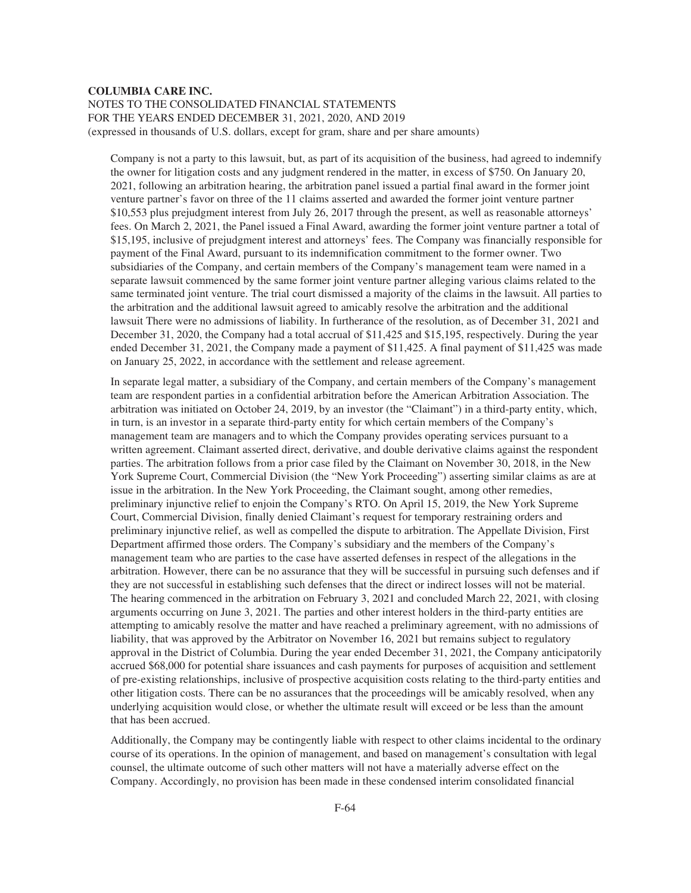Company is not a party to this lawsuit, but, as part of its acquisition of the business, had agreed to indemnify the owner for litigation costs and any judgment rendered in the matter, in excess of $750. On January 20, 2021, following an arbitration hearing, the arbitration panel issued a partial final award in the former joint venture partner's favor on three of the 11 claims asserted and awarded the former joint venture partner $10,553 plus prejudgment interest from July 26, 2017 through the present, as well as reasonable attorneys' fees. On March 2, 2021, the Panel issued a Final Award, awarding the former joint venture partner a total of $15,195, inclusive of prejudgment interest and attorneys' fees. The Company was financially responsible for payment of the Final Award, pursuant to its indemnification commitment to the former owner. Two subsidiaries of the Company, and certain members of the Company's management team were named in a separate lawsuit commenced by the same former joint venture partner alleging various claims related to the same terminated joint venture. The trial court dismissed a majority of the claims in the lawsuit. All parties to the arbitration and the additional lawsuit agreed to amicably resolve the arbitration and the additional lawsuit There were no admissions of liability. In furtherance of the resolution, as of December 31, 2021 and December 31, 2020, the Company had a total accrual of $11,425 and $15,195, respectively. During the year ended December 31, 2021, the Company made a payment of $11,425. A final payment of $11,425 was made on January 25, 2022, in accordance with the settlement and release agreement.

In separate legal matter, a subsidiary of the Company, and certain members of the Company's management team are respondent parties in a confidential arbitration before the American Arbitration Association. The arbitration was initiated on October 24, 2019, by an investor (the "Claimant") in a third-party entity, which, in turn, is an investor in a separate third-party entity for which certain members of the Company's management team are managers and to which the Company provides operating services pursuant to a written agreement. Claimant asserted direct, derivative, and double derivative claims against the respondent parties. The arbitration follows from a prior case filed by the Claimant on November 30, 2018, in the New York Supreme Court, Commercial Division (the "New York Proceeding") asserting similar claims as are at issue in the arbitration. In the New York Proceeding, the Claimant sought, among other remedies, preliminary injunctive relief to enjoin the Company's RTO. On April 15, 2019, the New York Supreme Court, Commercial Division, finally denied Claimant's request for temporary restraining orders and preliminary injunctive relief, as well as compelled the dispute to arbitration. The Appellate Division, First Department affirmed those orders. The Company's subsidiary and the members of the Company's management team who are parties to the case have asserted defenses in respect of the allegations in the arbitration. However, there can be no assurance that they will be successful in pursuing such defenses and if they are not successful in establishing such defenses that the direct or indirect losses will not be material. The hearing commenced in the arbitration on February 3, 2021 and concluded March 22, 2021, with closing arguments occurring on June 3, 2021. The parties and other interest holders in the third-party entities are attempting to amicably resolve the matter and have reached a preliminary agreement, with no admissions of liability, that was approved by the Arbitrator on November 16, 2021 but remains subject to regulatory approval in the District of Columbia. During the year ended December 31, 2021, the Company anticipatorily accrued $68,000 for potential share issuances and cash payments for purposes of acquisition and settlement of pre-existing relationships, inclusive of prospective acquisition costs relating to the third-party entities and other litigation costs. There can be no assurances that the proceedings will be amicably resolved, when any underlying acquisition would close, or whether the ultimate result will exceed or be less than the amount that has been accrued.

Additionally, the Company may be contingently liable with respect to other claims incidental to the ordinary course of its operations. In the opinion of management, and based on management's consultation with legal counsel, the ultimate outcome of such other matters will not have a materially adverse effect on the Company. Accordingly, no provision has been made in these condensed interim consolidated financial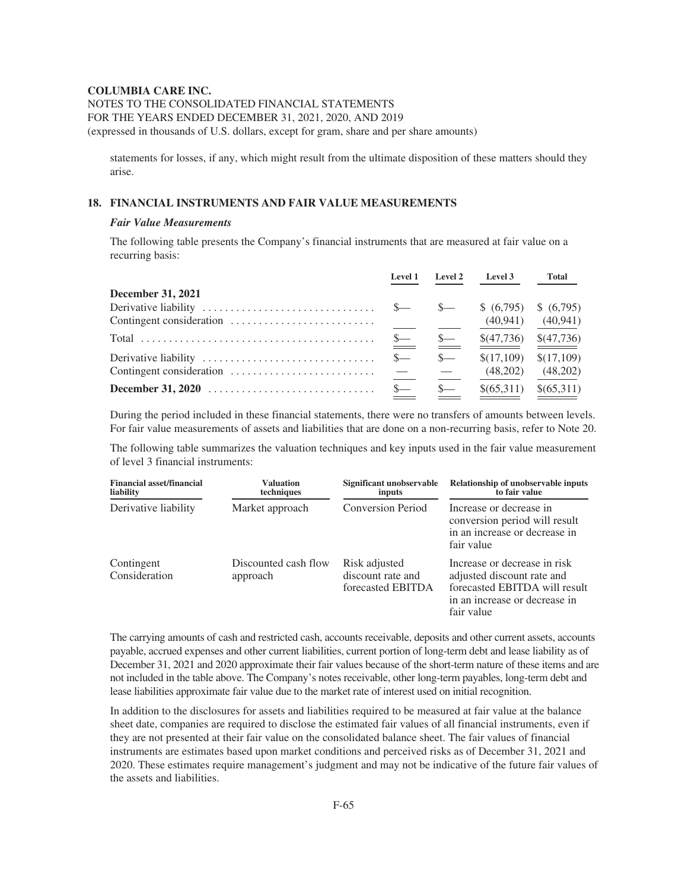statements for losses, if any, which might result from the ultimate disposition of these matters should they arise.

## 18. FINANCIAL INSTRUMENTS AND FAIR VALUE MEASUREMENTS

### *Fair Value Measurements*

The following table presents the Company's financial instruments that are measured at fair value on a recurring basis:

| | Level 1 | Level 2 | Level 3 | Total |
|---|---|---|---|---|
| **December 31, 2021** | | | | |
| Derivative liability | $— | $— | $ (6,795) | $ (6,795) |
| Contingent consideration | | | (40,941) | (40,941) |
| Total | $— | $— | $(47,736) | $(47,736) |
| Derivative liability | $— | $— | $(17,109) | $(17,109) |
| Contingent consideration | — | — | (48,202) | (48,202) |
| **December 31, 2020** | $— | $— | $(65,311) | $(65,311) |

During the period included in these financial statements, there were no transfers of amounts between levels. For fair value measurements of assets and liabilities that are done on a non-recurring basis, refer to Note 20.

The following table summarizes the valuation techniques and key inputs used in the fair value measurement of level 3 financial instruments:

| Financial asset/financial liability | Valuation techniques | Significant unobservable inputs | Relationship of unobservable inputs to fair value |
|---|---|---|---|
| Derivative liability | Market approach | Conversion Period | Increase or decrease in conversion period will result in an increase or decrease in fair value |
| Contingent Consideration | Discounted cash flow approach | Risk adjusted discount rate and forecasted EBITDA | Increase or decrease in risk adjusted discount rate and forecasted EBITDA will result in an increase or decrease in fair value |

The carrying amounts of cash and restricted cash, accounts receivable, deposits and other current assets, accounts payable, accrued expenses and other current liabilities, current portion of long-term debt and lease liability as of December 31, 2021 and 2020 approximate their fair values because of the short-term nature of these items and are not included in the table above. The Company's notes receivable, other long-term payables, long-term debt and lease liabilities approximate fair value due to the market rate of interest used on initial recognition.

In addition to the disclosures for assets and liabilities required to be measured at fair value at the balance sheet date, companies are required to disclose the estimated fair values of all financial instruments, even if they are not presented at their fair value on the consolidated balance sheet. The fair values of financial instruments are estimates based upon market conditions and perceived risks as of December 31, 2021 and 2020. These estimates require management's judgment and may not be indicative of the future fair values of the assets and liabilities.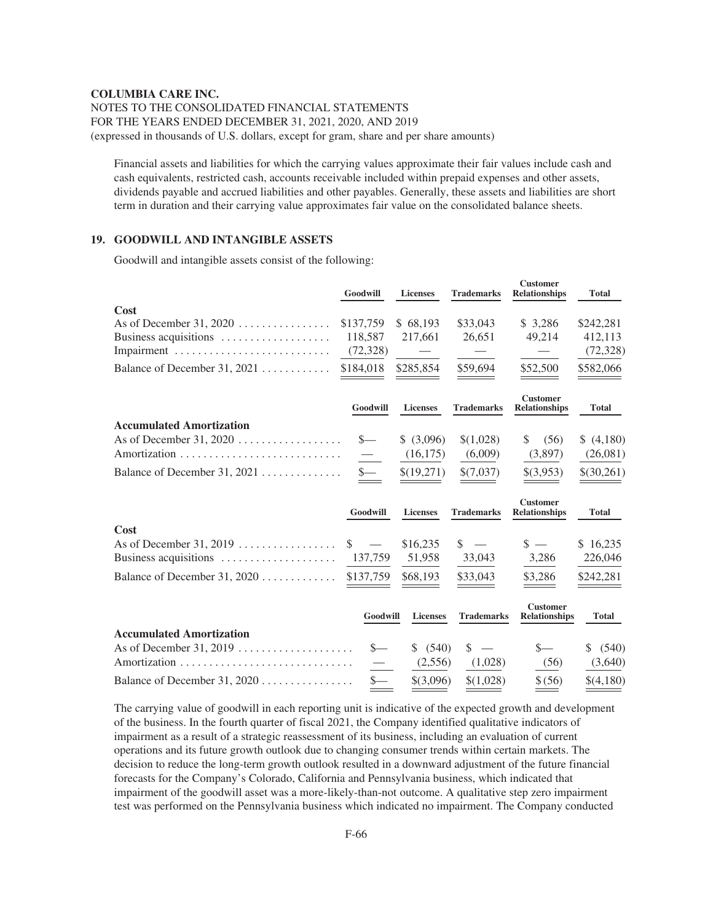Financial assets and liabilities for which the carrying values approximate their fair values include cash and cash equivalents, restricted cash, accounts receivable included within prepaid expenses and other assets, dividends payable and accrued liabilities and other payables. Generally, these assets and liabilities are short term in duration and their carrying value approximates fair value on the consolidated balance sheets.

## 19. GOODWILL AND INTANGIBLE ASSETS

Goodwill and intangible assets consist of the following:

| | Goodwill | Licenses | Trademarks | Customer Relationships | Total |
|---|---|---|---|---|---|
| **Cost** | | | | | |
| As of December 31, 2020 | $137,759 | $ 68,193 | $33,043 | $ 3,286 | $242,281 |
| Business acquisitions | 118,587 | 217,661 | 26,651 | 49,214 | 412,113 |
| Impairment | (72,328) | — | — | — | (72,328) |
| Balance of December 31, 2021 | $184,018 | $285,854 | $59,694 | $52,500 | $582,066 |

| | Goodwill | Licenses | Trademarks | Customer Relationships | Total |
|---|---|---|---|---|---|
| **Accumulated Amortization** | | | | | |
| As of December 31, 2020 | $— | $ (3,096) | $(1,028) | $ (56) | $ (4,180) |
| Amortization | — | (16,175) | (6,009) | (3,897) | (26,081) |
| Balance of December 31, 2021 | $— | $(19,271) | $(7,037) | $(3,953) | $(30,261) |

| | Goodwill | Licenses | Trademarks | Customer Relationships | Total |
|---|---|---|---|---|---|
| **Cost** | | | | | |
| As of December 31, 2019 | $ — | $16,235 | $ — | $ — | $ 16,235 |
| Business acquisitions | 137,759 | 51,958 | 33,043 | 3,286 | 226,046 |
| Balance of December 31, 2020 | $137,759 | $68,193 | $33,043 | $3,286 | $242,281 |

| | Goodwill | Licenses | Trademarks | Customer Relationships | Total |
|---|---|---|---|---|---|
| **Accumulated Amortization** | | | | | |
| As of December 31, 2019 | $— | $ (540) | $ — | $— | $ (540) |
| Amortization | — | (2,556) | (1,028) | (56) | (3,640) |
| Balance of December 31, 2020 | $— | $(3,096) | $(1,028) | $ (56) | $(4,180) |

The carrying value of goodwill in each reporting unit is indicative of the expected growth and development of the business. In the fourth quarter of fiscal 2021, the Company identified qualitative indicators of impairment as a result of a strategic reassessment of its business, including an evaluation of current operations and its future growth outlook due to changing consumer trends within certain markets. The decision to reduce the long-term growth outlook resulted in a downward adjustment of the future financial forecasts for the Company's Colorado, California and Pennsylvania business, which indicated that impairment of the goodwill asset was a more-likely-than-not outcome. A qualitative step zero impairment test was performed on the Pennsylvania business which indicated no impairment. The Company conducted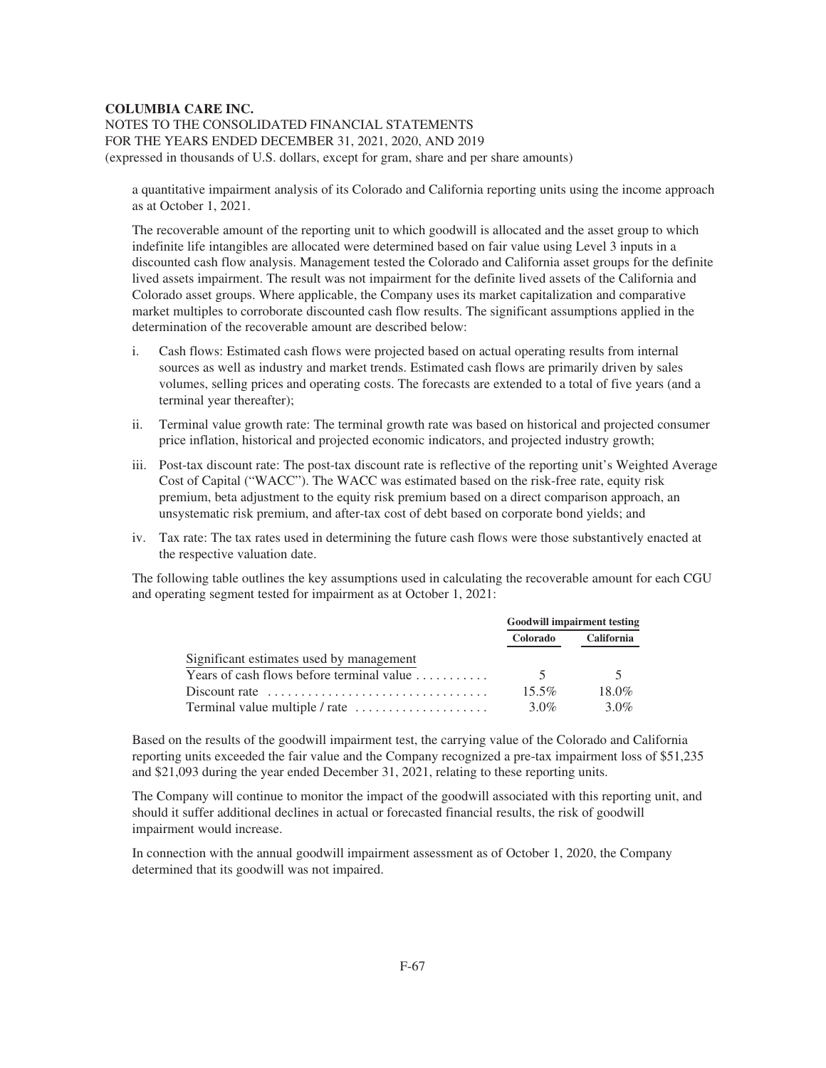a quantitative impairment analysis of its Colorado and California reporting units using the income approach as at October 1, 2021.

The recoverable amount of the reporting unit to which goodwill is allocated and the asset group to which indefinite life intangibles are allocated were determined based on fair value using Level 3 inputs in a discounted cash flow analysis. Management tested the Colorado and California asset groups for the definite lived assets impairment. The result was not impairment for the definite lived assets of the California and Colorado asset groups. Where applicable, the Company uses its market capitalization and comparative market multiples to corroborate discounted cash flow results. The significant assumptions applied in the determination of the recoverable amount are described below:

i. Cash flows: Estimated cash flows were projected based on actual operating results from internal sources as well as industry and market trends. Estimated cash flows are primarily driven by sales volumes, selling prices and operating costs. The forecasts are extended to a total of five years (and a terminal year thereafter);

ii. Terminal value growth rate: The terminal growth rate was based on historical and projected consumer price inflation, historical and projected economic indicators, and projected industry growth;

iii. Post-tax discount rate: The post-tax discount rate is reflective of the reporting unit's Weighted Average Cost of Capital ("WACC"). The WACC was estimated based on the risk-free rate, equity risk premium, beta adjustment to the equity risk premium based on a direct comparison approach, an unsystematic risk premium, and after-tax cost of debt based on corporate bond yields; and

iv. Tax rate: The tax rates used in determining the future cash flows were those substantively enacted at the respective valuation date.

The following table outlines the key assumptions used in calculating the recoverable amount for each CGU and operating segment tested for impairment as at October 1, 2021:

| | **Goodwill impairment testing** | |
|---|---|---|
| | **Colorado** | **California** |
| Significant estimates used by management | | |
| Years of cash flows before terminal value | 5 | 5 |
| Discount rate | 15.5% | 18.0% |
| Terminal value multiple / rate | 3.0% | 3.0% |

Based on the results of the goodwill impairment test, the carrying value of the Colorado and California reporting units exceeded the fair value and the Company recognized a pre-tax impairment loss of $51,235 and $21,093 during the year ended December 31, 2021, relating to these reporting units.

The Company will continue to monitor the impact of the goodwill associated with this reporting unit, and should it suffer additional declines in actual or forecasted financial results, the risk of goodwill impairment would increase.

In connection with the annual goodwill impairment assessment as of October 1, 2020, the Company determined that its goodwill was not impaired.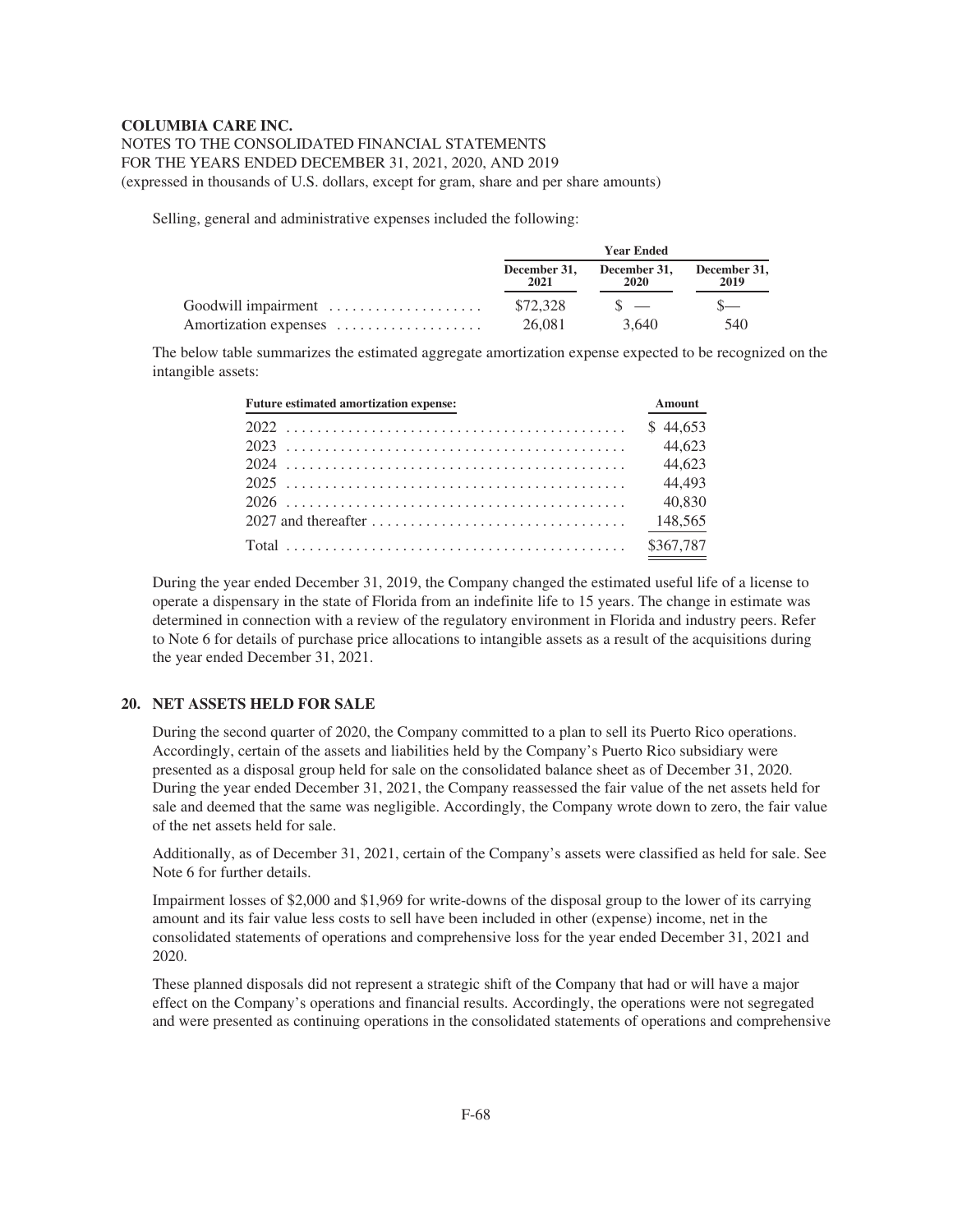Selling, general and administrative expenses included the following:

| | Year Ended | | |
|---|---|---|---|
| | December 31, 2021 | December 31, 2020 | December 31, 2019 |
| Goodwill impairment | $72,328 | $ — | $— |
| Amortization expenses | 26,081 | 3,640 | 540 |

The below table summarizes the estimated aggregate amortization expense expected to be recognized on the intangible assets:

| Future estimated amortization expense: | Amount |
|---|---|
| 2022 | $ 44,653 |
| 2023 | 44,623 |
| 2024 | 44,623 |
| 2025 | 44,493 |
| 2026 | 40,830 |
| 2027 and thereafter | 148,565 |
| Total | $367,787 |

During the year ended December 31, 2019, the Company changed the estimated useful life of a license to operate a dispensary in the state of Florida from an indefinite life to 15 years. The change in estimate was determined in connection with a review of the regulatory environment in Florida and industry peers. Refer to Note 6 for details of purchase price allocations to intangible assets as a result of the acquisitions during the year ended December 31, 2021.

## 20. NET ASSETS HELD FOR SALE

During the second quarter of 2020, the Company committed to a plan to sell its Puerto Rico operations. Accordingly, certain of the assets and liabilities held by the Company's Puerto Rico subsidiary were presented as a disposal group held for sale on the consolidated balance sheet as of December 31, 2020. During the year ended December 31, 2021, the Company reassessed the fair value of the net assets held for sale and deemed that the same was negligible. Accordingly, the Company wrote down to zero, the fair value of the net assets held for sale.

Additionally, as of December 31, 2021, certain of the Company's assets were classified as held for sale. See Note 6 for further details.

Impairment losses of $2,000 and $1,969 for write-downs of the disposal group to the lower of its carrying amount and its fair value less costs to sell have been included in other (expense) income, net in the consolidated statements of operations and comprehensive loss for the year ended December 31, 2021 and 2020.

These planned disposals did not represent a strategic shift of the Company that had or will have a major effect on the Company's operations and financial results. Accordingly, the operations were not segregated and were presented as continuing operations in the consolidated statements of operations and comprehensive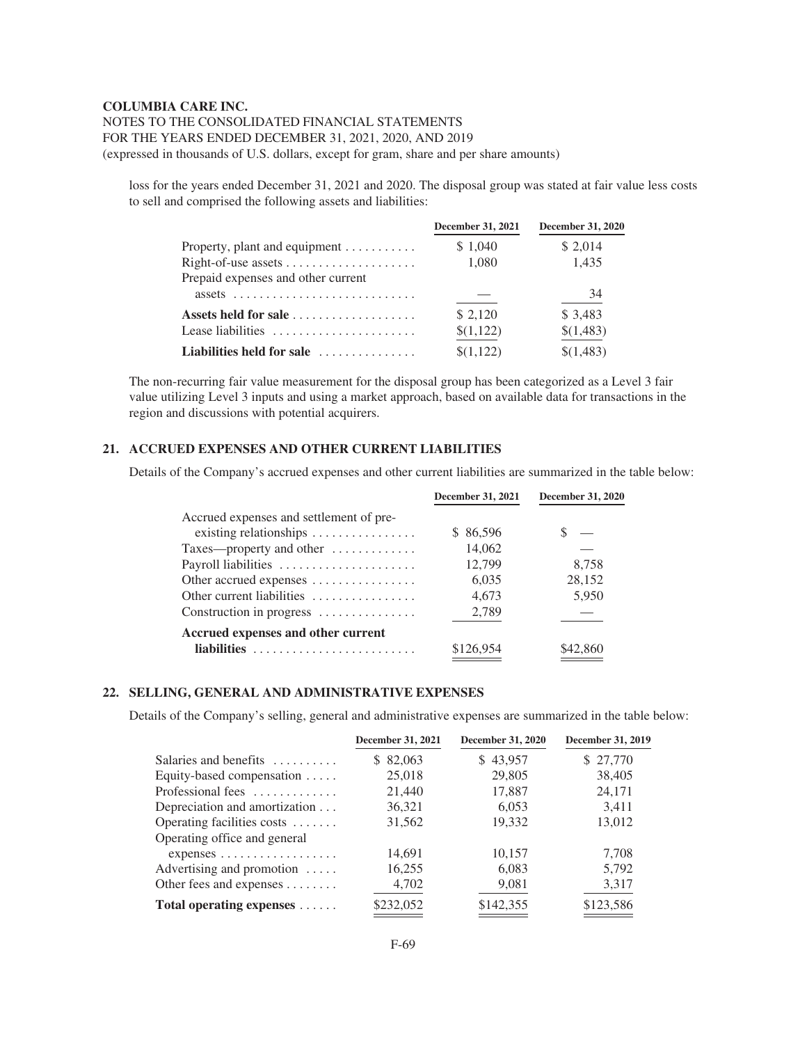loss for the years ended December 31, 2021 and 2020. The disposal group was stated at fair value less costs to sell and comprised the following assets and liabilities:

| | December 31, 2021 | December 31, 2020 |
|---|---|---|
| Property, plant and equipment | $ 1,040 | $ 2,014 |
| Right-of-use assets | 1,080 | 1,435 |
| Prepaid expenses and other current assets | — | 34 |
| **Assets held for sale** | $ 2,120 | $ 3,483 |
| Lease liabilities | $(1,122) | $(1,483) |
| **Liabilities held for sale** | $(1,122) | $(1,483) |

The non-recurring fair value measurement for the disposal group has been categorized as a Level 3 fair value utilizing Level 3 inputs and using a market approach, based on available data for transactions in the region and discussions with potential acquirers.

## 21. ACCRUED EXPENSES AND OTHER CURRENT LIABILITIES

Details of the Company's accrued expenses and other current liabilities are summarized in the table below:

| | December 31, 2021 | December 31, 2020 |
|---|---|---|
| Accrued expenses and settlement of pre-existing relationships | $ 86,596 | $ — |
| Taxes—property and other | 14,062 | — |
| Payroll liabilities | 12,799 | 8,758 |
| Other accrued expenses | 6,035 | 28,152 |
| Other current liabilities | 4,673 | 5,950 |
| Construction in progress | 2,789 | — |
| **Accrued expenses and other current liabilities** | $126,954 | $42,860 |

## 22. SELLING, GENERAL AND ADMINISTRATIVE EXPENSES

Details of the Company's selling, general and administrative expenses are summarized in the table below:

| | December 31, 2021 | December 31, 2020 | December 31, 2019 |
|---|---|---|---|
| Salaries and benefits | $ 82,063 | $ 43,957 | $ 27,770 |
| Equity-based compensation | 25,018 | 29,805 | 38,405 |
| Professional fees | 21,440 | 17,887 | 24,171 |
| Depreciation and amortization | 36,321 | 6,053 | 3,411 |
| Operating facilities costs | 31,562 | 19,332 | 13,012 |
| Operating office and general expenses | 14,691 | 10,157 | 7,708 |
| Advertising and promotion | 16,255 | 6,083 | 5,792 |
| Other fees and expenses | 4,702 | 9,081 | 3,317 |
| **Total operating expenses** | $232,052 | $142,355 | $123,586 |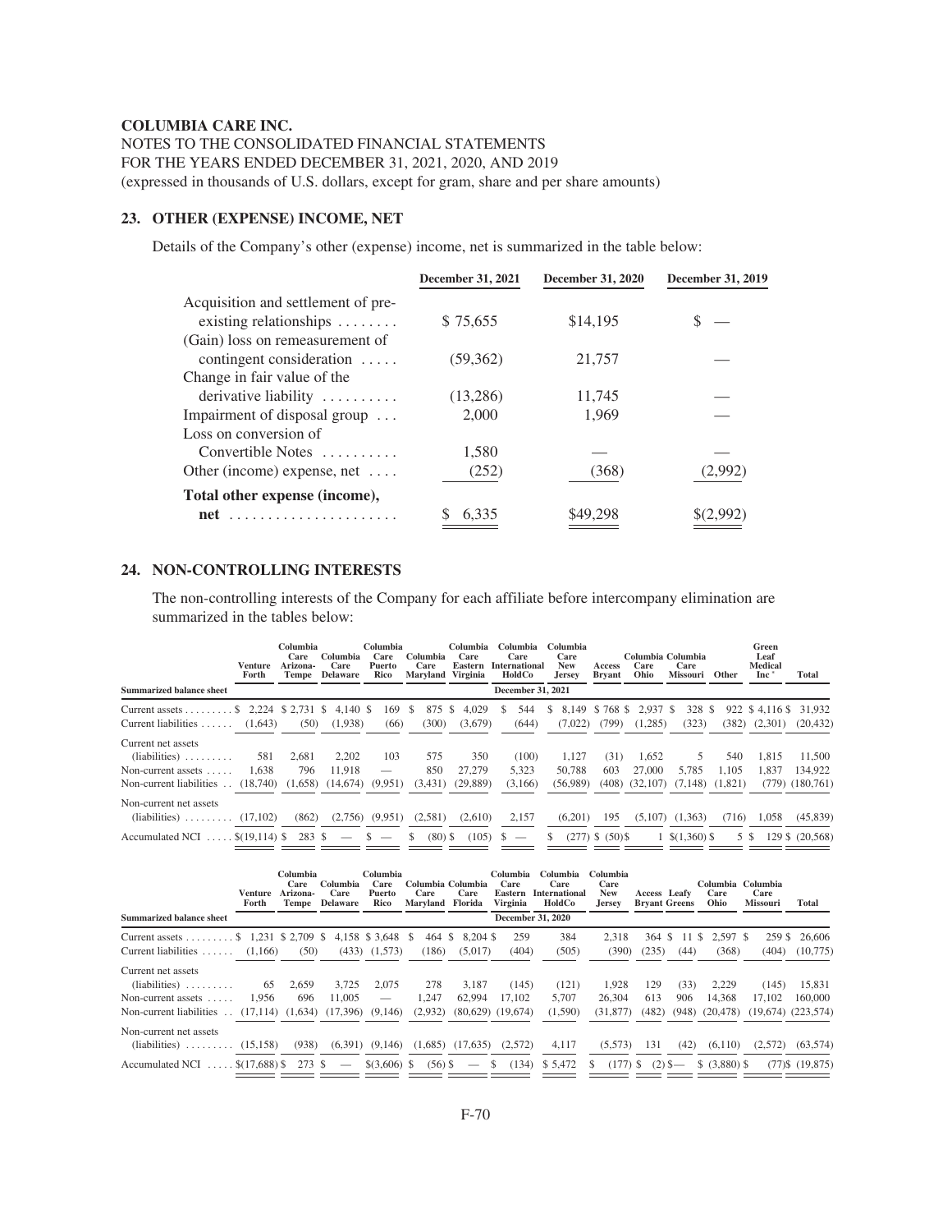**COLUMBIA CARE INC.**

NOTES TO THE CONSOLIDATED FINANCIAL STATEMENTS
FOR THE YEARS ENDED DECEMBER 31, 2021, 2020, AND 2019
(expressed in thousands of U.S. dollars, except for gram, share and per share amounts)

## 23. OTHER (EXPENSE) INCOME, NET

Details of the Company's other (expense) income, net is summarized in the table below:

| | December 31, 2021 | December 31, 2020 | December 31, 2019 |
|---|---|---|---|
| Acquisition and settlement of pre-existing relationships | $ 75,655 | $14,195 | $ — |
| (Gain) loss on remeasurement of contingent consideration | (59,362) | 21,757 | — |
| Change in fair value of the derivative liability | (13,286) | 11,745 | — |
| Impairment of disposal group | 2,000 | 1,969 | — |
| Loss on conversion of Convertible Notes | 1,580 | — | — |
| Other (income) expense, net | (252) | (368) | (2,992) |
| **Total other expense (income), net** | $ 6,335 | $49,298 | $(2,992) |

## 24. NON-CONTROLLING INTERESTS

The non-controlling interests of the Company for each affiliate before intercompany elimination are summarized in the tables below:

| Summarized balance sheet | Venture Forth | Columbia Care Arizona-Tempe | Columbia Care Delaware | Columbia Care Puerto Rico | Columbia Care Maryland | Columbia Care Eastern Virginia | Columbia Care International HoldCo | Columbia Care New Jersey | Access Bryant | Columbia Care Ohio | Columbia Care Missouri | Other | Green Leaf Medical Inc * | Total |
|---|---|---|---|---|---|---|---|---|---|---|---|---|---|---|
| | December 31, 2021 | | | | | | | | | | | | | |
| Current assets | $ 2,224 | $ 2,731 | $ 4,140 | $ 169 | $ 875 | $ 4,029 | $ 544 | $ 8,149 | $ 768 | $ 2,937 | $ 328 | $ 922 | $ 4,116 | $ 31,932 |
| Current liabilities | (1,643) | (50) | (1,938) | (66) | (300) | (3,679) | (644) | (7,022) | (799) | (1,285) | (323) | (382) | (2,301) | (20,432) |
| Current net assets (liabilities) | 581 | 2,681 | 2,202 | 103 | 575 | 350 | (100) | 1,127 | (31) | 1,652 | 5 | 540 | 1,815 | 11,500 |
| Non-current assets | 1,638 | 796 | 11,918 | — | 850 | 27,279 | 5,323 | 50,788 | 603 | 27,000 | 5,785 | 1,105 | 1,837 | 134,922 |
| Non-current liabilities | (18,740) | (1,658) | (14,674) | (9,951) | (3,431) | (29,889) | (3,166) | (56,989) | (408) | (32,107) | (7,148) | (1,821) | (779) | (180,761) |
| Non-current net assets (liabilities) | (17,102) | (862) | (2,756) | (9,951) | (2,581) | (2,610) | 2,157 | (6,201) | 195 | (5,107) | (1,363) | (716) | 1,058 | (45,839) |
| Accumulated NCI | $(19,114) | $ 283 | $ — | $ — | $ (80) | $ (105) | $ — | $ (277) | $ (50) | $ 1 | $(1,360) | $ 5 | $ 129 | $ (20,568) |

| Summarized balance sheet | Venture Forth | Columbia Care Arizona-Tempe | Columbia Care Delaware | Columbia Care Puerto Rico | Columbia Care Maryland | Columbia Care Florida | Columbia Care Eastern Virginia | Columbia Care International HoldCo | Columbia Care New Jersey | Access Bryant | Leafy Greens | Columbia Care Ohio | Columbia Care Missouri | Total |
|---|---|---|---|---|---|---|---|---|---|---|---|---|---|---|
| | December 31, 2020 | | | | | | | | | | | | | |
| Current assets | $ 1,231 | $ 2,709 | $ 4,158 | $ 3,648 | $ 464 | $ 8,204 | $ 259 | 384 | 2,318 | 364 | $ 11 | $ 2,597 | $ 259 | $ 26,606 |
| Current liabilities | (1,166) | (50) | (433) | (1,573) | (186) | (5,017) | (404) | (505) | (390) | (235) | (44) | (368) | (404) | (10,775) |
| Current net assets (liabilities) | 65 | 2,659 | 3,725 | 2,075 | 278 | 3,187 | (145) | (121) | 1,928 | 129 | (33) | 2,229 | (145) | 15,831 |
| Non-current assets | 1,956 | 696 | 11,005 | — | 1,247 | 62,994 | 17,102 | 5,707 | 26,304 | 613 | 906 | 14,368 | 17,102 | 160,000 |
| Non-current liabilities | (17,114) | (1,634) | (17,396) | (9,146) | (2,932) | (80,629) | (19,674) | (1,590) | (31,877) | (482) | (948) | (20,478) | (19,674) | (223,574) |
| Non-current net assets (liabilities) | (15,158) | (938) | (6,391) | (9,146) | (1,685) | (17,635) | (2,572) | 4,117 | (5,573) | 131 | (42) | (6,110) | (2,572) | (63,574) |
| Accumulated NCI | $(17,688) | $ 273 | $ — | $(3,606) | $ (56) | $ — | $ (134) | $ 5,472 | $ (177) | $ (2) | $— | $ (3,880) | $ (77) | $ (19,875) |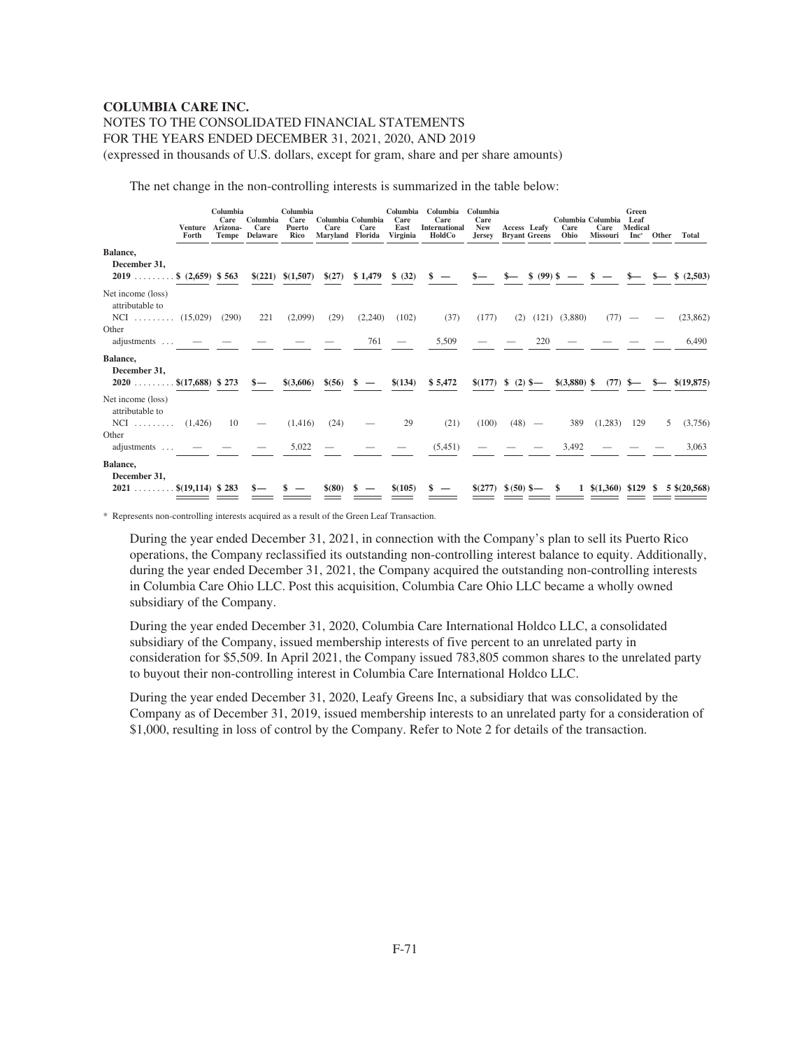**COLUMBIA CARE INC.**

NOTES TO THE CONSOLIDATED FINANCIAL STATEMENTS
FOR THE YEARS ENDED DECEMBER 31, 2021, 2020, AND 2019
(expressed in thousands of U.S. dollars, except for gram, share and per share amounts)

The net change in the non-controlling interests is summarized in the table below:

| | Venture Forth | Columbia Care Arizona-Tempe | Columbia Care Delaware | Columbia Care Puerto Rico | Columbia Care Maryland | Columbia Care Florida | Columbia Care East Virginia | Columbia Care International HoldCo | Columbia Care New Jersey | Access Bryant | Leafy Greens | Columbia Care Ohio | Columbia Care Missouri | Green Leaf Medical Inc* | Other | Total |
|---|---|---|---|---|---|---|---|---|---|---|---|---|---|---|---|---|
| **Balance, December 31, 2019** | $ (2,659) | $ 563 | $(221) | $(1,507) | $(27) | $ 1,479 | $ (32) | $ — | $— | $— | $ (99) | $ — | $ — | $— | $— | $ (2,503) |
| Net income (loss) attributable to NCI | (15,029) | (290) | 221 | (2,099) | (29) | (2,240) | (102) | (37) | (177) | (2) | (121) | (3,880) | (77) | — | — | (23,862) |
| Other adjustments | — | — | — | — | — | 761 | — | 5,509 | — | — | 220 | — | — | — | — | 6,490 |
| **Balance, December 31, 2020** | $(17,688) | $ 273 | $— | $(3,606) | $(56) | $ — | $(134) | $ 5,472 | $(177) | $ (2) | $— | $(3,880) | $ (77) | $— | $— | $(19,875) |
| Net income (loss) attributable to NCI | (1,426) | 10 | — | (1,416) | (24) | — | 29 | (21) | (100) | (48) | — | 389 | (1,283) | 129 | 5 | (3,756) |
| Other adjustments | — | — | — | 5,022 | — | — | — | (5,451) | — | — | — | 3,492 | — | — | — | 3,063 |
| **Balance, December 31, 2021** | $(19,114) | $ 283 | $— | $ — | $(80) | $ — | $(105) | $ — | $(277) | $(50) | $— | $ 1 | $(1,360) | $129 | $ 5 | $(20,568) |

\* Represents non-controlling interests acquired as a result of the Green Leaf Transaction.

During the year ended December 31, 2021, in connection with the Company's plan to sell its Puerto Rico operations, the Company reclassified its outstanding non-controlling interest balance to equity. Additionally, during the year ended December 31, 2021, the Company acquired the outstanding non-controlling interests in Columbia Care Ohio LLC. Post this acquisition, Columbia Care Ohio LLC became a wholly owned subsidiary of the Company.

During the year ended December 31, 2020, Columbia Care International Holdco LLC, a consolidated subsidiary of the Company, issued membership interests of five percent to an unrelated party in consideration for $5,509. In April 2021, the Company issued 783,805 common shares to the unrelated party to buyout their non-controlling interest in Columbia Care International Holdco LLC.

During the year ended December 31, 2020, Leafy Greens Inc, a subsidiary that was consolidated by the Company as of December 31, 2019, issued membership interests to an unrelated party for a consideration of $1,000, resulting in loss of control by the Company. Refer to Note 2 for details of the transaction.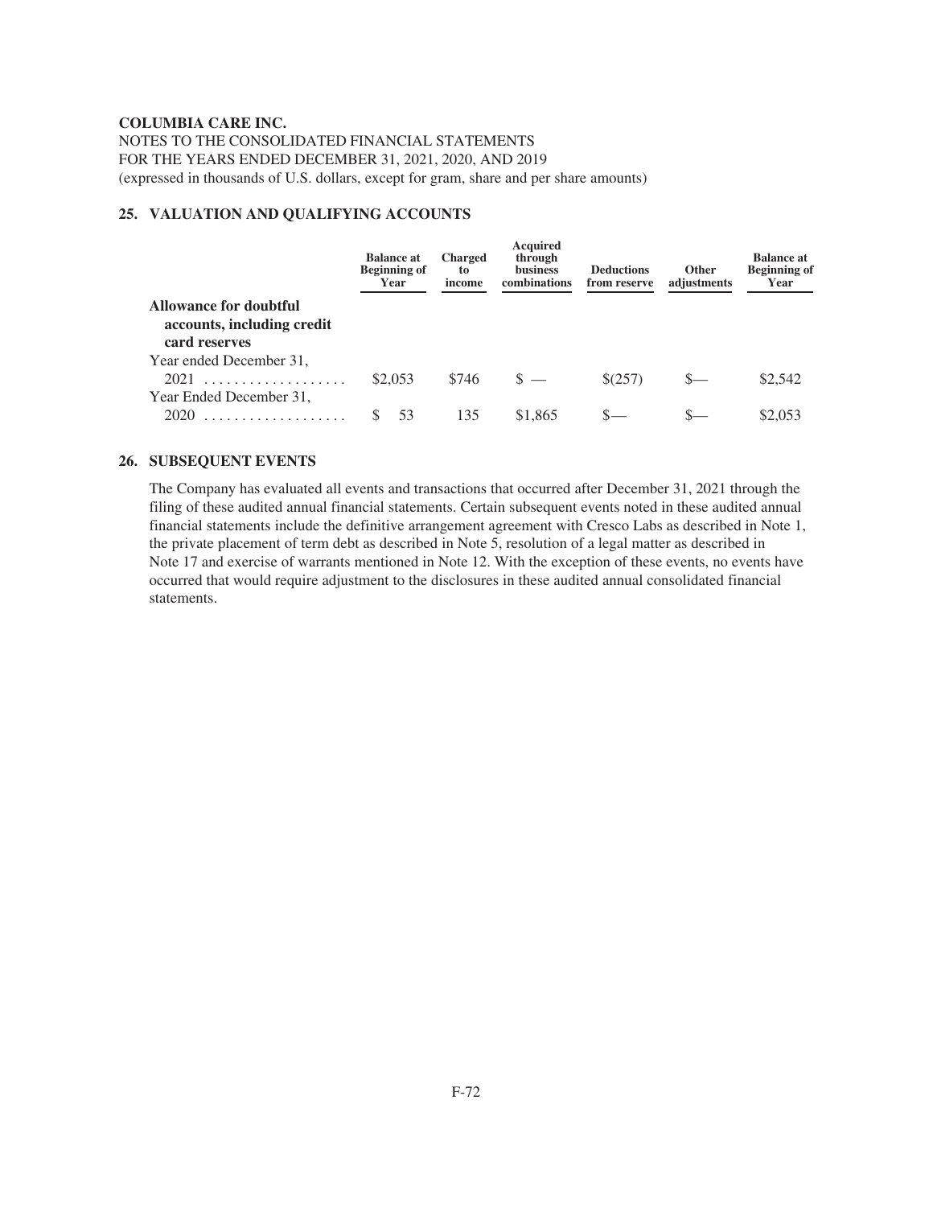**COLUMBIA CARE INC.**

NOTES TO THE CONSOLIDATED FINANCIAL STATEMENTS
FOR THE YEARS ENDED DECEMBER 31, 2021, 2020, AND 2019
(expressed in thousands of U.S. dollars, except for gram, share and per share amounts)

## 25. VALUATION AND QUALIFYING ACCOUNTS

| | Balance at Beginning of Year | Charged to income | Acquired through business combinations | Deductions from reserve | Other adjustments | Balance at Beginning of Year |
|---|---|---|---|---|---|---|
| **Allowance for doubtful accounts, including credit card reserves** | | | | | | |
| Year ended December 31, 2021 | $2,053 | $746 | $ — | $(257) | $— | $2,542 |
| Year Ended December 31, 2020 | $ 53 | 135 | $1,865 | $— | $— | $2,053 |

## 26. SUBSEQUENT EVENTS

The Company has evaluated all events and transactions that occurred after December 31, 2021 through the filing of these audited annual financial statements. Certain subsequent events noted in these audited annual financial statements include the definitive arrangement agreement with Cresco Labs as described in Note 1, the private placement of term debt as described in Note 5, resolution of a legal matter as described in Note 17 and exercise of warrants mentioned in Note 12. With the exception of these events, no events have occurred that would require adjustment to the disclosures in these audited annual consolidated financial statements.